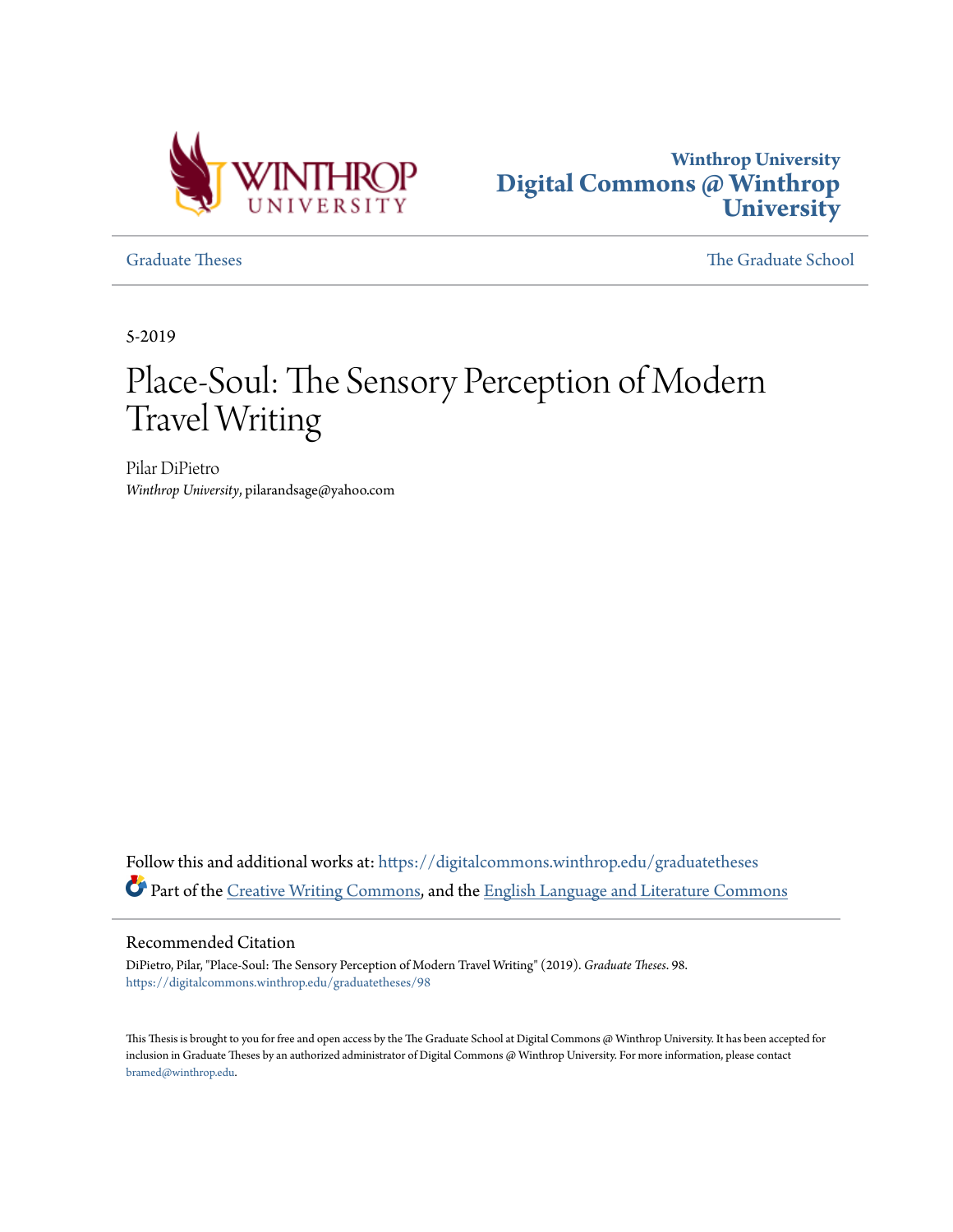Winthrop University
**Digital Commons @ Winthrop University**

Graduate Theses | The Graduate School

5-2019

# Place-Soul: The Sensory Perception of Modern Travel Writing

Pilar DiPietro
*Winthrop University*, pilarandsage@yahoo.com

Follow this and additional works at: https://digitalcommons.winthrop.edu/graduatetheses

Part of the Creative Writing Commons, and the English Language and Literature Commons

## Recommended Citation

DiPietro, Pilar, "Place-Soul: The Sensory Perception of Modern Travel Writing" (2019). *Graduate Theses*. 98.
https://digitalcommons.winthrop.edu/graduatetheses/98

This Thesis is brought to you for free and open access by the The Graduate School at Digital Commons @ Winthrop University. It has been accepted for inclusion in Graduate Theses by an authorized administrator of Digital Commons @ Winthrop University. For more information, please contact bramed@winthrop.edu.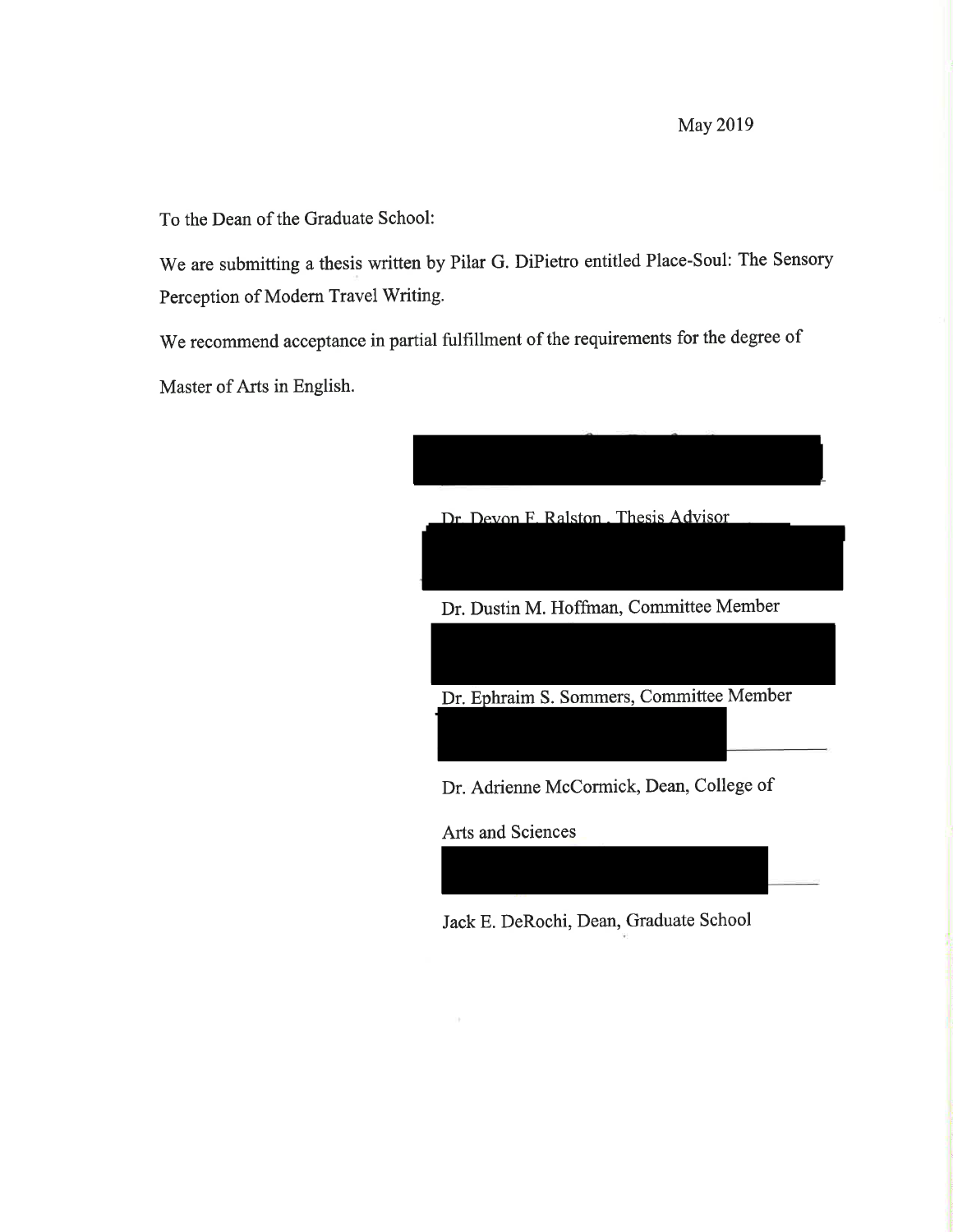May 2019

To the Dean of the Graduate School:

We are submitting a thesis written by Pilar G. DiPietro entitled Place-Soul: The Sensory Perception of Modern Travel Writing.

We recommend acceptance in partial fulfillment of the requirements for the degree of Master of Arts in English.

Dr. Devon F. Ralston, Thesis Advisor

Dr. Dustin M. Hoffman, Committee Member

Dr. Ephraim S. Sommers, Committee Member

Dr. Adrienne McCormick, Dean, College of Arts and Sciences

Jack E. DeRochi, Dean, Graduate School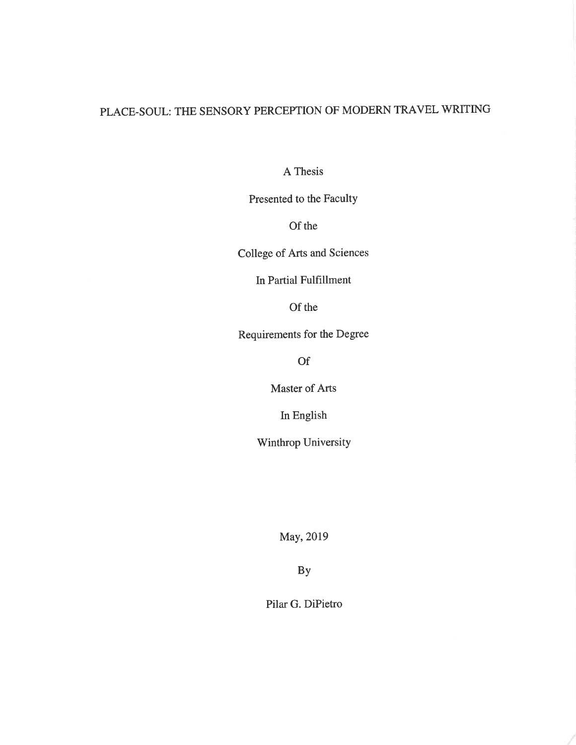# PLACE-SOUL: THE SENSORY PERCEPTION OF MODERN TRAVEL WRITING

A Thesis

Presented to the Faculty

Of the

College of Arts and Sciences

In Partial Fulfillment

Of the

Requirements for the Degree

Of

Master of Arts

In English

Winthrop University

May, 2019

By

Pilar G. DiPietro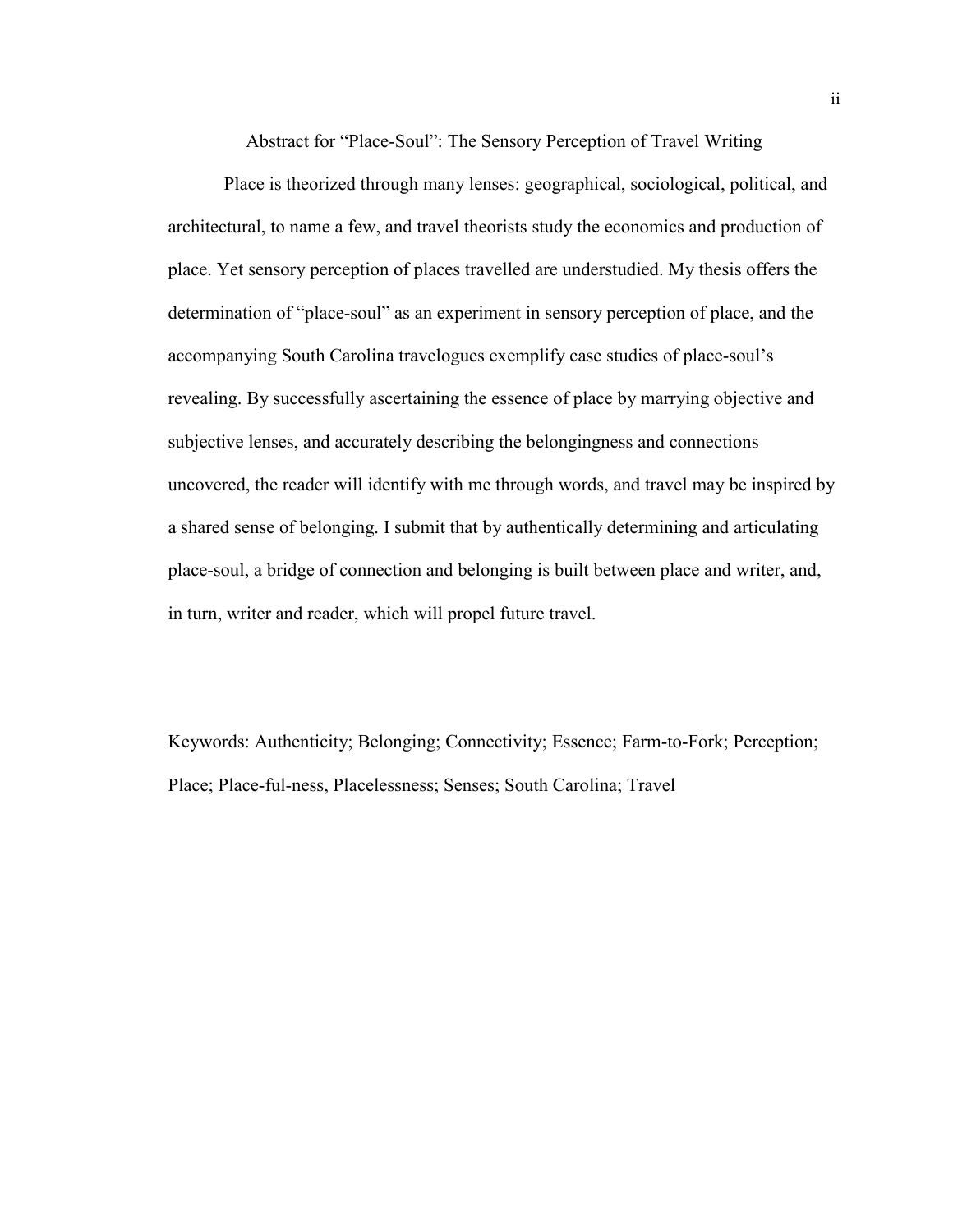## Abstract for "Place-Soul": The Sensory Perception of Travel Writing

Place is theorized through many lenses: geographical, sociological, political, and architectural, to name a few, and travel theorists study the economics and production of place. Yet sensory perception of places travelled are understudied. My thesis offers the determination of "place-soul" as an experiment in sensory perception of place, and the accompanying South Carolina travelogues exemplify case studies of place-soul's revealing. By successfully ascertaining the essence of place by marrying objective and subjective lenses, and accurately describing the belongingness and connections uncovered, the reader will identify with me through words, and travel may be inspired by a shared sense of belonging. I submit that by authentically determining and articulating place-soul, a bridge of connection and belonging is built between place and writer, and, in turn, writer and reader, which will propel future travel.

Keywords: Authenticity; Belonging; Connectivity; Essence; Farm-to-Fork; Perception; Place; Place-ful-ness, Placelessness; Senses; South Carolina; Travel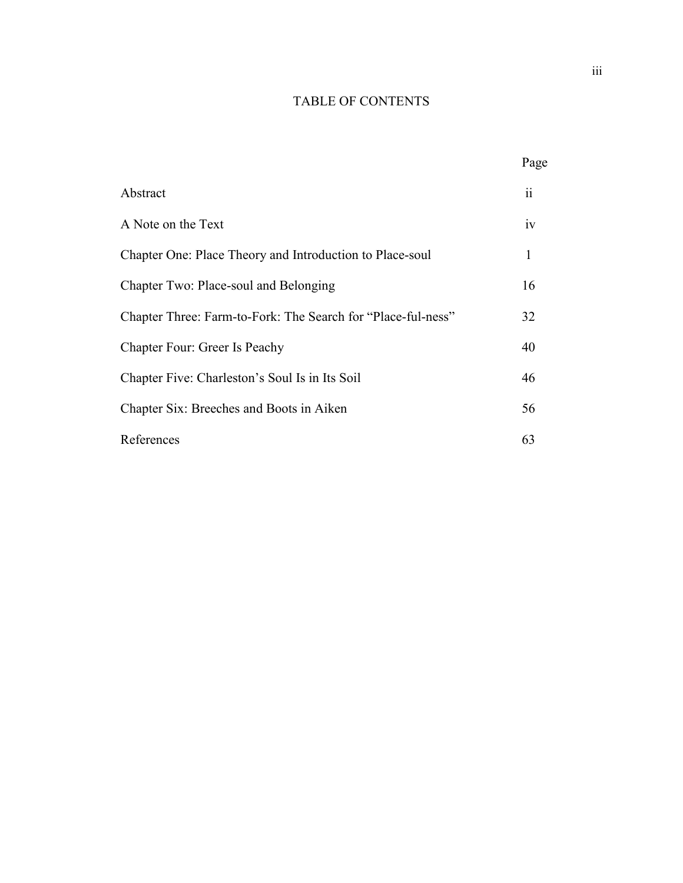# TABLE OF CONTENTS

| | Page |
|---|---|
| Abstract | ii |
| A Note on the Text | iv |
| Chapter One: Place Theory and Introduction to Place-soul | 1 |
| Chapter Two: Place-soul and Belonging | 16 |
| Chapter Three: Farm-to-Fork: The Search for "Place-ful-ness" | 32 |
| Chapter Four: Greer Is Peachy | 40 |
| Chapter Five: Charleston's Soul Is in Its Soil | 46 |
| Chapter Six: Breeches and Boots in Aiken | 56 |
| References | 63 |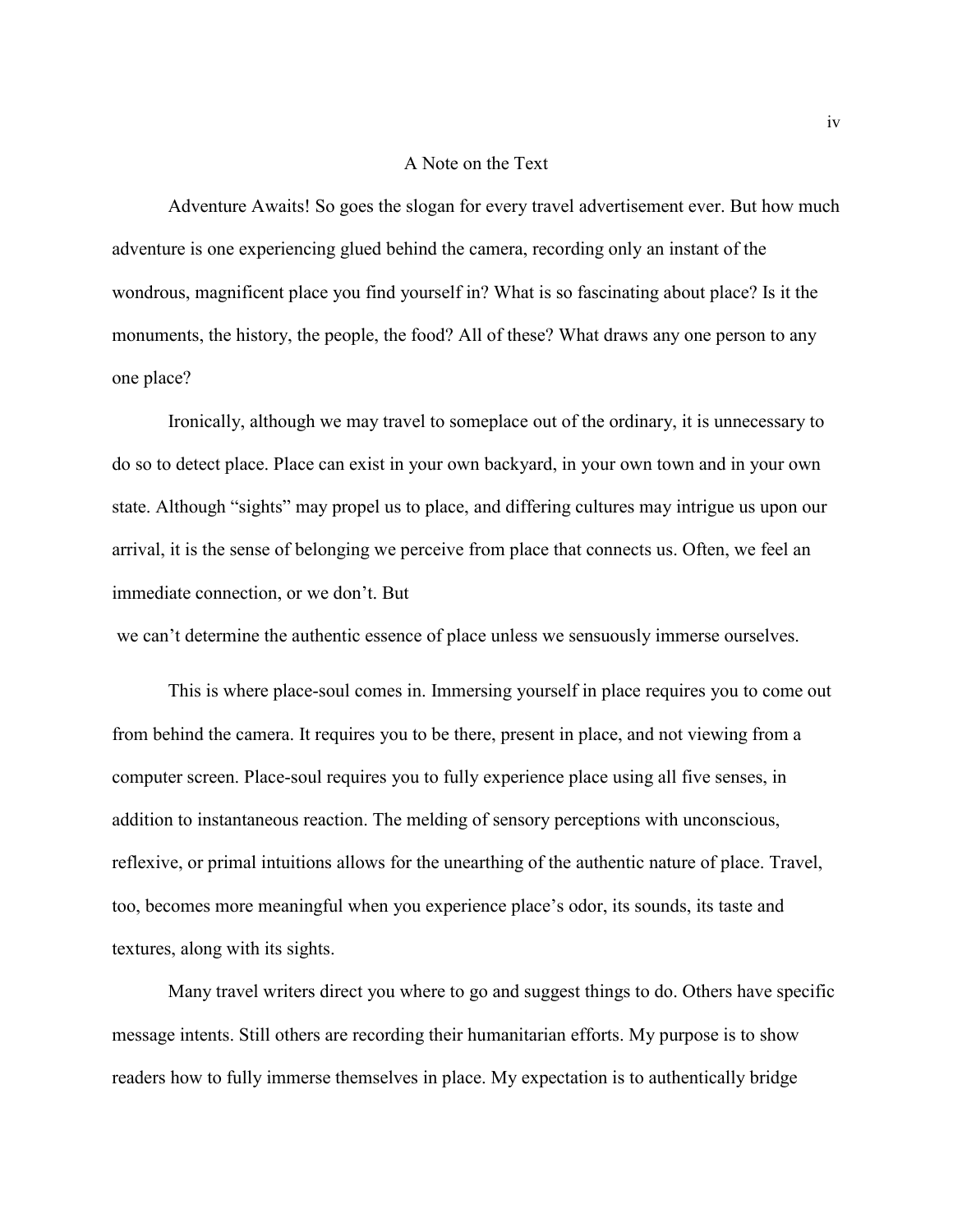# A Note on the Text

Adventure Awaits! So goes the slogan for every travel advertisement ever. But how much adventure is one experiencing glued behind the camera, recording only an instant of the wondrous, magnificent place you find yourself in? What is so fascinating about place? Is it the monuments, the history, the people, the food? All of these? What draws any one person to any one place?

Ironically, although we may travel to someplace out of the ordinary, it is unnecessary to do so to detect place. Place can exist in your own backyard, in your own town and in your own state. Although "sights" may propel us to place, and differing cultures may intrigue us upon our arrival, it is the sense of belonging we perceive from place that connects us. Often, we feel an immediate connection, or we don't. But we can't determine the authentic essence of place unless we sensuously immerse ourselves.

This is where place-soul comes in. Immersing yourself in place requires you to come out from behind the camera. It requires you to be there, present in place, and not viewing from a computer screen. Place-soul requires you to fully experience place using all five senses, in addition to instantaneous reaction. The melding of sensory perceptions with unconscious, reflexive, or primal intuitions allows for the unearthing of the authentic nature of place. Travel, too, becomes more meaningful when you experience place's odor, its sounds, its taste and textures, along with its sights.

Many travel writers direct you where to go and suggest things to do. Others have specific message intents. Still others are recording their humanitarian efforts. My purpose is to show readers how to fully immerse themselves in place. My expectation is to authentically bridge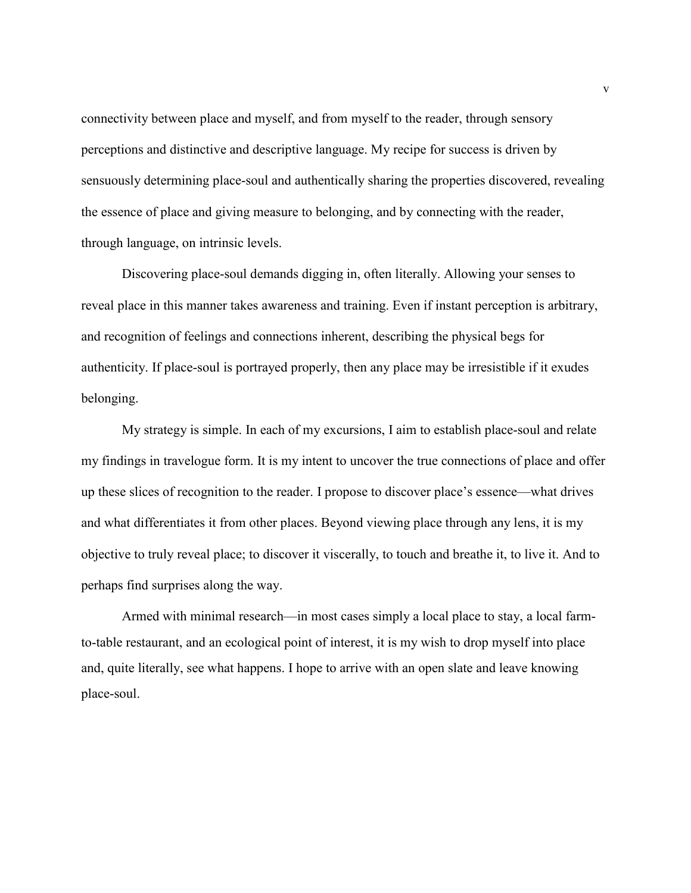connectivity between place and myself, and from myself to the reader, through sensory perceptions and distinctive and descriptive language. My recipe for success is driven by sensuously determining place-soul and authentically sharing the properties discovered, revealing the essence of place and giving measure to belonging, and by connecting with the reader, through language, on intrinsic levels.

Discovering place-soul demands digging in, often literally. Allowing your senses to reveal place in this manner takes awareness and training. Even if instant perception is arbitrary, and recognition of feelings and connections inherent, describing the physical begs for authenticity. If place-soul is portrayed properly, then any place may be irresistible if it exudes belonging.

My strategy is simple. In each of my excursions, I aim to establish place-soul and relate my findings in travelogue form. It is my intent to uncover the true connections of place and offer up these slices of recognition to the reader. I propose to discover place's essence—what drives and what differentiates it from other places. Beyond viewing place through any lens, it is my objective to truly reveal place; to discover it viscerally, to touch and breathe it, to live it. And to perhaps find surprises along the way.

Armed with minimal research—in most cases simply a local place to stay, a local farm-to-table restaurant, and an ecological point of interest, it is my wish to drop myself into place and, quite literally, see what happens. I hope to arrive with an open slate and leave knowing place-soul.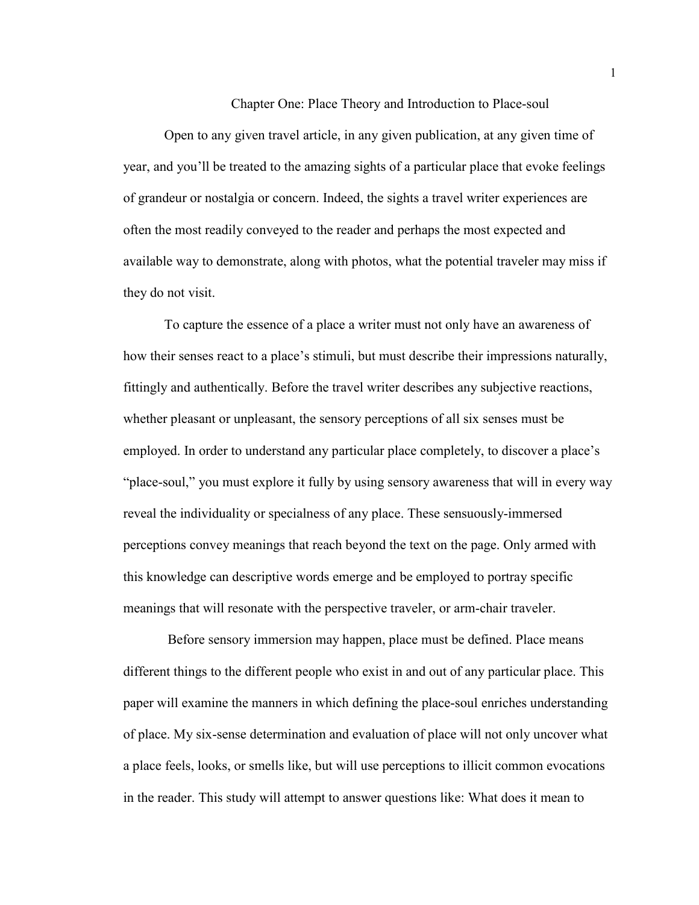# Chapter One: Place Theory and Introduction to Place-soul

Open to any given travel article, in any given publication, at any given time of year, and you'll be treated to the amazing sights of a particular place that evoke feelings of grandeur or nostalgia or concern. Indeed, the sights a travel writer experiences are often the most readily conveyed to the reader and perhaps the most expected and available way to demonstrate, along with photos, what the potential traveler may miss if they do not visit.

To capture the essence of a place a writer must not only have an awareness of how their senses react to a place's stimuli, but must describe their impressions naturally, fittingly and authentically. Before the travel writer describes any subjective reactions, whether pleasant or unpleasant, the sensory perceptions of all six senses must be employed. In order to understand any particular place completely, to discover a place's "place-soul," you must explore it fully by using sensory awareness that will in every way reveal the individuality or specialness of any place. These sensuously-immersed perceptions convey meanings that reach beyond the text on the page. Only armed with this knowledge can descriptive words emerge and be employed to portray specific meanings that will resonate with the perspective traveler, or arm-chair traveler.

Before sensory immersion may happen, place must be defined. Place means different things to the different people who exist in and out of any particular place. This paper will examine the manners in which defining the place-soul enriches understanding of place. My six-sense determination and evaluation of place will not only uncover what a place feels, looks, or smells like, but will use perceptions to illicit common evocations in the reader. This study will attempt to answer questions like: What does it mean to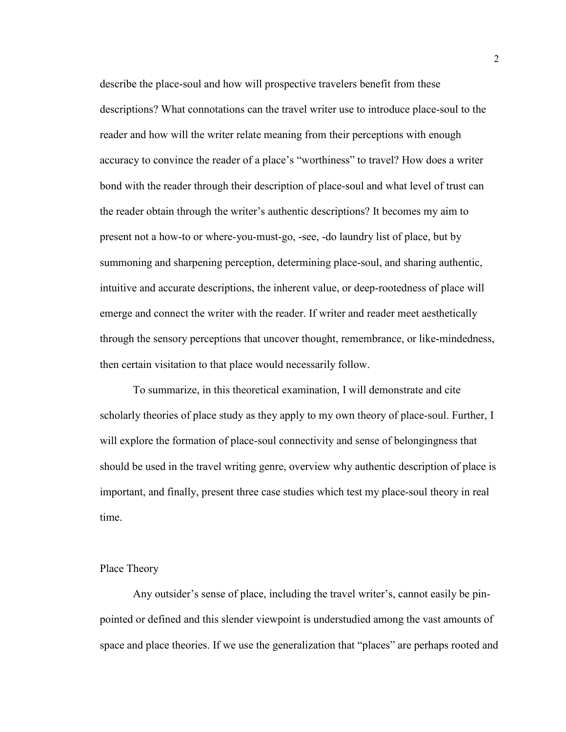describe the place-soul and how will prospective travelers benefit from these descriptions? What connotations can the travel writer use to introduce place-soul to the reader and how will the writer relate meaning from their perceptions with enough accuracy to convince the reader of a place's "worthiness" to travel? How does a writer bond with the reader through their description of place-soul and what level of trust can the reader obtain through the writer's authentic descriptions? It becomes my aim to present not a how-to or where-you-must-go, -see, -do laundry list of place, but by summoning and sharpening perception, determining place-soul, and sharing authentic, intuitive and accurate descriptions, the inherent value, or deep-rootedness of place will emerge and connect the writer with the reader. If writer and reader meet aesthetically through the sensory perceptions that uncover thought, remembrance, or like-mindedness, then certain visitation to that place would necessarily follow.

To summarize, in this theoretical examination, I will demonstrate and cite scholarly theories of place study as they apply to my own theory of place-soul. Further, I will explore the formation of place-soul connectivity and sense of belongingness that should be used in the travel writing genre, overview why authentic description of place is important, and finally, present three case studies which test my place-soul theory in real time.

## Place Theory

Any outsider's sense of place, including the travel writer's, cannot easily be pin-pointed or defined and this slender viewpoint is understudied among the vast amounts of space and place theories. If we use the generalization that "places" are perhaps rooted and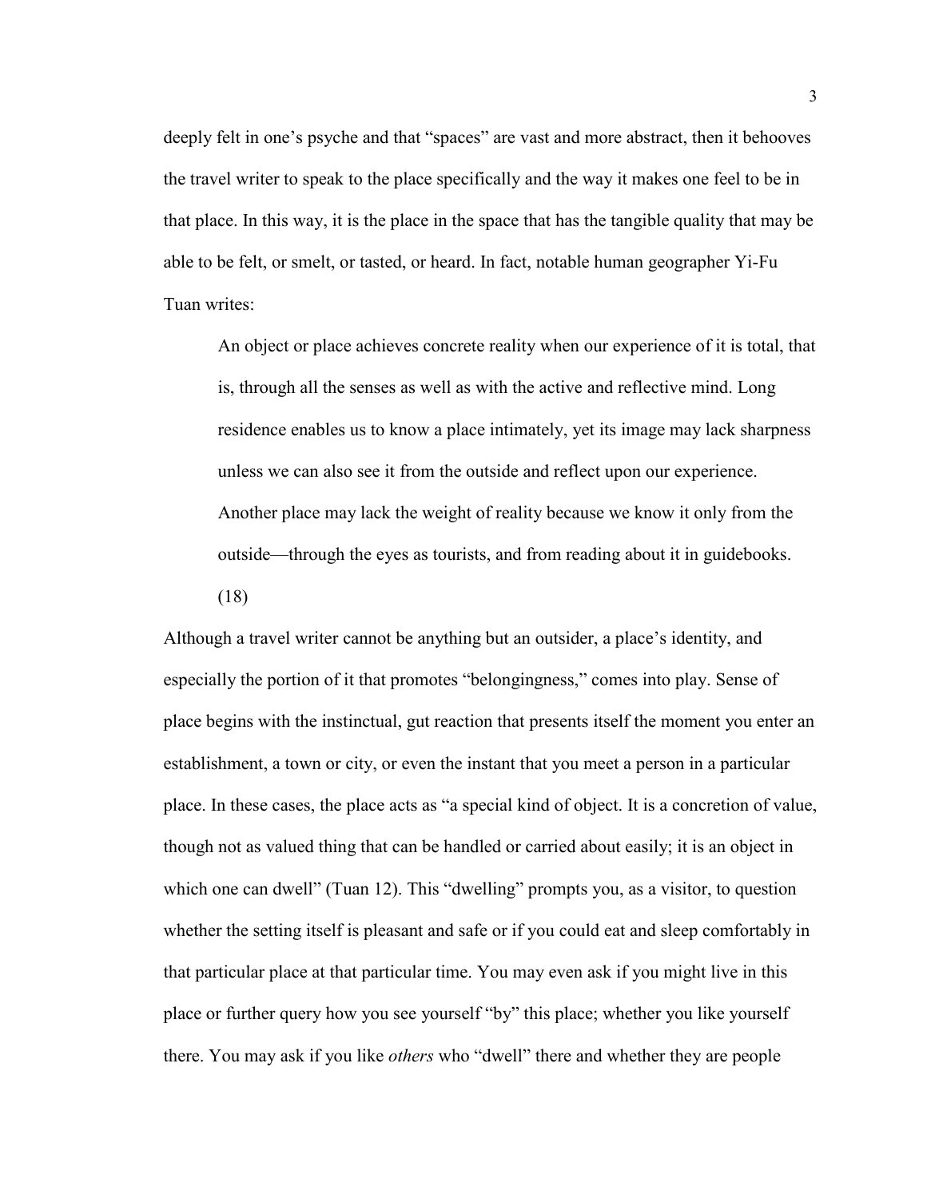deeply felt in one's psyche and that "spaces" are vast and more abstract, then it behooves the travel writer to speak to the place specifically and the way it makes one feel to be in that place. In this way, it is the place in the space that has the tangible quality that may be able to be felt, or smelt, or tasted, or heard. In fact, notable human geographer Yi-Fu Tuan writes:

> An object or place achieves concrete reality when our experience of it is total, that is, through all the senses as well as with the active and reflective mind. Long residence enables us to know a place intimately, yet its image may lack sharpness unless we can also see it from the outside and reflect upon our experience. Another place may lack the weight of reality because we know it only from the outside—through the eyes as tourists, and from reading about it in guidebooks. (18)

Although a travel writer cannot be anything but an outsider, a place's identity, and especially the portion of it that promotes "belongingness," comes into play. Sense of place begins with the instinctual, gut reaction that presents itself the moment you enter an establishment, a town or city, or even the instant that you meet a person in a particular place. In these cases, the place acts as "a special kind of object. It is a concretion of value, though not as valued thing that can be handled or carried about easily; it is an object in which one can dwell" (Tuan 12). This "dwelling" prompts you, as a visitor, to question whether the setting itself is pleasant and safe or if you could eat and sleep comfortably in that particular place at that particular time. You may even ask if you might live in this place or further query how you see yourself "by" this place; whether you like yourself there. You may ask if you like *others* who "dwell" there and whether they are people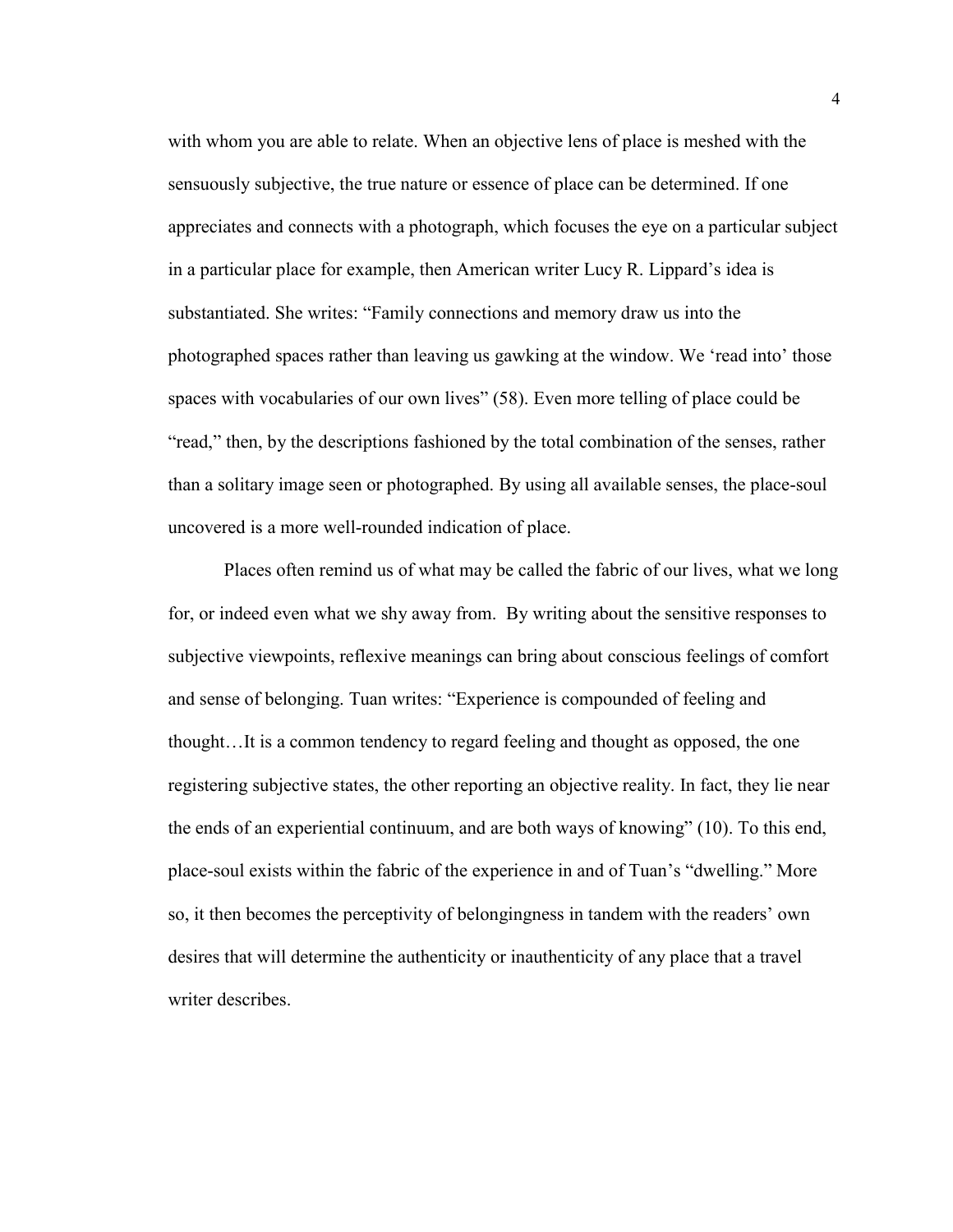with whom you are able to relate. When an objective lens of place is meshed with the sensuously subjective, the true nature or essence of place can be determined. If one appreciates and connects with a photograph, which focuses the eye on a particular subject in a particular place for example, then American writer Lucy R. Lippard's idea is substantiated. She writes: "Family connections and memory draw us into the photographed spaces rather than leaving us gawking at the window. We 'read into' those spaces with vocabularies of our own lives" (58). Even more telling of place could be "read," then, by the descriptions fashioned by the total combination of the senses, rather than a solitary image seen or photographed. By using all available senses, the place-soul uncovered is a more well-rounded indication of place.

Places often remind us of what may be called the fabric of our lives, what we long for, or indeed even what we shy away from. By writing about the sensitive responses to subjective viewpoints, reflexive meanings can bring about conscious feelings of comfort and sense of belonging. Tuan writes: "Experience is compounded of feeling and thought…It is a common tendency to regard feeling and thought as opposed, the one registering subjective states, the other reporting an objective reality. In fact, they lie near the ends of an experiential continuum, and are both ways of knowing" (10). To this end, place-soul exists within the fabric of the experience in and of Tuan's "dwelling." More so, it then becomes the perceptivity of belongingness in tandem with the readers' own desires that will determine the authenticity or inauthenticity of any place that a travel writer describes.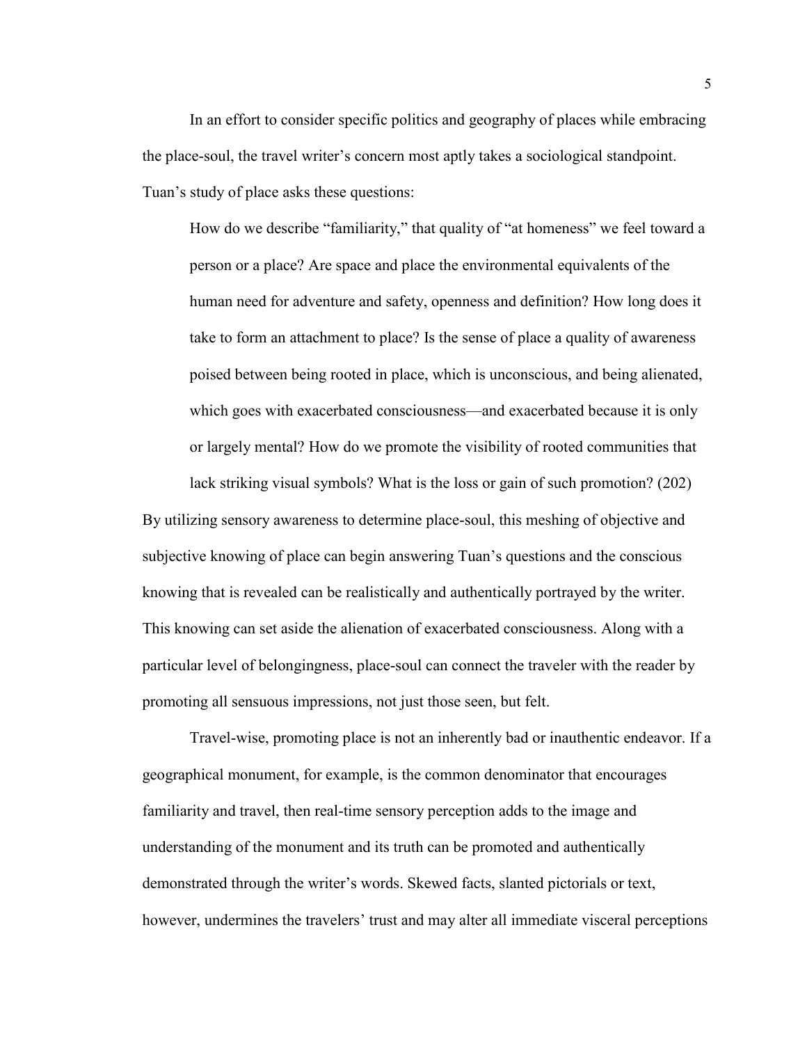In an effort to consider specific politics and geography of places while embracing the place-soul, the travel writer's concern most aptly takes a sociological standpoint. Tuan's study of place asks these questions:

> How do we describe "familiarity," that quality of "at homeness" we feel toward a person or a place? Are space and place the environmental equivalents of the human need for adventure and safety, openness and definition? How long does it take to form an attachment to place? Is the sense of place a quality of awareness poised between being rooted in place, which is unconscious, and being alienated, which goes with exacerbated consciousness—and exacerbated because it is only or largely mental? How do we promote the visibility of rooted communities that lack striking visual symbols? What is the loss or gain of such promotion? (202)

By utilizing sensory awareness to determine place-soul, this meshing of objective and subjective knowing of place can begin answering Tuan's questions and the conscious knowing that is revealed can be realistically and authentically portrayed by the writer. This knowing can set aside the alienation of exacerbated consciousness. Along with a particular level of belongingness, place-soul can connect the traveler with the reader by promoting all sensuous impressions, not just those seen, but felt.

Travel-wise, promoting place is not an inherently bad or inauthentic endeavor. If a geographical monument, for example, is the common denominator that encourages familiarity and travel, then real-time sensory perception adds to the image and understanding of the monument and its truth can be promoted and authentically demonstrated through the writer's words. Skewed facts, slanted pictorials or text, however, undermines the travelers' trust and may alter all immediate visceral perceptions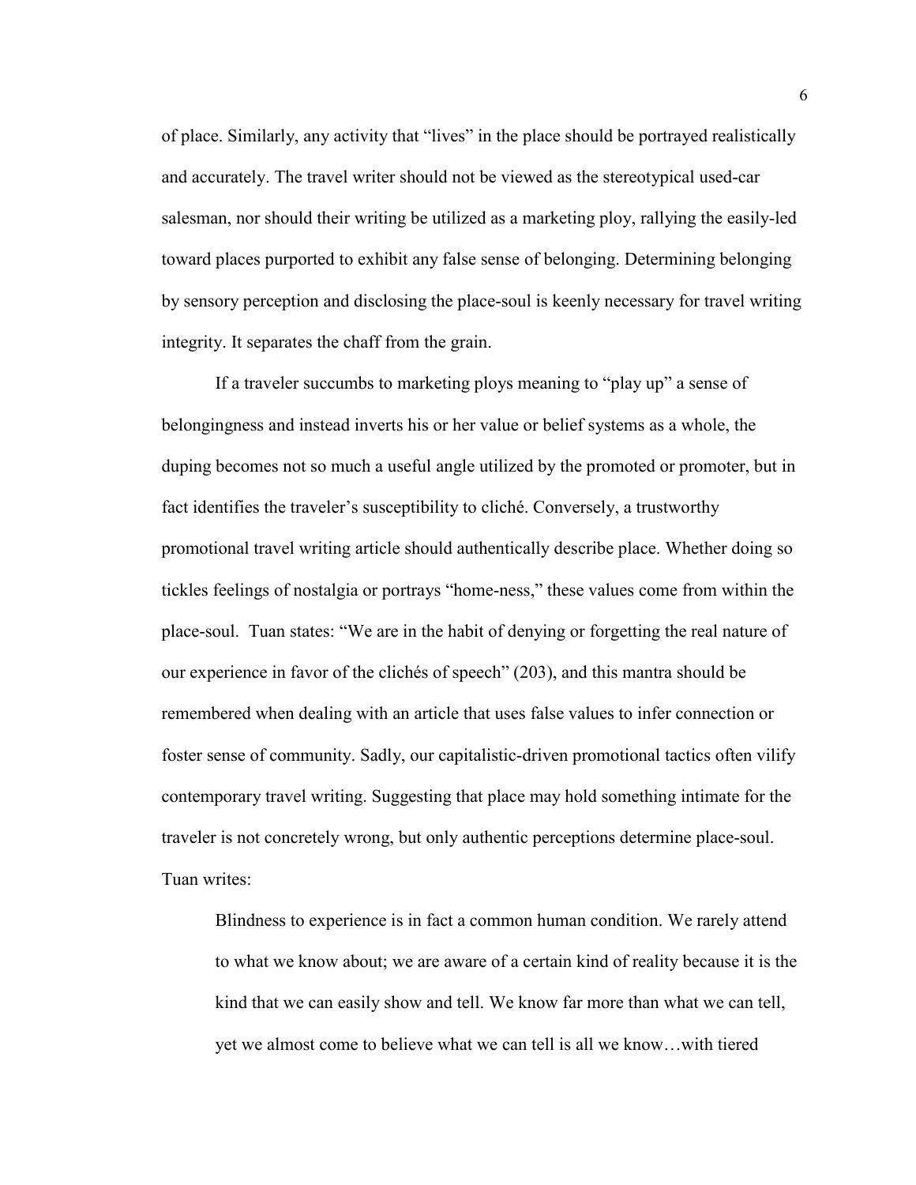of place. Similarly, any activity that "lives" in the place should be portrayed realistically and accurately. The travel writer should not be viewed as the stereotypical used-car salesman, nor should their writing be utilized as a marketing ploy, rallying the easily-led toward places purported to exhibit any false sense of belonging. Determining belonging by sensory perception and disclosing the place-soul is keenly necessary for travel writing integrity. It separates the chaff from the grain.

If a traveler succumbs to marketing ploys meaning to "play up" a sense of belongingness and instead inverts his or her value or belief systems as a whole, the duping becomes not so much a useful angle utilized by the promoted or promoter, but in fact identifies the traveler's susceptibility to cliché. Conversely, a trustworthy promotional travel writing article should authentically describe place. Whether doing so tickles feelings of nostalgia or portrays "home-ness," these values come from within the place-soul. Tuan states: "We are in the habit of denying or forgetting the real nature of our experience in favor of the clichés of speech" (203), and this mantra should be remembered when dealing with an article that uses false values to infer connection or foster sense of community. Sadly, our capitalistic-driven promotional tactics often vilify contemporary travel writing. Suggesting that place may hold something intimate for the traveler is not concretely wrong, but only authentic perceptions determine place-soul. Tuan writes:

> Blindness to experience is in fact a common human condition. We rarely attend to what we know about; we are aware of a certain kind of reality because it is the kind that we can easily show and tell. We know far more than what we can tell, yet we almost come to believe what we can tell is all we know…with tiered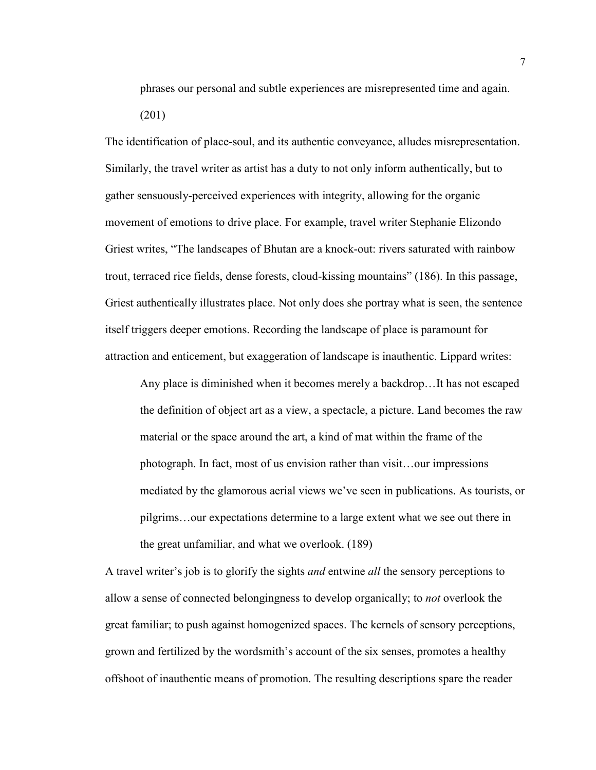> phrases our personal and subtle experiences are misrepresented time and again. (201)

The identification of place-soul, and its authentic conveyance, alludes misrepresentation. Similarly, the travel writer as artist has a duty to not only inform authentically, but to gather sensuously-perceived experiences with integrity, allowing for the organic movement of emotions to drive place. For example, travel writer Stephanie Elizondo Griest writes, "The landscapes of Bhutan are a knock-out: rivers saturated with rainbow trout, terraced rice fields, dense forests, cloud-kissing mountains" (186). In this passage, Griest authentically illustrates place. Not only does she portray what is seen, the sentence itself triggers deeper emotions. Recording the landscape of place is paramount for attraction and enticement, but exaggeration of landscape is inauthentic. Lippard writes:

> Any place is diminished when it becomes merely a backdrop…It has not escaped the definition of object art as a view, a spectacle, a picture. Land becomes the raw material or the space around the art, a kind of mat within the frame of the photograph. In fact, most of us envision rather than visit…our impressions mediated by the glamorous aerial views we've seen in publications. As tourists, or pilgrims…our expectations determine to a large extent what we see out there in the great unfamiliar, and what we overlook. (189)

A travel writer's job is to glorify the sights *and* entwine *all* the sensory perceptions to allow a sense of connected belongingness to develop organically; to *not* overlook the great familiar; to push against homogenized spaces. The kernels of sensory perceptions, grown and fertilized by the wordsmith's account of the six senses, promotes a healthy offshoot of inauthentic means of promotion. The resulting descriptions spare the reader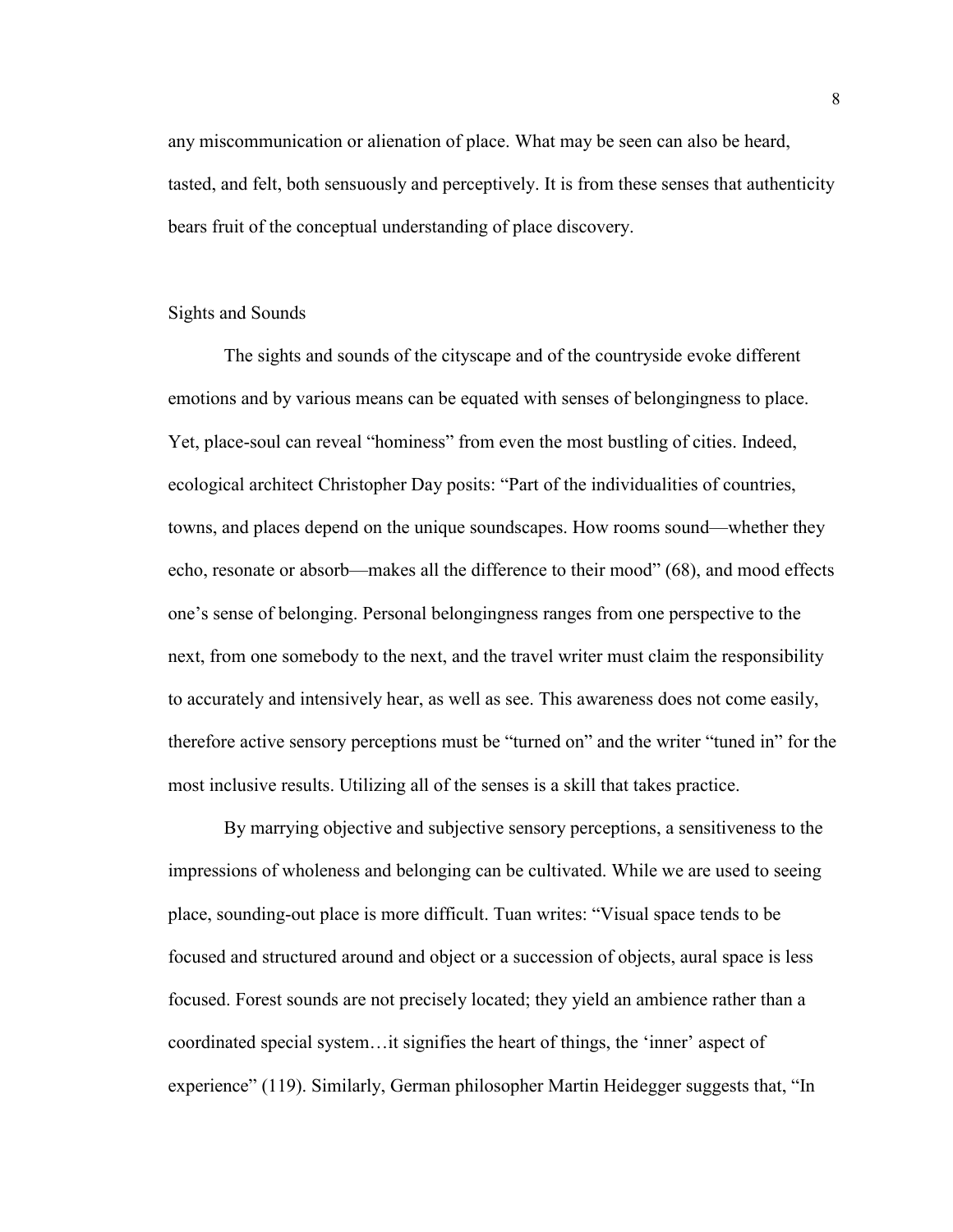any miscommunication or alienation of place. What may be seen can also be heard, tasted, and felt, both sensuously and perceptively. It is from these senses that authenticity bears fruit of the conceptual understanding of place discovery.

## Sights and Sounds

The sights and sounds of the cityscape and of the countryside evoke different emotions and by various means can be equated with senses of belongingness to place. Yet, place-soul can reveal "hominess" from even the most bustling of cities. Indeed, ecological architect Christopher Day posits: "Part of the individualities of countries, towns, and places depend on the unique soundscapes. How rooms sound—whether they echo, resonate or absorb—makes all the difference to their mood" (68), and mood effects one's sense of belonging. Personal belongingness ranges from one perspective to the next, from one somebody to the next, and the travel writer must claim the responsibility to accurately and intensively hear, as well as see. This awareness does not come easily, therefore active sensory perceptions must be "turned on" and the writer "tuned in" for the most inclusive results. Utilizing all of the senses is a skill that takes practice.

By marrying objective and subjective sensory perceptions, a sensitiveness to the impressions of wholeness and belonging can be cultivated. While we are used to seeing place, sounding-out place is more difficult. Tuan writes: "Visual space tends to be focused and structured around and object or a succession of objects, aural space is less focused. Forest sounds are not precisely located; they yield an ambience rather than a coordinated special system…it signifies the heart of things, the 'inner' aspect of experience" (119). Similarly, German philosopher Martin Heidegger suggests that, "In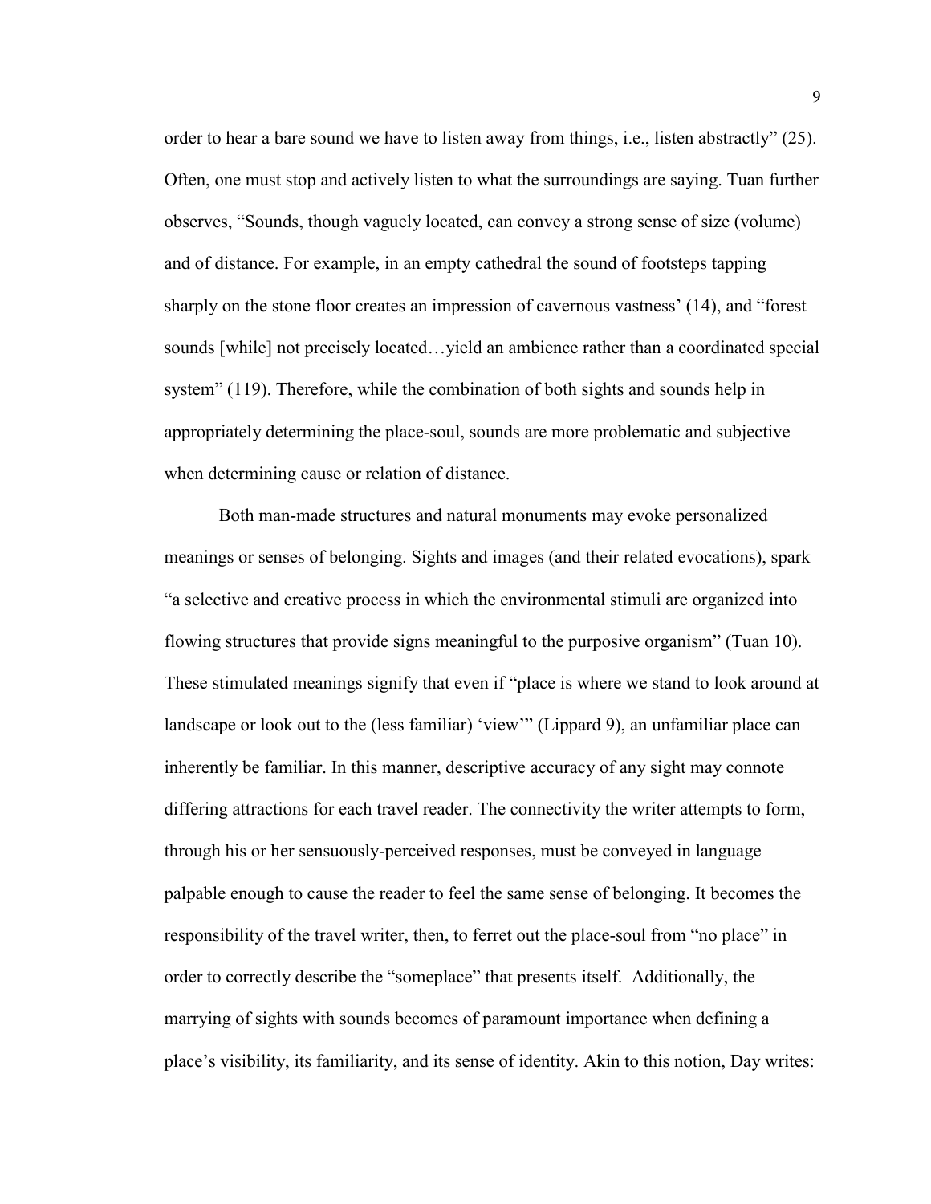order to hear a bare sound we have to listen away from things, i.e., listen abstractly" (25). Often, one must stop and actively listen to what the surroundings are saying. Tuan further observes, "Sounds, though vaguely located, can convey a strong sense of size (volume) and of distance. For example, in an empty cathedral the sound of footsteps tapping sharply on the stone floor creates an impression of cavernous vastness' (14), and "forest sounds [while] not precisely located…yield an ambience rather than a coordinated special system" (119). Therefore, while the combination of both sights and sounds help in appropriately determining the place-soul, sounds are more problematic and subjective when determining cause or relation of distance.

Both man-made structures and natural monuments may evoke personalized meanings or senses of belonging. Sights and images (and their related evocations), spark "a selective and creative process in which the environmental stimuli are organized into flowing structures that provide signs meaningful to the purposive organism" (Tuan 10). These stimulated meanings signify that even if "place is where we stand to look around at landscape or look out to the (less familiar) 'view'" (Lippard 9), an unfamiliar place can inherently be familiar. In this manner, descriptive accuracy of any sight may connote differing attractions for each travel reader. The connectivity the writer attempts to form, through his or her sensuously-perceived responses, must be conveyed in language palpable enough to cause the reader to feel the same sense of belonging. It becomes the responsibility of the travel writer, then, to ferret out the place-soul from "no place" in order to correctly describe the "someplace" that presents itself. Additionally, the marrying of sights with sounds becomes of paramount importance when defining a place's visibility, its familiarity, and its sense of identity. Akin to this notion, Day writes: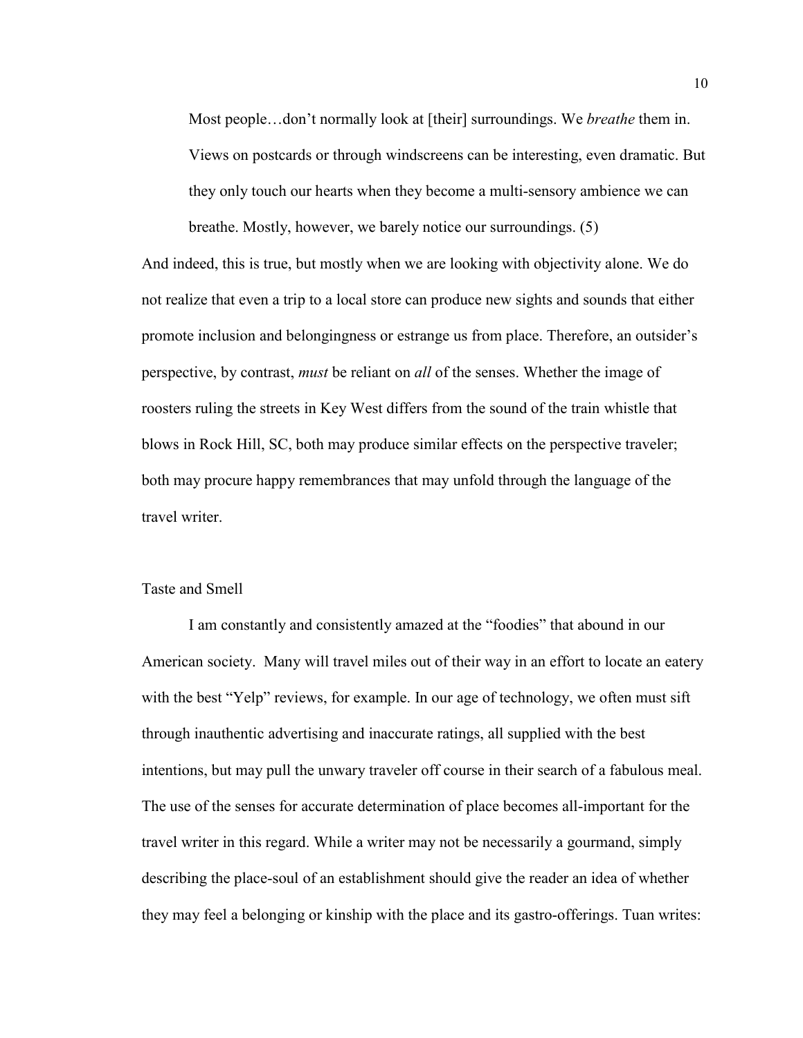> Most people…don't normally look at [their] surroundings. We *breathe* them in. Views on postcards or through windscreens can be interesting, even dramatic. But they only touch our hearts when they become a multi-sensory ambience we can breathe. Mostly, however, we barely notice our surroundings. (5)

And indeed, this is true, but mostly when we are looking with objectivity alone. We do not realize that even a trip to a local store can produce new sights and sounds that either promote inclusion and belongingness or estrange us from place. Therefore, an outsider's perspective, by contrast, *must* be reliant on *all* of the senses. Whether the image of roosters ruling the streets in Key West differs from the sound of the train whistle that blows in Rock Hill, SC, both may produce similar effects on the perspective traveler; both may procure happy remembrances that may unfold through the language of the travel writer.

## Taste and Smell

I am constantly and consistently amazed at the "foodies" that abound in our American society. Many will travel miles out of their way in an effort to locate an eatery with the best "Yelp" reviews, for example. In our age of technology, we often must sift through inauthentic advertising and inaccurate ratings, all supplied with the best intentions, but may pull the unwary traveler off course in their search of a fabulous meal. The use of the senses for accurate determination of place becomes all-important for the travel writer in this regard. While a writer may not be necessarily a gourmand, simply describing the place-soul of an establishment should give the reader an idea of whether they may feel a belonging or kinship with the place and its gastro-offerings. Tuan writes: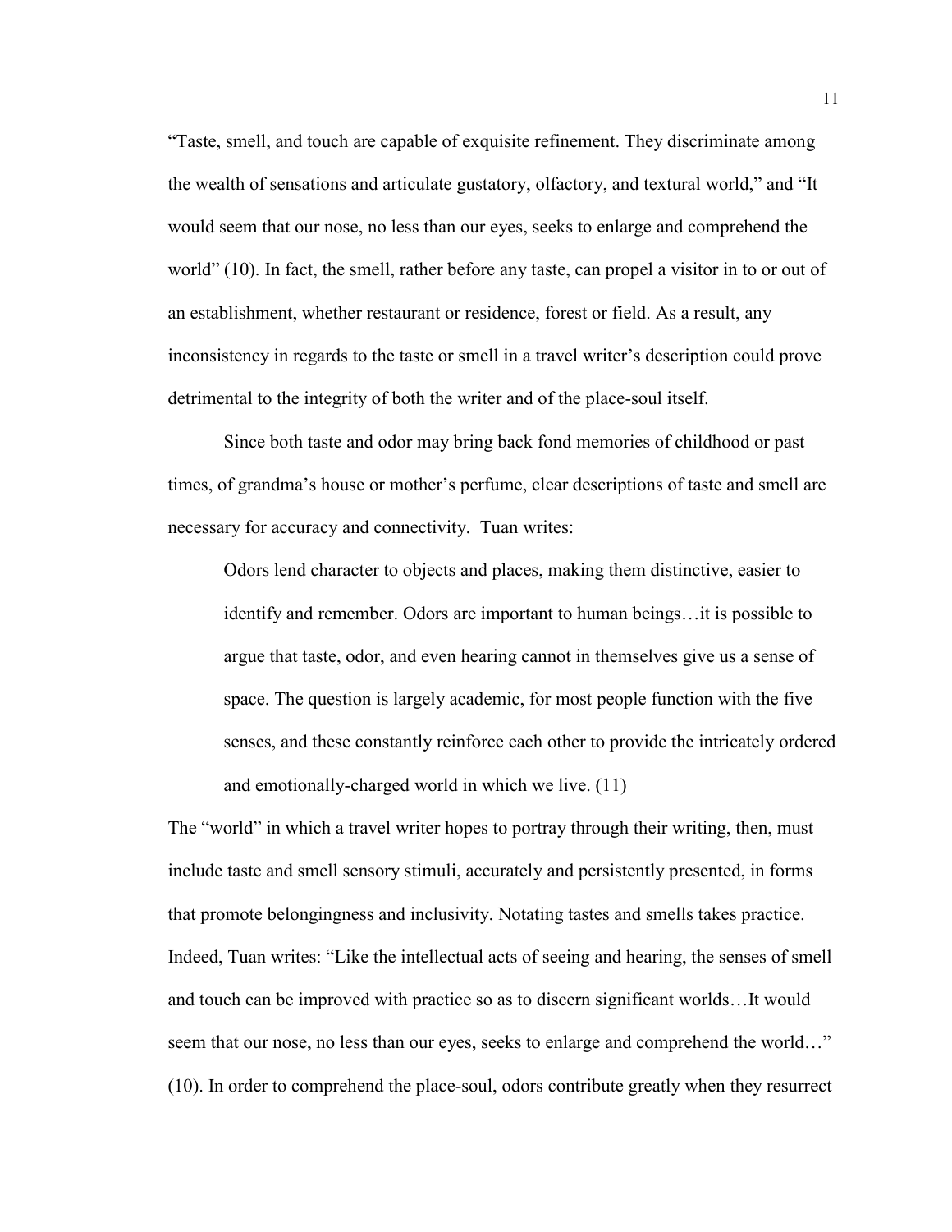"Taste, smell, and touch are capable of exquisite refinement. They discriminate among the wealth of sensations and articulate gustatory, olfactory, and textural world," and "It would seem that our nose, no less than our eyes, seeks to enlarge and comprehend the world" (10). In fact, the smell, rather before any taste, can propel a visitor in to or out of an establishment, whether restaurant or residence, forest or field. As a result, any inconsistency in regards to the taste or smell in a travel writer's description could prove detrimental to the integrity of both the writer and of the place-soul itself.

Since both taste and odor may bring back fond memories of childhood or past times, of grandma's house or mother's perfume, clear descriptions of taste and smell are necessary for accuracy and connectivity. Tuan writes:

> Odors lend character to objects and places, making them distinctive, easier to identify and remember. Odors are important to human beings…it is possible to argue that taste, odor, and even hearing cannot in themselves give us a sense of space. The question is largely academic, for most people function with the five senses, and these constantly reinforce each other to provide the intricately ordered and emotionally-charged world in which we live. (11)

The "world" in which a travel writer hopes to portray through their writing, then, must include taste and smell sensory stimuli, accurately and persistently presented, in forms that promote belongingness and inclusivity. Notating tastes and smells takes practice. Indeed, Tuan writes: "Like the intellectual acts of seeing and hearing, the senses of smell and touch can be improved with practice so as to discern significant worlds…It would seem that our nose, no less than our eyes, seeks to enlarge and comprehend the world…" (10). In order to comprehend the place-soul, odors contribute greatly when they resurrect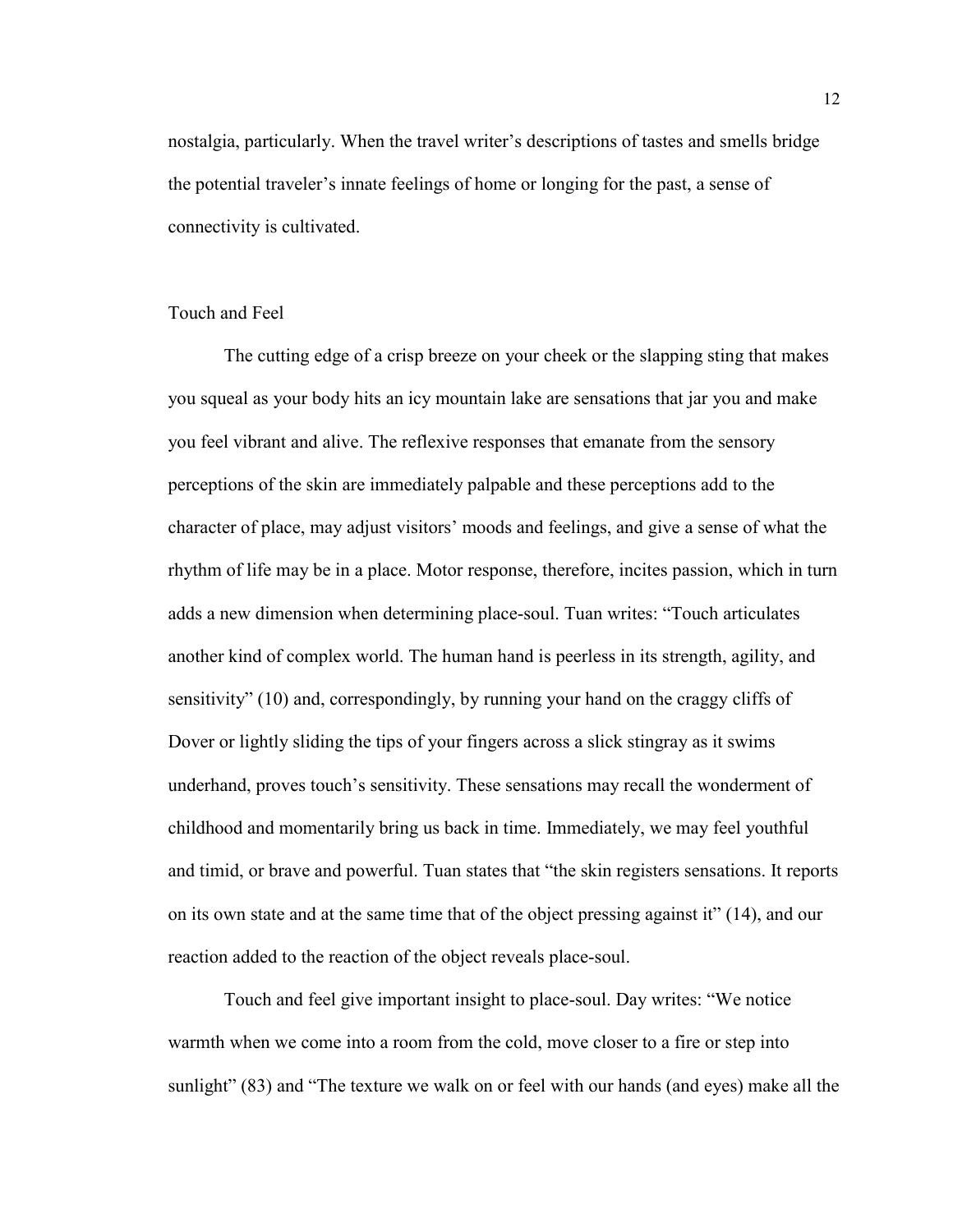nostalgia, particularly. When the travel writer's descriptions of tastes and smells bridge the potential traveler's innate feelings of home or longing for the past, a sense of connectivity is cultivated.

## Touch and Feel

The cutting edge of a crisp breeze on your cheek or the slapping sting that makes you squeal as your body hits an icy mountain lake are sensations that jar you and make you feel vibrant and alive. The reflexive responses that emanate from the sensory perceptions of the skin are immediately palpable and these perceptions add to the character of place, may adjust visitors' moods and feelings, and give a sense of what the rhythm of life may be in a place. Motor response, therefore, incites passion, which in turn adds a new dimension when determining place-soul. Tuan writes: "Touch articulates another kind of complex world. The human hand is peerless in its strength, agility, and sensitivity" (10) and, correspondingly, by running your hand on the craggy cliffs of Dover or lightly sliding the tips of your fingers across a slick stingray as it swims underhand, proves touch's sensitivity. These sensations may recall the wonderment of childhood and momentarily bring us back in time. Immediately, we may feel youthful and timid, or brave and powerful. Tuan states that "the skin registers sensations. It reports on its own state and at the same time that of the object pressing against it" (14), and our reaction added to the reaction of the object reveals place-soul.

Touch and feel give important insight to place-soul. Day writes: "We notice warmth when we come into a room from the cold, move closer to a fire or step into sunlight" (83) and "The texture we walk on or feel with our hands (and eyes) make all the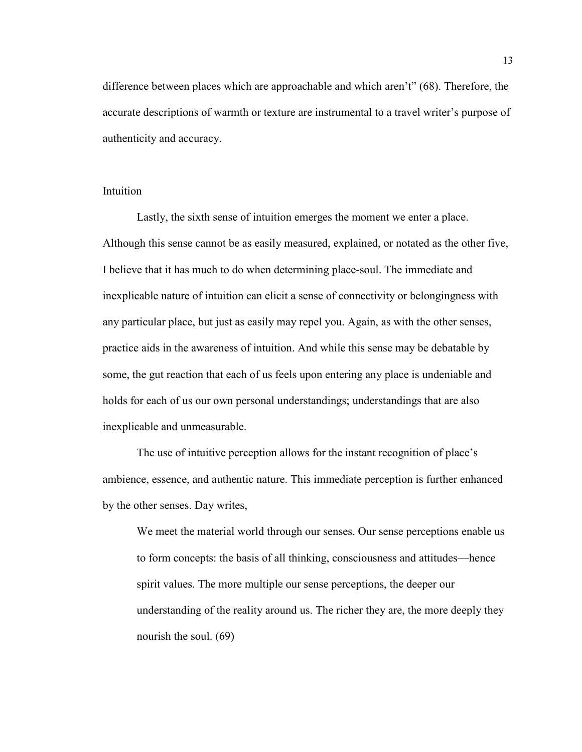difference between places which are approachable and which aren't" (68). Therefore, the accurate descriptions of warmth or texture are instrumental to a travel writer's purpose of authenticity and accuracy.

### Intuition

Lastly, the sixth sense of intuition emerges the moment we enter a place. Although this sense cannot be as easily measured, explained, or notated as the other five, I believe that it has much to do when determining place-soul. The immediate and inexplicable nature of intuition can elicit a sense of connectivity or belongingness with any particular place, but just as easily may repel you. Again, as with the other senses, practice aids in the awareness of intuition. And while this sense may be debatable by some, the gut reaction that each of us feels upon entering any place is undeniable and holds for each of us our own personal understandings; understandings that are also inexplicable and unmeasurable.

The use of intuitive perception allows for the instant recognition of place's ambience, essence, and authentic nature. This immediate perception is further enhanced by the other senses. Day writes,

> We meet the material world through our senses. Our sense perceptions enable us to form concepts: the basis of all thinking, consciousness and attitudes—hence spirit values. The more multiple our sense perceptions, the deeper our understanding of the reality around us. The richer they are, the more deeply they nourish the soul. (69)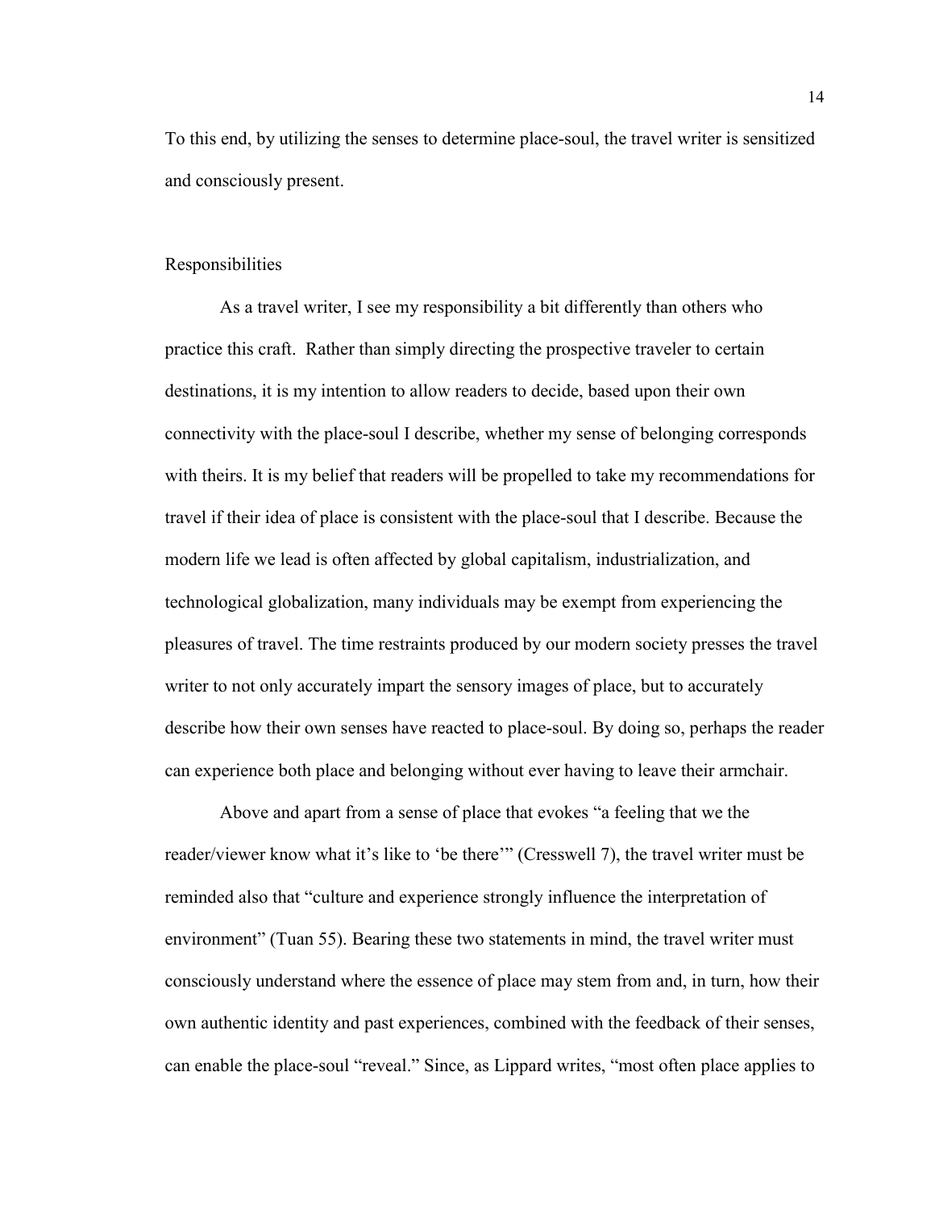To this end, by utilizing the senses to determine place-soul, the travel writer is sensitized and consciously present.

## Responsibilities

As a travel writer, I see my responsibility a bit differently than others who practice this craft. Rather than simply directing the prospective traveler to certain destinations, it is my intention to allow readers to decide, based upon their own connectivity with the place-soul I describe, whether my sense of belonging corresponds with theirs. It is my belief that readers will be propelled to take my recommendations for travel if their idea of place is consistent with the place-soul that I describe. Because the modern life we lead is often affected by global capitalism, industrialization, and technological globalization, many individuals may be exempt from experiencing the pleasures of travel. The time restraints produced by our modern society presses the travel writer to not only accurately impart the sensory images of place, but to accurately describe how their own senses have reacted to place-soul. By doing so, perhaps the reader can experience both place and belonging without ever having to leave their armchair.

Above and apart from a sense of place that evokes "a feeling that we the reader/viewer know what it's like to 'be there'" (Cresswell 7), the travel writer must be reminded also that "culture and experience strongly influence the interpretation of environment" (Tuan 55). Bearing these two statements in mind, the travel writer must consciously understand where the essence of place may stem from and, in turn, how their own authentic identity and past experiences, combined with the feedback of their senses, can enable the place-soul "reveal." Since, as Lippard writes, "most often place applies to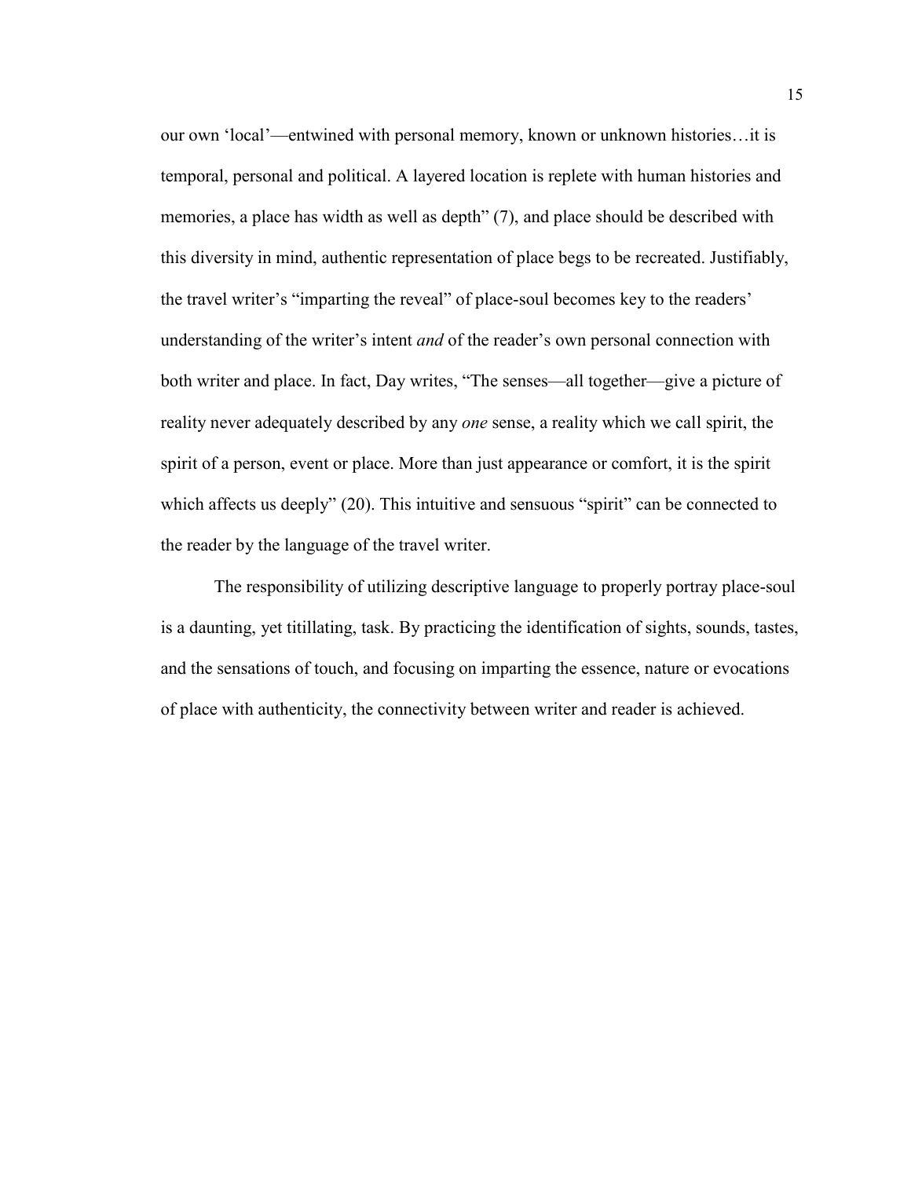our own 'local'—entwined with personal memory, known or unknown histories…it is temporal, personal and political. A layered location is replete with human histories and memories, a place has width as well as depth" (7), and place should be described with this diversity in mind, authentic representation of place begs to be recreated. Justifiably, the travel writer's "imparting the reveal" of place-soul becomes key to the readers' understanding of the writer's intent *and* of the reader's own personal connection with both writer and place. In fact, Day writes, "The senses—all together—give a picture of reality never adequately described by any *one* sense, a reality which we call spirit, the spirit of a person, event or place. More than just appearance or comfort, it is the spirit which affects us deeply" (20). This intuitive and sensuous "spirit" can be connected to the reader by the language of the travel writer.

The responsibility of utilizing descriptive language to properly portray place-soul is a daunting, yet titillating, task. By practicing the identification of sights, sounds, tastes, and the sensations of touch, and focusing on imparting the essence, nature or evocations of place with authenticity, the connectivity between writer and reader is achieved.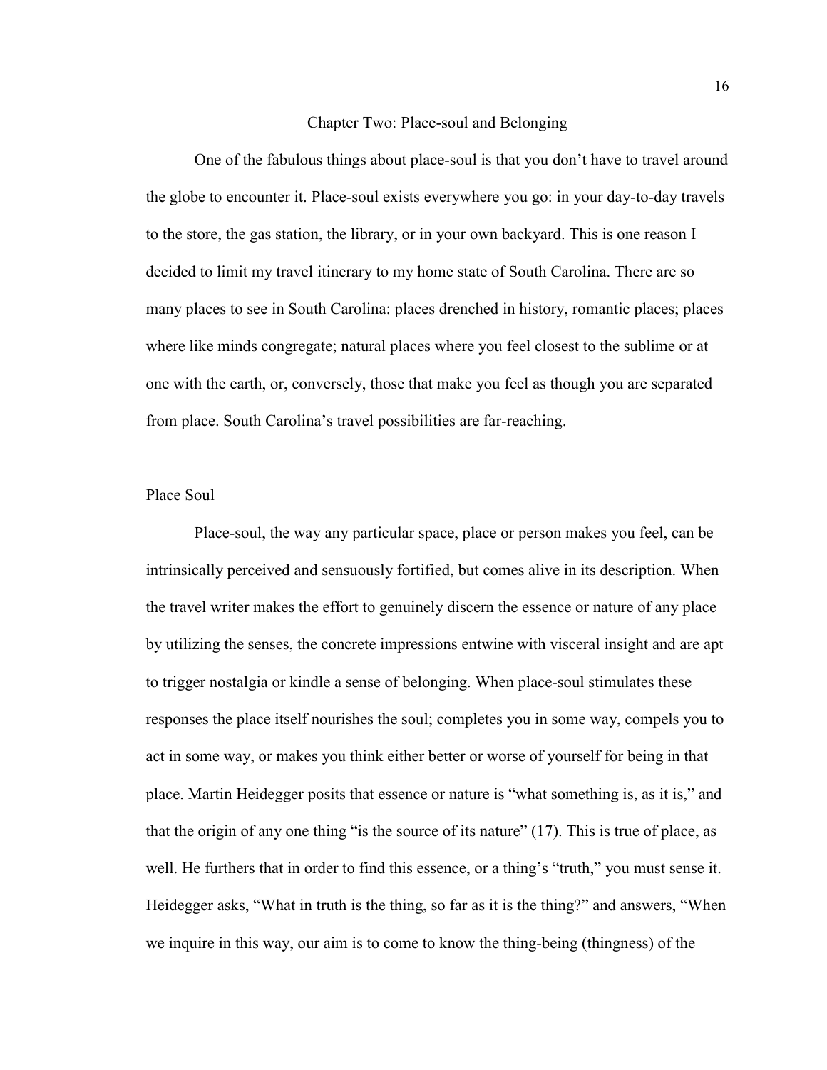# Chapter Two: Place-soul and Belonging

One of the fabulous things about place-soul is that you don't have to travel around the globe to encounter it. Place-soul exists everywhere you go: in your day-to-day travels to the store, the gas station, the library, or in your own backyard. This is one reason I decided to limit my travel itinerary to my home state of South Carolina. There are so many places to see in South Carolina: places drenched in history, romantic places; places where like minds congregate; natural places where you feel closest to the sublime or at one with the earth, or, conversely, those that make you feel as though you are separated from place. South Carolina's travel possibilities are far-reaching.

## Place Soul

Place-soul, the way any particular space, place or person makes you feel, can be intrinsically perceived and sensuously fortified, but comes alive in its description. When the travel writer makes the effort to genuinely discern the essence or nature of any place by utilizing the senses, the concrete impressions entwine with visceral insight and are apt to trigger nostalgia or kindle a sense of belonging. When place-soul stimulates these responses the place itself nourishes the soul; completes you in some way, compels you to act in some way, or makes you think either better or worse of yourself for being in that place. Martin Heidegger posits that essence or nature is "what something is, as it is," and that the origin of any one thing "is the source of its nature" (17). This is true of place, as well. He furthers that in order to find this essence, or a thing's "truth," you must sense it. Heidegger asks, "What in truth is the thing, so far as it is the thing?" and answers, "When we inquire in this way, our aim is to come to know the thing-being (thingness) of the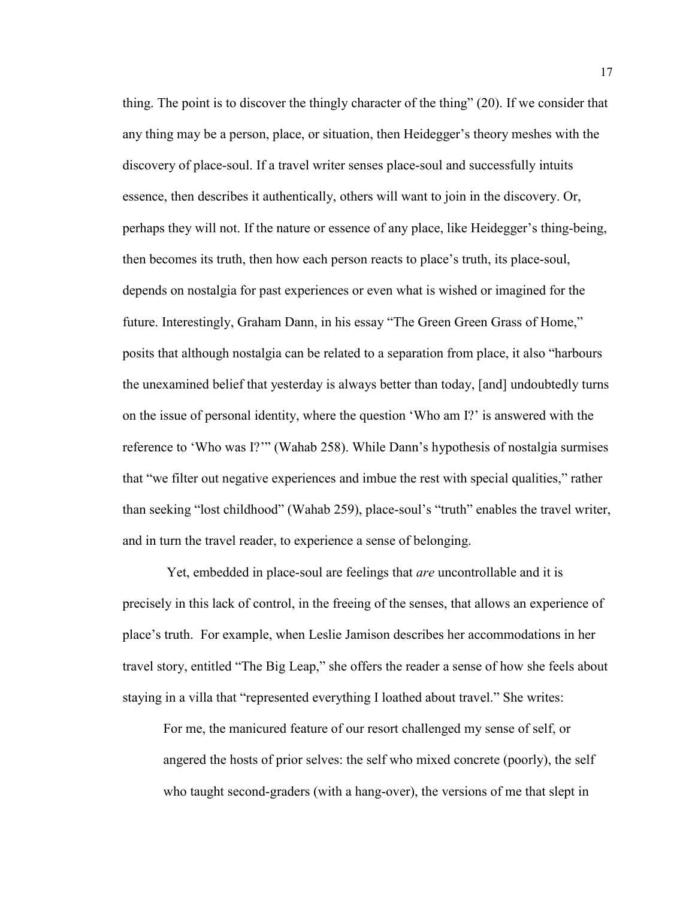thing. The point is to discover the thingly character of the thing" (20). If we consider that any thing may be a person, place, or situation, then Heidegger's theory meshes with the discovery of place-soul. If a travel writer senses place-soul and successfully intuits essence, then describes it authentically, others will want to join in the discovery. Or, perhaps they will not. If the nature or essence of any place, like Heidegger's thing-being, then becomes its truth, then how each person reacts to place's truth, its place-soul, depends on nostalgia for past experiences or even what is wished or imagined for the future. Interestingly, Graham Dann, in his essay "The Green Green Grass of Home," posits that although nostalgia can be related to a separation from place, it also "harbours the unexamined belief that yesterday is always better than today, [and] undoubtedly turns on the issue of personal identity, where the question 'Who am I?' is answered with the reference to 'Who was I?'" (Wahab 258). While Dann's hypothesis of nostalgia surmises that "we filter out negative experiences and imbue the rest with special qualities," rather than seeking "lost childhood" (Wahab 259), place-soul's "truth" enables the travel writer, and in turn the travel reader, to experience a sense of belonging.

Yet, embedded in place-soul are feelings that *are* uncontrollable and it is precisely in this lack of control, in the freeing of the senses, that allows an experience of place's truth. For example, when Leslie Jamison describes her accommodations in her travel story, entitled "The Big Leap," she offers the reader a sense of how she feels about staying in a villa that "represented everything I loathed about travel." She writes:

> For me, the manicured feature of our resort challenged my sense of self, or angered the hosts of prior selves: the self who mixed concrete (poorly), the self who taught second-graders (with a hang-over), the versions of me that slept in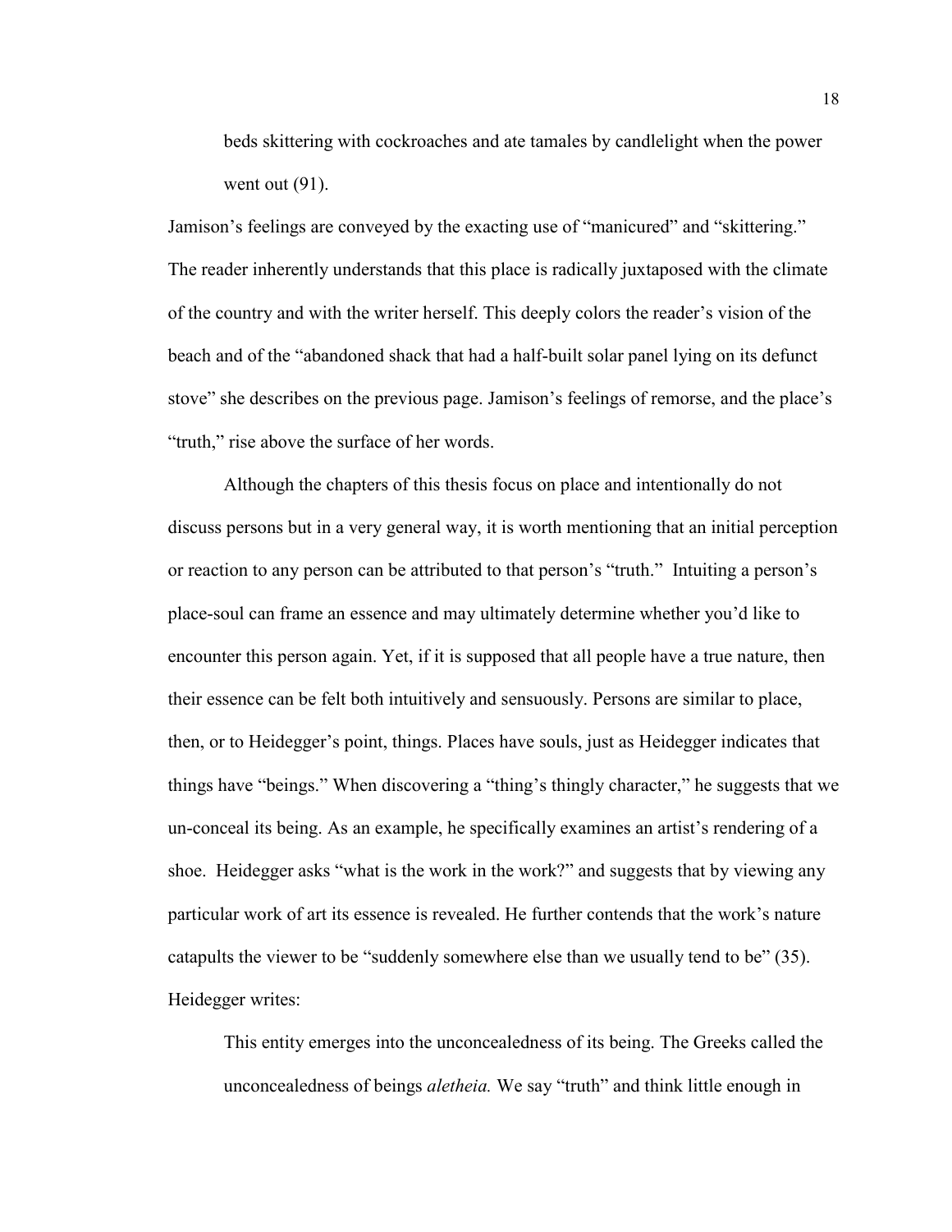> beds skittering with cockroaches and ate tamales by candlelight when the power went out (91).

Jamison's feelings are conveyed by the exacting use of "manicured" and "skittering." The reader inherently understands that this place is radically juxtaposed with the climate of the country and with the writer herself. This deeply colors the reader's vision of the beach and of the "abandoned shack that had a half-built solar panel lying on its defunct stove" she describes on the previous page. Jamison's feelings of remorse, and the place's "truth," rise above the surface of her words.

Although the chapters of this thesis focus on place and intentionally do not discuss persons but in a very general way, it is worth mentioning that an initial perception or reaction to any person can be attributed to that person's "truth." Intuiting a person's place-soul can frame an essence and may ultimately determine whether you'd like to encounter this person again. Yet, if it is supposed that all people have a true nature, then their essence can be felt both intuitively and sensuously. Persons are similar to place, then, or to Heidegger's point, things. Places have souls, just as Heidegger indicates that things have "beings." When discovering a "thing's thingly character," he suggests that we un-conceal its being. As an example, he specifically examines an artist's rendering of a shoe. Heidegger asks "what is the work in the work?" and suggests that by viewing any particular work of art its essence is revealed. He further contends that the work's nature catapults the viewer to be "suddenly somewhere else than we usually tend to be" (35). Heidegger writes:

> This entity emerges into the unconcealedness of its being. The Greeks called the unconcealedness of beings *aletheia.* We say "truth" and think little enough in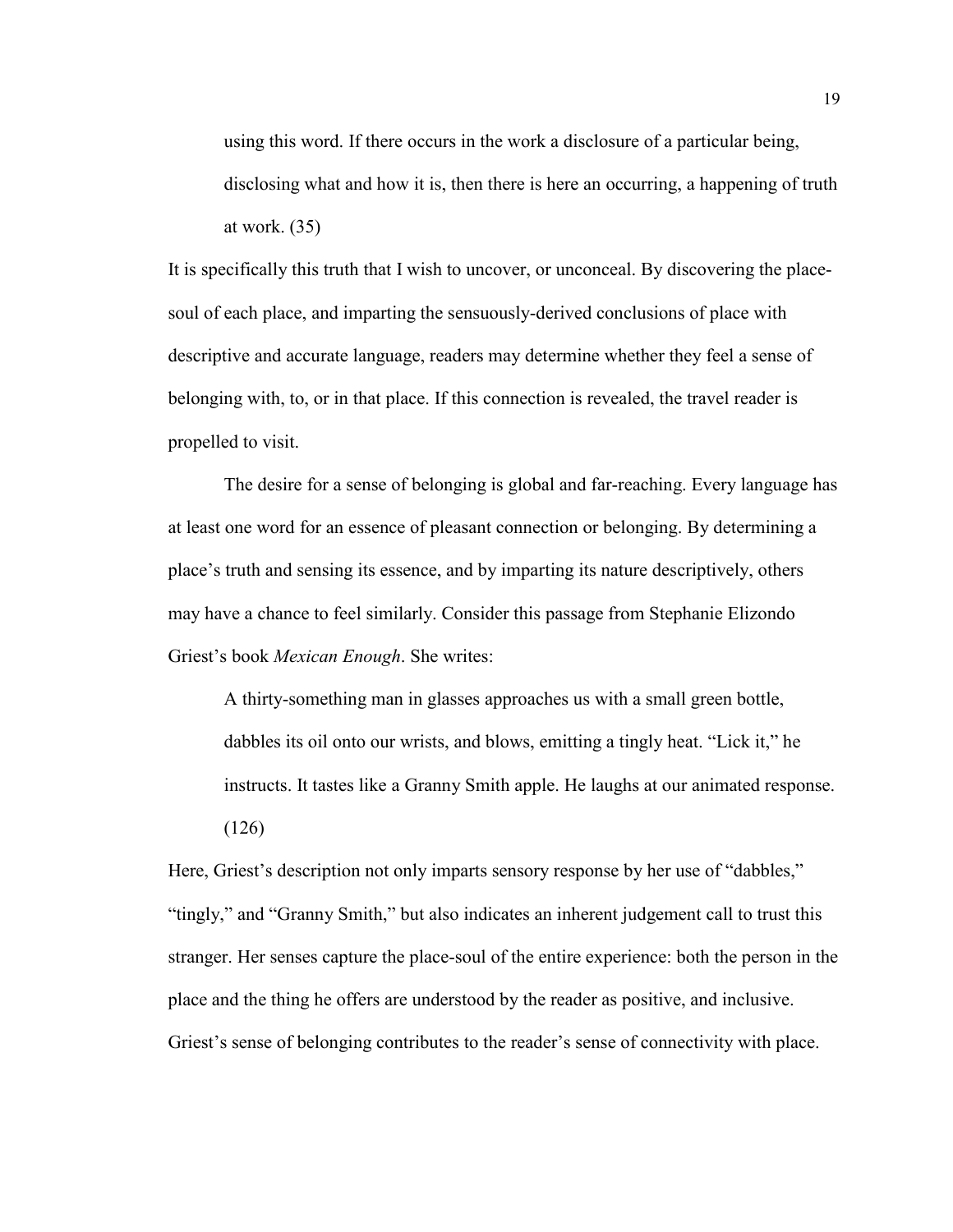> using this word. If there occurs in the work a disclosure of a particular being, disclosing what and how it is, then there is here an occurring, a happening of truth at work. (35)

It is specifically this truth that I wish to uncover, or unconceal. By discovering the place-soul of each place, and imparting the sensuously-derived conclusions of place with descriptive and accurate language, readers may determine whether they feel a sense of belonging with, to, or in that place. If this connection is revealed, the travel reader is propelled to visit.

The desire for a sense of belonging is global and far-reaching. Every language has at least one word for an essence of pleasant connection or belonging. By determining a place's truth and sensing its essence, and by imparting its nature descriptively, others may have a chance to feel similarly. Consider this passage from Stephanie Elizondo Griest's book *Mexican Enough*. She writes:

> A thirty-something man in glasses approaches us with a small green bottle, dabbles its oil onto our wrists, and blows, emitting a tingly heat. "Lick it," he instructs. It tastes like a Granny Smith apple. He laughs at our animated response. (126)

Here, Griest's description not only imparts sensory response by her use of "dabbles," "tingly," and "Granny Smith," but also indicates an inherent judgement call to trust this stranger. Her senses capture the place-soul of the entire experience: both the person in the place and the thing he offers are understood by the reader as positive, and inclusive. Griest's sense of belonging contributes to the reader's sense of connectivity with place.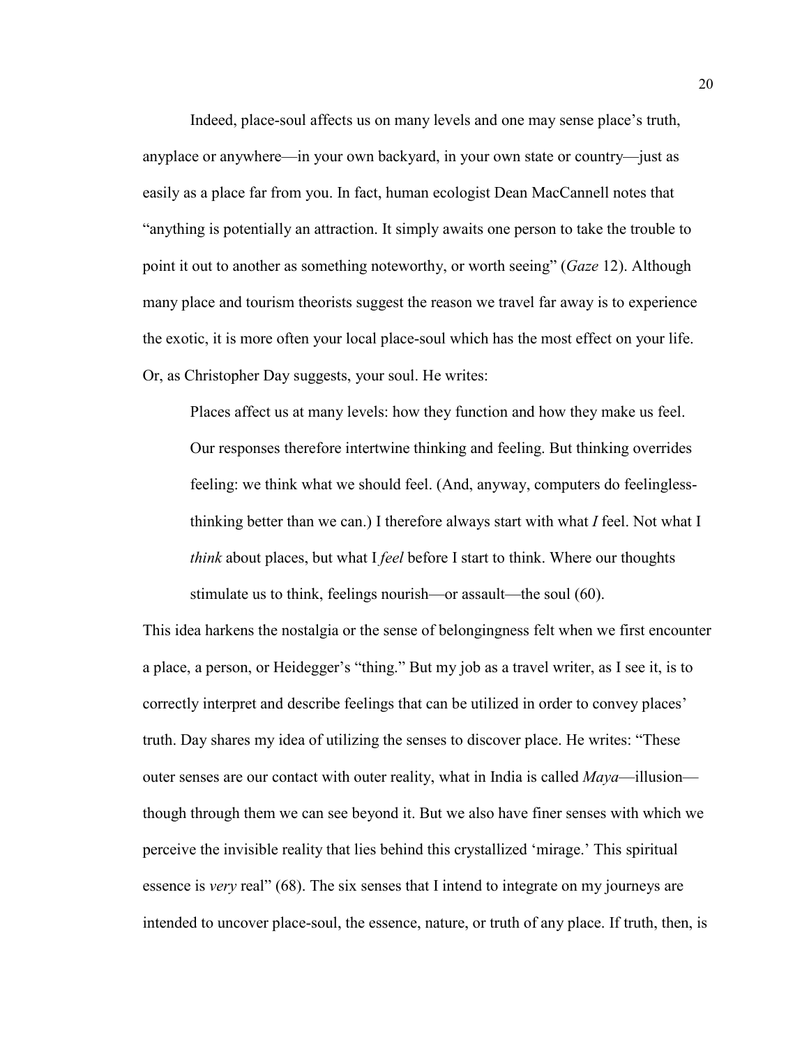Indeed, place-soul affects us on many levels and one may sense place's truth, anyplace or anywhere—in your own backyard, in your own state or country—just as easily as a place far from you. In fact, human ecologist Dean MacCannell notes that "anything is potentially an attraction. It simply awaits one person to take the trouble to point it out to another as something noteworthy, or worth seeing" (*Gaze* 12). Although many place and tourism theorists suggest the reason we travel far away is to experience the exotic, it is more often your local place-soul which has the most effect on your life. Or, as Christopher Day suggests, your soul. He writes:

> Places affect us at many levels: how they function and how they make us feel. Our responses therefore intertwine thinking and feeling. But thinking overrides feeling: we think what we should feel. (And, anyway, computers do feelingless-thinking better than we can.) I therefore always start with what *I* feel. Not what I *think* about places, but what I *feel* before I start to think. Where our thoughts stimulate us to think, feelings nourish—or assault—the soul (60).

This idea harkens the nostalgia or the sense of belongingness felt when we first encounter a place, a person, or Heidegger's "thing." But my job as a travel writer, as I see it, is to correctly interpret and describe feelings that can be utilized in order to convey places' truth. Day shares my idea of utilizing the senses to discover place. He writes: "These outer senses are our contact with outer reality, what in India is called *Maya*—illusion—though through them we can see beyond it. But we also have finer senses with which we perceive the invisible reality that lies behind this crystallized 'mirage.' This spiritual essence is *very* real" (68). The six senses that I intend to integrate on my journeys are intended to uncover place-soul, the essence, nature, or truth of any place. If truth, then, is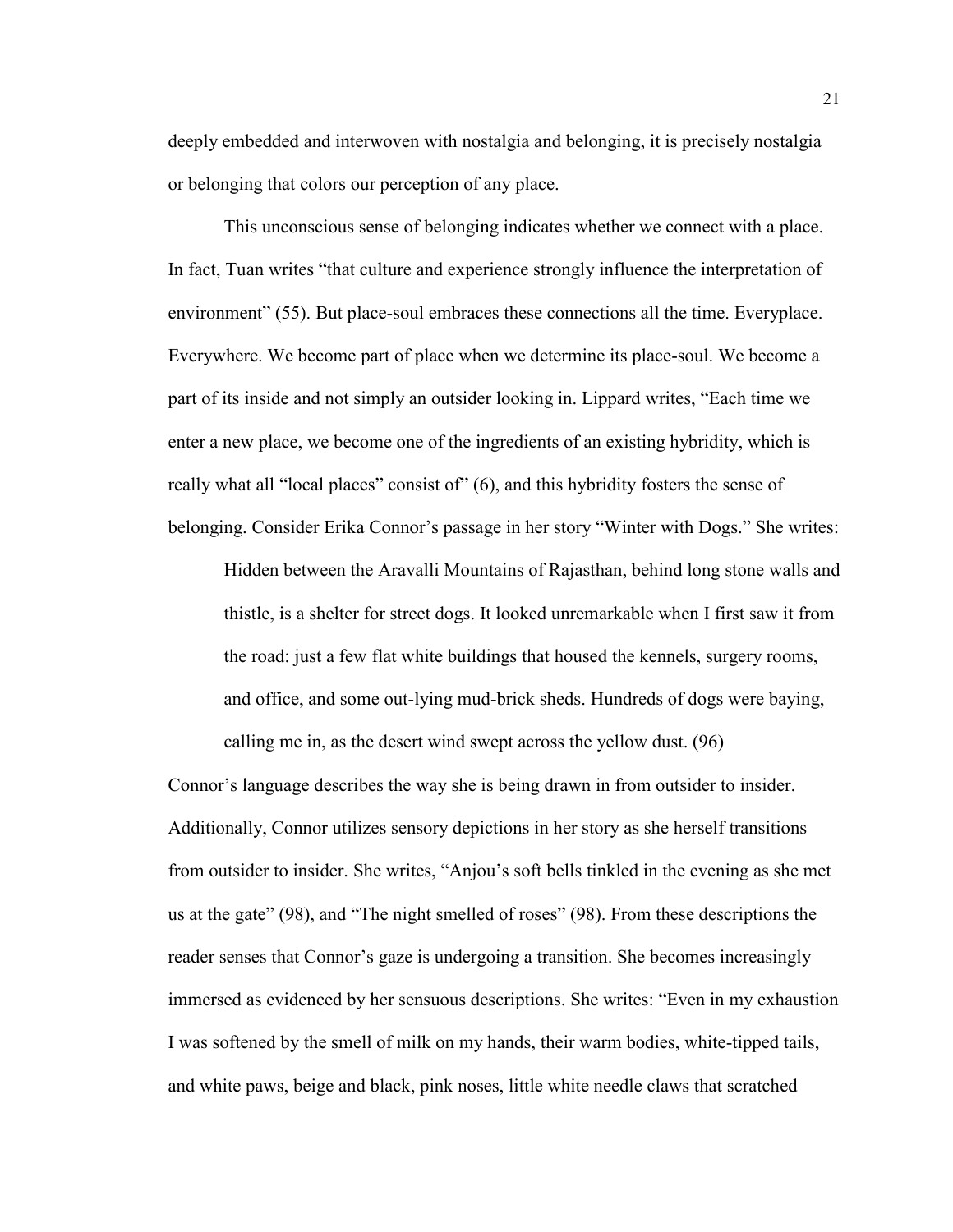deeply embedded and interwoven with nostalgia and belonging, it is precisely nostalgia or belonging that colors our perception of any place.

This unconscious sense of belonging indicates whether we connect with a place. In fact, Tuan writes "that culture and experience strongly influence the interpretation of environment" (55). But place-soul embraces these connections all the time. Everyplace. Everywhere. We become part of place when we determine its place-soul. We become a part of its inside and not simply an outsider looking in. Lippard writes, "Each time we enter a new place, we become one of the ingredients of an existing hybridity, which is really what all "local places" consist of" (6), and this hybridity fosters the sense of belonging. Consider Erika Connor's passage in her story "Winter with Dogs." She writes:

> Hidden between the Aravalli Mountains of Rajasthan, behind long stone walls and thistle, is a shelter for street dogs. It looked unremarkable when I first saw it from the road: just a few flat white buildings that housed the kennels, surgery rooms, and office, and some out-lying mud-brick sheds. Hundreds of dogs were baying, calling me in, as the desert wind swept across the yellow dust. (96)

Connor's language describes the way she is being drawn in from outsider to insider. Additionally, Connor utilizes sensory depictions in her story as she herself transitions from outsider to insider. She writes, "Anjou's soft bells tinkled in the evening as she met us at the gate" (98), and "The night smelled of roses" (98). From these descriptions the reader senses that Connor's gaze is undergoing a transition. She becomes increasingly immersed as evidenced by her sensuous descriptions. She writes: "Even in my exhaustion I was softened by the smell of milk on my hands, their warm bodies, white-tipped tails, and white paws, beige and black, pink noses, little white needle claws that scratched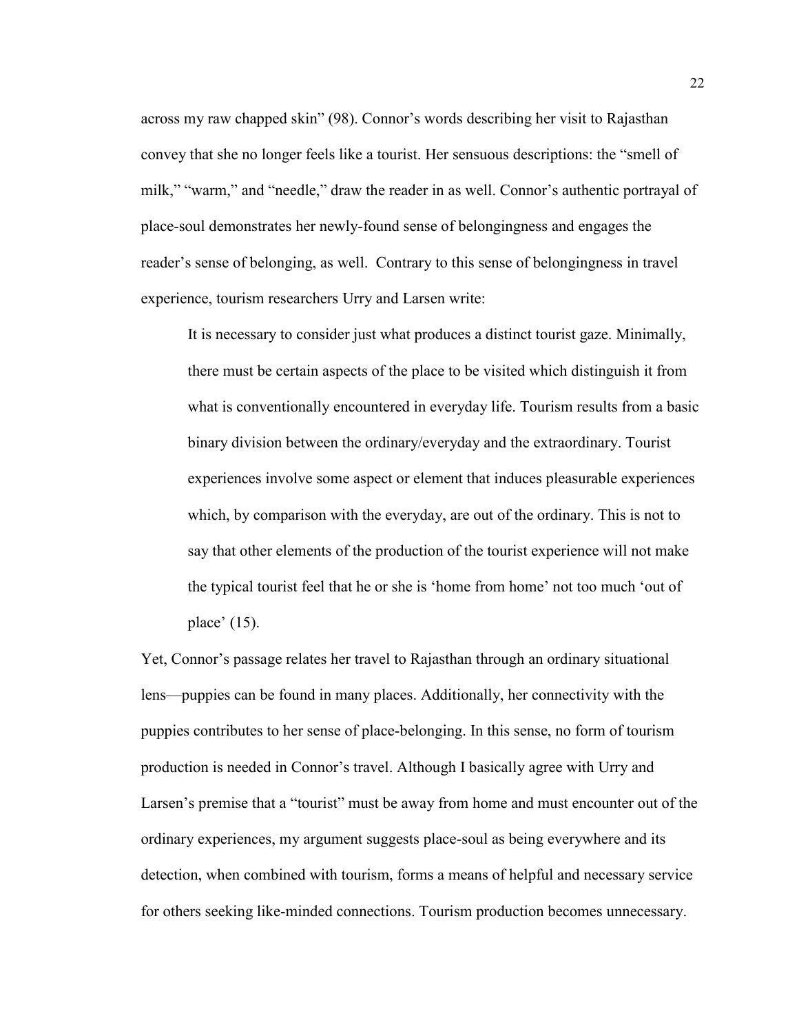across my raw chapped skin" (98). Connor's words describing her visit to Rajasthan convey that she no longer feels like a tourist. Her sensuous descriptions: the "smell of milk," "warm," and "needle," draw the reader in as well. Connor's authentic portrayal of place-soul demonstrates her newly-found sense of belongingness and engages the reader's sense of belonging, as well. Contrary to this sense of belongingness in travel experience, tourism researchers Urry and Larsen write:

> It is necessary to consider just what produces a distinct tourist gaze. Minimally, there must be certain aspects of the place to be visited which distinguish it from what is conventionally encountered in everyday life. Tourism results from a basic binary division between the ordinary/everyday and the extraordinary. Tourist experiences involve some aspect or element that induces pleasurable experiences which, by comparison with the everyday, are out of the ordinary. This is not to say that other elements of the production of the tourist experience will not make the typical tourist feel that he or she is 'home from home' not too much 'out of place' (15).

Yet, Connor's passage relates her travel to Rajasthan through an ordinary situational lens—puppies can be found in many places. Additionally, her connectivity with the puppies contributes to her sense of place-belonging. In this sense, no form of tourism production is needed in Connor's travel. Although I basically agree with Urry and Larsen's premise that a "tourist" must be away from home and must encounter out of the ordinary experiences, my argument suggests place-soul as being everywhere and its detection, when combined with tourism, forms a means of helpful and necessary service for others seeking like-minded connections. Tourism production becomes unnecessary.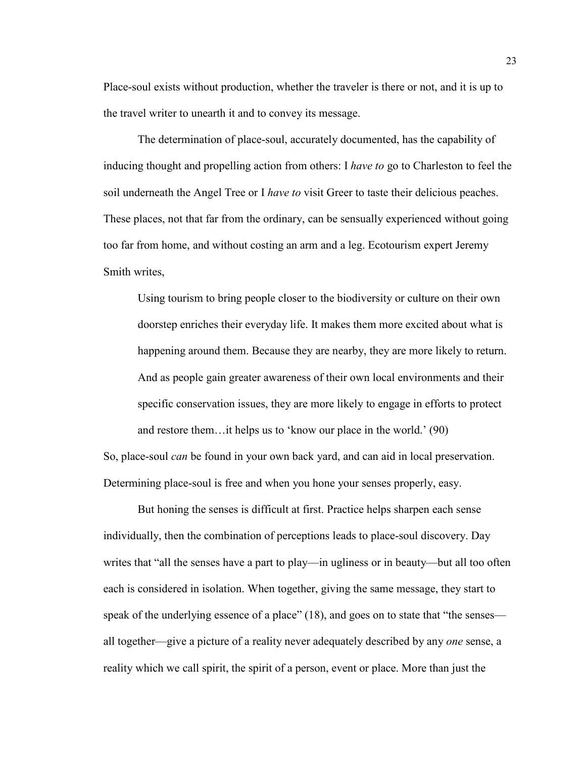Place-soul exists without production, whether the traveler is there or not, and it is up to the travel writer to unearth it and to convey its message.

The determination of place-soul, accurately documented, has the capability of inducing thought and propelling action from others: I *have to* go to Charleston to feel the soil underneath the Angel Tree or I *have to* visit Greer to taste their delicious peaches. These places, not that far from the ordinary, can be sensually experienced without going too far from home, and without costing an arm and a leg. Ecotourism expert Jeremy Smith writes,

> Using tourism to bring people closer to the biodiversity or culture on their own doorstep enriches their everyday life. It makes them more excited about what is happening around them. Because they are nearby, they are more likely to return. And as people gain greater awareness of their own local environments and their specific conservation issues, they are more likely to engage in efforts to protect and restore them…it helps us to 'know our place in the world.' (90)

So, place-soul *can* be found in your own back yard, and can aid in local preservation. Determining place-soul is free and when you hone your senses properly, easy.

But honing the senses is difficult at first. Practice helps sharpen each sense individually, then the combination of perceptions leads to place-soul discovery. Day writes that "all the senses have a part to play—in ugliness or in beauty—but all too often each is considered in isolation. When together, giving the same message, they start to speak of the underlying essence of a place" (18), and goes on to state that "the senses—all together—give a picture of a reality never adequately described by any *one* sense, a reality which we call spirit, the spirit of a person, event or place. More than just the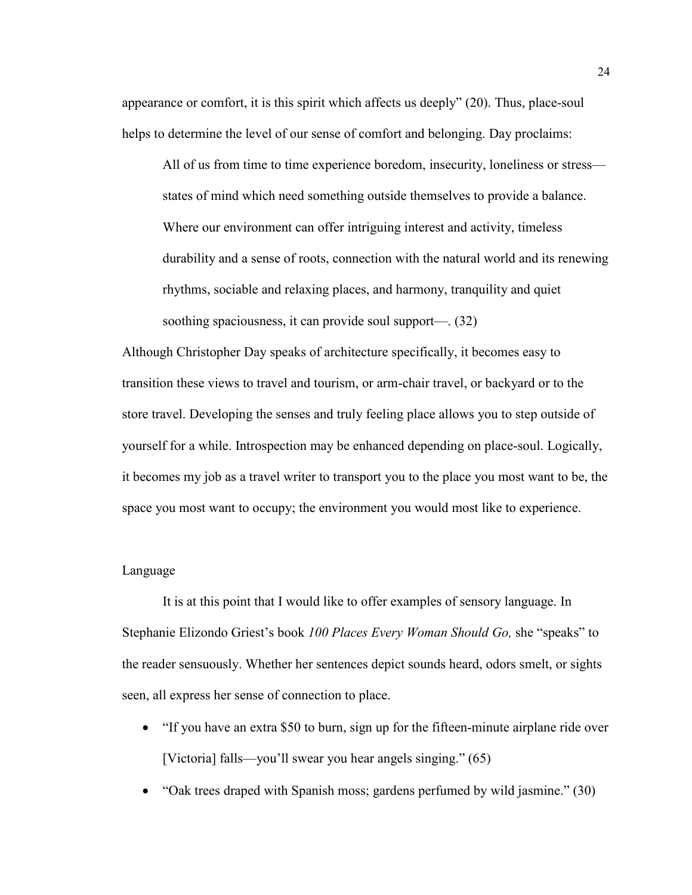appearance or comfort, it is this spirit which affects us deeply" (20). Thus, place-soul helps to determine the level of our sense of comfort and belonging. Day proclaims:

> All of us from time to time experience boredom, insecurity, loneliness or stress—states of mind which need something outside themselves to provide a balance. Where our environment can offer intriguing interest and activity, timeless durability and a sense of roots, connection with the natural world and its renewing rhythms, sociable and relaxing places, and harmony, tranquility and quiet soothing spaciousness, it can provide soul support—. (32)

Although Christopher Day speaks of architecture specifically, it becomes easy to transition these views to travel and tourism, or arm-chair travel, or backyard or to the store travel. Developing the senses and truly feeling place allows you to step outside of yourself for a while. Introspection may be enhanced depending on place-soul. Logically, it becomes my job as a travel writer to transport you to the place you most want to be, the space you most want to occupy; the environment you would most like to experience.

## Language

It is at this point that I would like to offer examples of sensory language. In Stephanie Elizondo Griest's book *100 Places Every Woman Should Go,* she "speaks" to the reader sensuously. Whether her sentences depict sounds heard, odors smelt, or sights seen, all express her sense of connection to place.

- "If you have an extra $50 to burn, sign up for the fifteen-minute airplane ride over [Victoria] falls—you'll swear you hear angels singing." (65)
- "Oak trees draped with Spanish moss; gardens perfumed by wild jasmine." (30)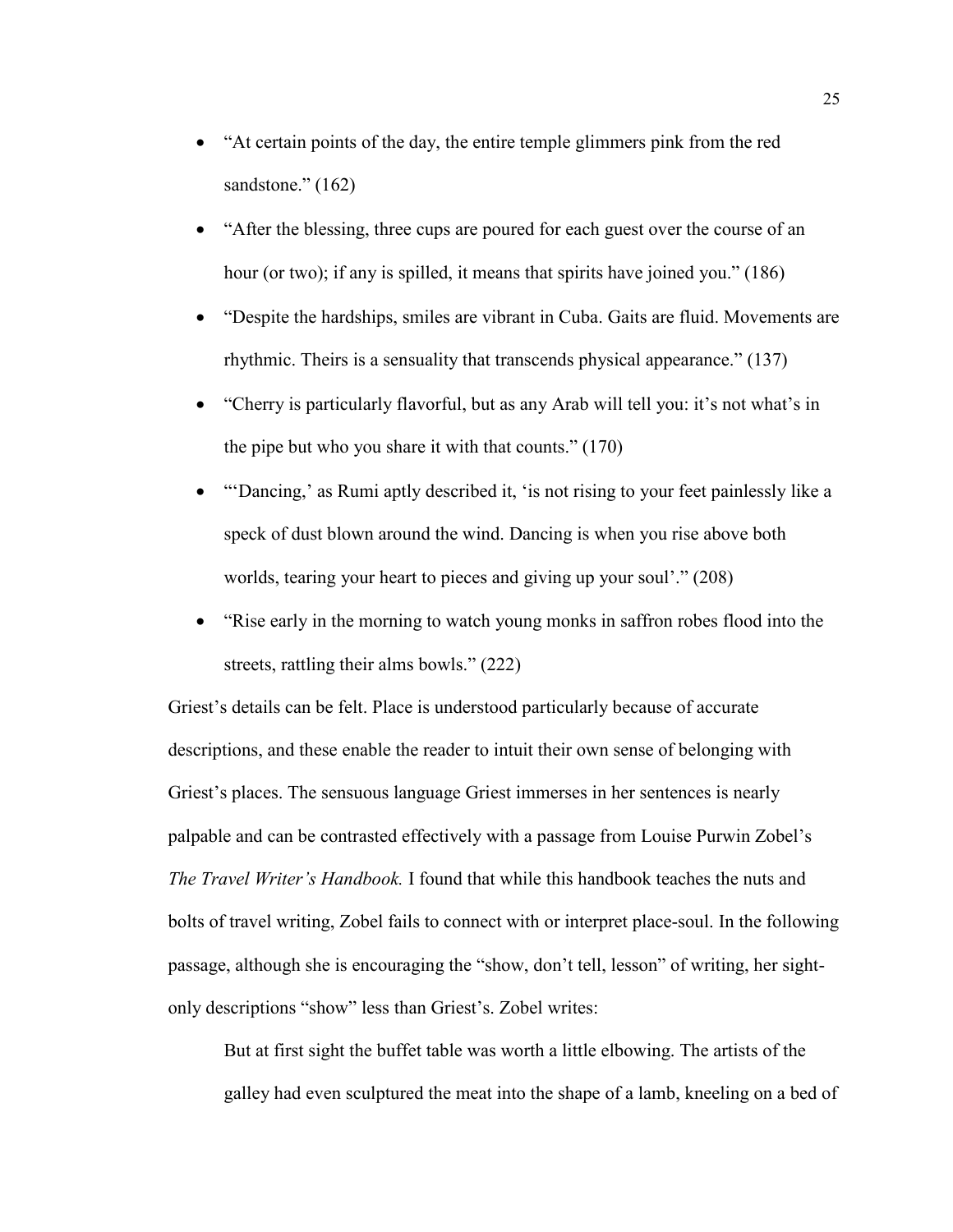- "At certain points of the day, the entire temple glimmers pink from the red sandstone." (162)
- "After the blessing, three cups are poured for each guest over the course of an hour (or two); if any is spilled, it means that spirits have joined you." (186)
- "Despite the hardships, smiles are vibrant in Cuba. Gaits are fluid. Movements are rhythmic. Theirs is a sensuality that transcends physical appearance." (137)
- "Cherry is particularly flavorful, but as any Arab will tell you: it's not what's in the pipe but who you share it with that counts." (170)
- "'Dancing,' as Rumi aptly described it, 'is not rising to your feet painlessly like a speck of dust blown around the wind. Dancing is when you rise above both worlds, tearing your heart to pieces and giving up your soul'." (208)
- "Rise early in the morning to watch young monks in saffron robes flood into the streets, rattling their alms bowls." (222)

Griest's details can be felt. Place is understood particularly because of accurate descriptions, and these enable the reader to intuit their own sense of belonging with Griest's places. The sensuous language Griest immerses in her sentences is nearly palpable and can be contrasted effectively with a passage from Louise Purwin Zobel's *The Travel Writer's Handbook.* I found that while this handbook teaches the nuts and bolts of travel writing, Zobel fails to connect with or interpret place-soul. In the following passage, although she is encouraging the "show, don't tell, lesson" of writing, her sight-only descriptions "show" less than Griest's. Zobel writes:

> But at first sight the buffet table was worth a little elbowing. The artists of the galley had even sculptured the meat into the shape of a lamb, kneeling on a bed of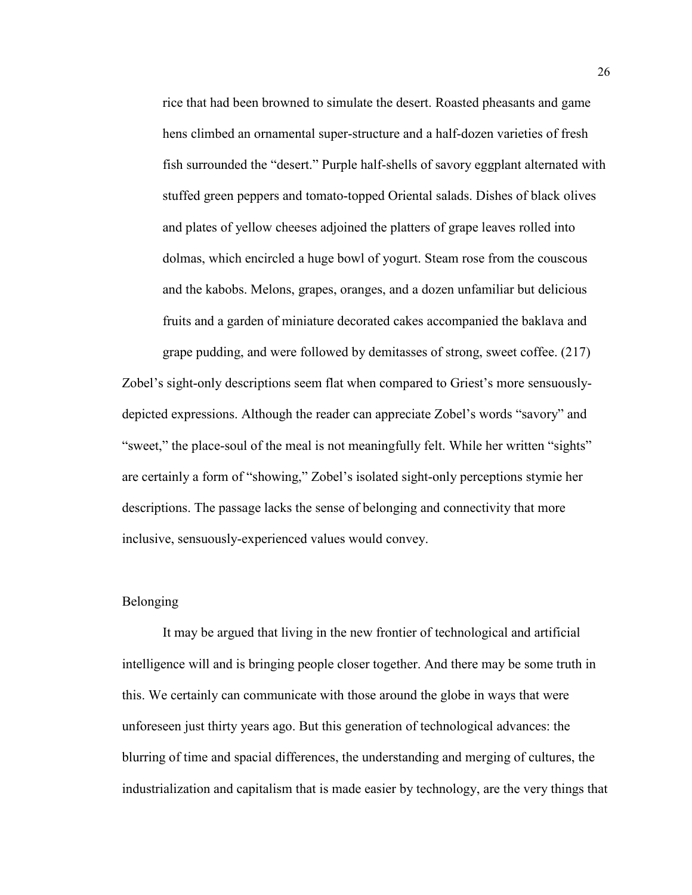> rice that had been browned to simulate the desert. Roasted pheasants and game hens climbed an ornamental super-structure and a half-dozen varieties of fresh fish surrounded the "desert." Purple half-shells of savory eggplant alternated with stuffed green peppers and tomato-topped Oriental salads. Dishes of black olives and plates of yellow cheeses adjoined the platters of grape leaves rolled into dolmas, which encircled a huge bowl of yogurt. Steam rose from the couscous and the kabobs. Melons, grapes, oranges, and a dozen unfamiliar but delicious fruits and a garden of miniature decorated cakes accompanied the baklava and grape pudding, and were followed by demitasses of strong, sweet coffee. (217)

Zobel's sight-only descriptions seem flat when compared to Griest's more sensuously-depicted expressions. Although the reader can appreciate Zobel's words "savory" and "sweet," the place-soul of the meal is not meaningfully felt. While her written "sights" are certainly a form of "showing," Zobel's isolated sight-only perceptions stymie her descriptions. The passage lacks the sense of belonging and connectivity that more inclusive, sensuously-experienced values would convey.

## Belonging

It may be argued that living in the new frontier of technological and artificial intelligence will and is bringing people closer together. And there may be some truth in this. We certainly can communicate with those around the globe in ways that were unforeseen just thirty years ago. But this generation of technological advances: the blurring of time and spacial differences, the understanding and merging of cultures, the industrialization and capitalism that is made easier by technology, are the very things that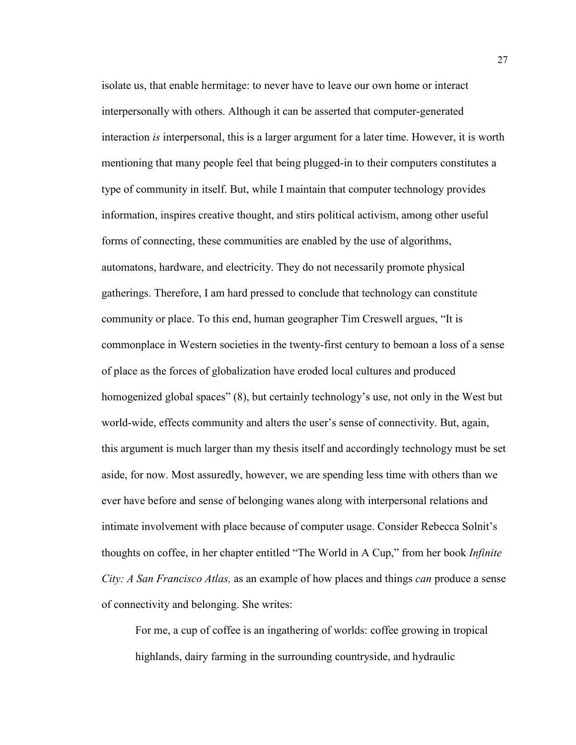isolate us, that enable hermitage: to never have to leave our own home or interact interpersonally with others. Although it can be asserted that computer-generated interaction *is* interpersonal, this is a larger argument for a later time. However, it is worth mentioning that many people feel that being plugged-in to their computers constitutes a type of community in itself. But, while I maintain that computer technology provides information, inspires creative thought, and stirs political activism, among other useful forms of connecting, these communities are enabled by the use of algorithms, automatons, hardware, and electricity. They do not necessarily promote physical gatherings. Therefore, I am hard pressed to conclude that technology can constitute community or place. To this end, human geographer Tim Creswell argues, "It is commonplace in Western societies in the twenty-first century to bemoan a loss of a sense of place as the forces of globalization have eroded local cultures and produced homogenized global spaces" (8), but certainly technology's use, not only in the West but world-wide, effects community and alters the user's sense of connectivity. But, again, this argument is much larger than my thesis itself and accordingly technology must be set aside, for now. Most assuredly, however, we are spending less time with others than we ever have before and sense of belonging wanes along with interpersonal relations and intimate involvement with place because of computer usage. Consider Rebecca Solnit's thoughts on coffee, in her chapter entitled "The World in A Cup," from her book *Infinite City: A San Francisco Atlas,* as an example of how places and things *can* produce a sense of connectivity and belonging. She writes:

> For me, a cup of coffee is an ingathering of worlds: coffee growing in tropical highlands, dairy farming in the surrounding countryside, and hydraulic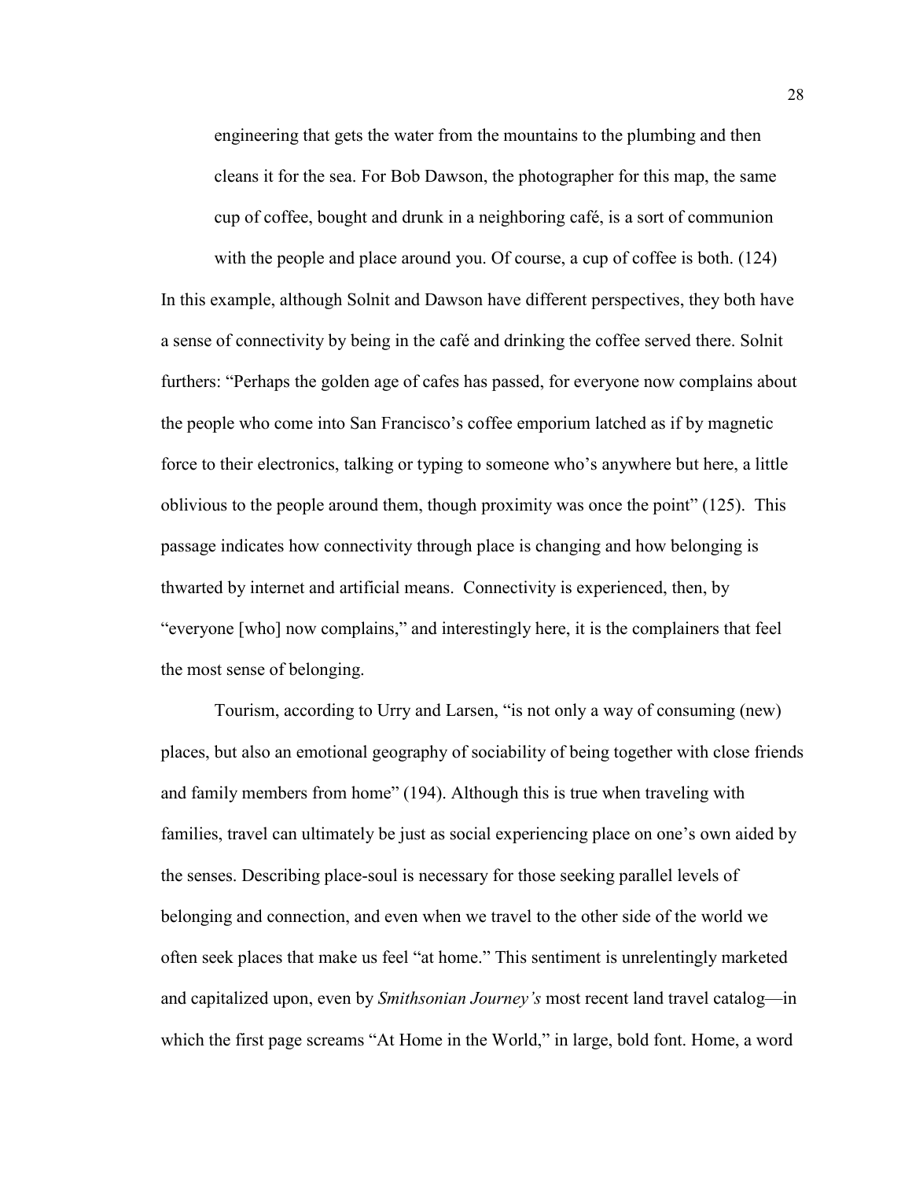> engineering that gets the water from the mountains to the plumbing and then cleans it for the sea. For Bob Dawson, the photographer for this map, the same cup of coffee, bought and drunk in a neighboring café, is a sort of communion with the people and place around you. Of course, a cup of coffee is both. (124)

In this example, although Solnit and Dawson have different perspectives, they both have a sense of connectivity by being in the café and drinking the coffee served there. Solnit furthers: "Perhaps the golden age of cafes has passed, for everyone now complains about the people who come into San Francisco's coffee emporium latched as if by magnetic force to their electronics, talking or typing to someone who's anywhere but here, a little oblivious to the people around them, though proximity was once the point" (125). This passage indicates how connectivity through place is changing and how belonging is thwarted by internet and artificial means. Connectivity is experienced, then, by "everyone [who] now complains," and interestingly here, it is the complainers that feel the most sense of belonging.

Tourism, according to Urry and Larsen, "is not only a way of consuming (new) places, but also an emotional geography of sociability of being together with close friends and family members from home" (194). Although this is true when traveling with families, travel can ultimately be just as social experiencing place on one's own aided by the senses. Describing place-soul is necessary for those seeking parallel levels of belonging and connection, and even when we travel to the other side of the world we often seek places that make us feel "at home." This sentiment is unrelentingly marketed and capitalized upon, even by *Smithsonian Journey's* most recent land travel catalog—in which the first page screams "At Home in the World," in large, bold font. Home, a word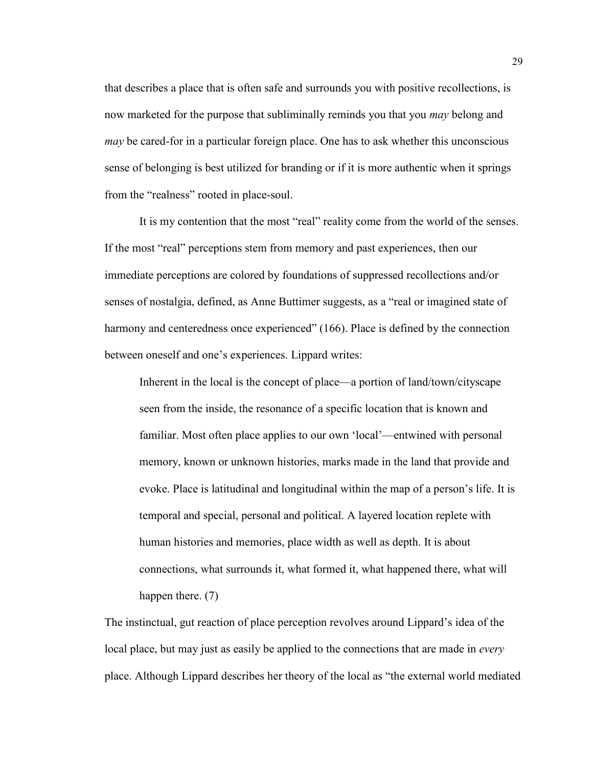that describes a place that is often safe and surrounds you with positive recollections, is now marketed for the purpose that subliminally reminds you that you *may* belong and *may* be cared-for in a particular foreign place. One has to ask whether this unconscious sense of belonging is best utilized for branding or if it is more authentic when it springs from the "realness" rooted in place-soul.

It is my contention that the most "real" reality come from the world of the senses. If the most "real" perceptions stem from memory and past experiences, then our immediate perceptions are colored by foundations of suppressed recollections and/or senses of nostalgia, defined, as Anne Buttimer suggests, as a "real or imagined state of harmony and centeredness once experienced" (166). Place is defined by the connection between oneself and one's experiences. Lippard writes:

> Inherent in the local is the concept of place—a portion of land/town/cityscape seen from the inside, the resonance of a specific location that is known and familiar. Most often place applies to our own 'local'—entwined with personal memory, known or unknown histories, marks made in the land that provide and evoke. Place is latitudinal and longitudinal within the map of a person's life. It is temporal and special, personal and political. A layered location replete with human histories and memories, place width as well as depth. It is about connections, what surrounds it, what formed it, what happened there, what will happen there. (7)

The instinctual, gut reaction of place perception revolves around Lippard's idea of the local place, but may just as easily be applied to the connections that are made in *every* place. Although Lippard describes her theory of the local as "the external world mediated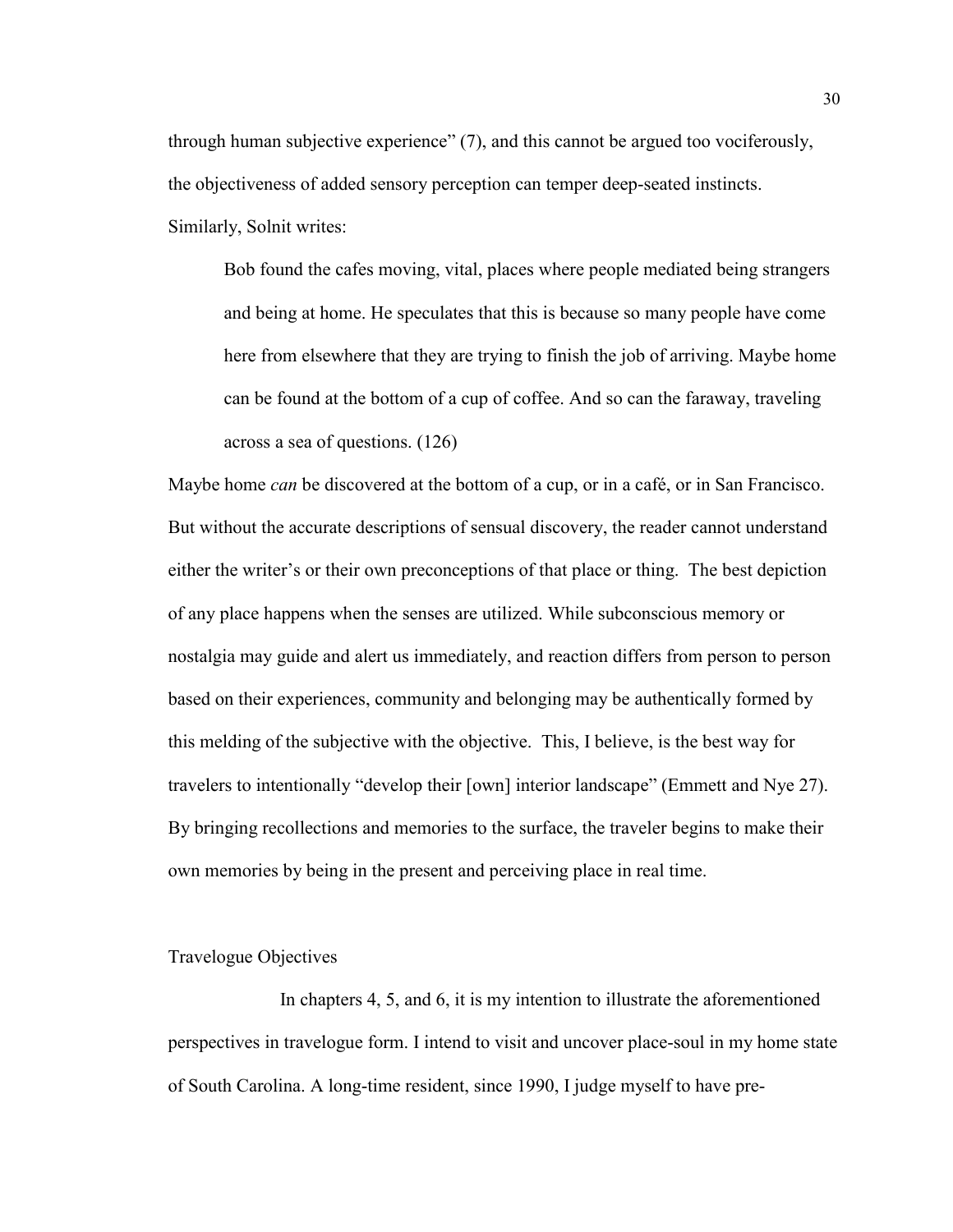through human subjective experience" (7), and this cannot be argued too vociferously, the objectiveness of added sensory perception can temper deep-seated instincts. Similarly, Solnit writes:

> Bob found the cafes moving, vital, places where people mediated being strangers and being at home. He speculates that this is because so many people have come here from elsewhere that they are trying to finish the job of arriving. Maybe home can be found at the bottom of a cup of coffee. And so can the faraway, traveling across a sea of questions. (126)

Maybe home *can* be discovered at the bottom of a cup, or in a café, or in San Francisco. But without the accurate descriptions of sensual discovery, the reader cannot understand either the writer's or their own preconceptions of that place or thing. The best depiction of any place happens when the senses are utilized. While subconscious memory or nostalgia may guide and alert us immediately, and reaction differs from person to person based on their experiences, community and belonging may be authentically formed by this melding of the subjective with the objective. This, I believe, is the best way for travelers to intentionally "develop their [own] interior landscape" (Emmett and Nye 27). By bringing recollections and memories to the surface, the traveler begins to make their own memories by being in the present and perceiving place in real time.

## Travelogue Objectives

In chapters 4, 5, and 6, it is my intention to illustrate the aforementioned perspectives in travelogue form. I intend to visit and uncover place-soul in my home state of South Carolina. A long-time resident, since 1990, I judge myself to have pre-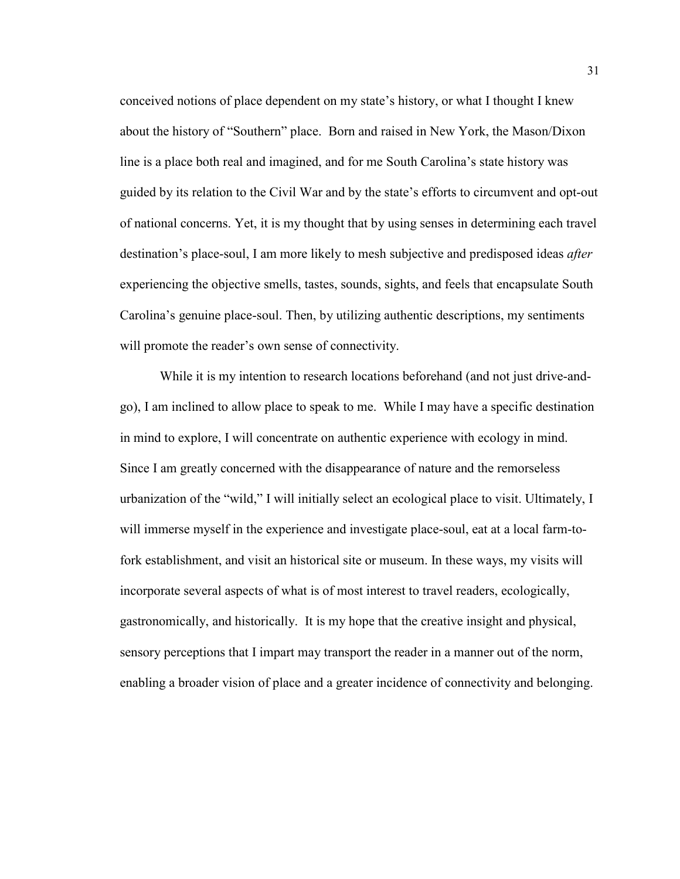conceived notions of place dependent on my state's history, or what I thought I knew about the history of "Southern" place. Born and raised in New York, the Mason/Dixon line is a place both real and imagined, and for me South Carolina's state history was guided by its relation to the Civil War and by the state's efforts to circumvent and opt-out of national concerns. Yet, it is my thought that by using senses in determining each travel destination's place-soul, I am more likely to mesh subjective and predisposed ideas *after* experiencing the objective smells, tastes, sounds, sights, and feels that encapsulate South Carolina's genuine place-soul. Then, by utilizing authentic descriptions, my sentiments will promote the reader's own sense of connectivity.

While it is my intention to research locations beforehand (and not just drive-and-go), I am inclined to allow place to speak to me. While I may have a specific destination in mind to explore, I will concentrate on authentic experience with ecology in mind. Since I am greatly concerned with the disappearance of nature and the remorseless urbanization of the "wild," I will initially select an ecological place to visit. Ultimately, I will immerse myself in the experience and investigate place-soul, eat at a local farm-to-fork establishment, and visit an historical site or museum. In these ways, my visits will incorporate several aspects of what is of most interest to travel readers, ecologically, gastronomically, and historically. It is my hope that the creative insight and physical, sensory perceptions that I impart may transport the reader in a manner out of the norm, enabling a broader vision of place and a greater incidence of connectivity and belonging.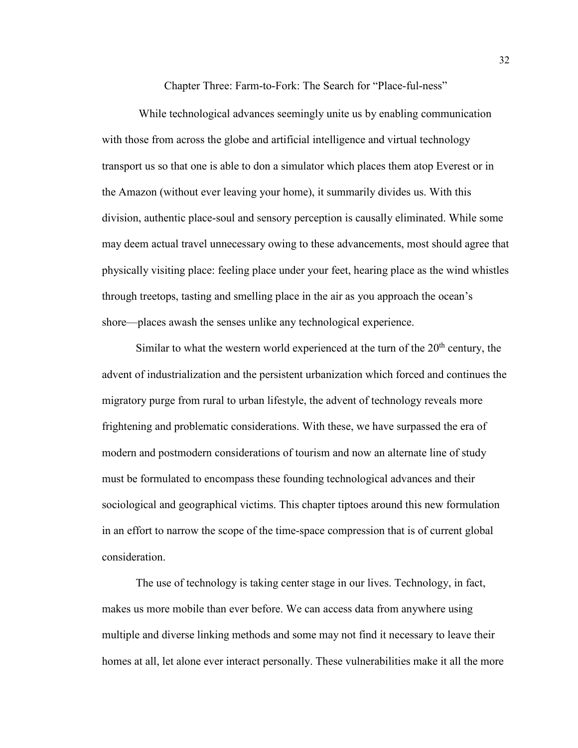# Chapter Three: Farm-to-Fork: The Search for "Place-ful-ness"

While technological advances seemingly unite us by enabling communication with those from across the globe and artificial intelligence and virtual technology transport us so that one is able to don a simulator which places them atop Everest or in the Amazon (without ever leaving your home), it summarily divides us. With this division, authentic place-soul and sensory perception is causally eliminated. While some may deem actual travel unnecessary owing to these advancements, most should agree that physically visiting place: feeling place under your feet, hearing place as the wind whistles through treetops, tasting and smelling place in the air as you approach the ocean's shore—places awash the senses unlike any technological experience.

Similar to what the western world experienced at the turn of the 20th century, the advent of industrialization and the persistent urbanization which forced and continues the migratory purge from rural to urban lifestyle, the advent of technology reveals more frightening and problematic considerations. With these, we have surpassed the era of modern and postmodern considerations of tourism and now an alternate line of study must be formulated to encompass these founding technological advances and their sociological and geographical victims. This chapter tiptoes around this new formulation in an effort to narrow the scope of the time-space compression that is of current global consideration.

The use of technology is taking center stage in our lives. Technology, in fact, makes us more mobile than ever before. We can access data from anywhere using multiple and diverse linking methods and some may not find it necessary to leave their homes at all, let alone ever interact personally. These vulnerabilities make it all the more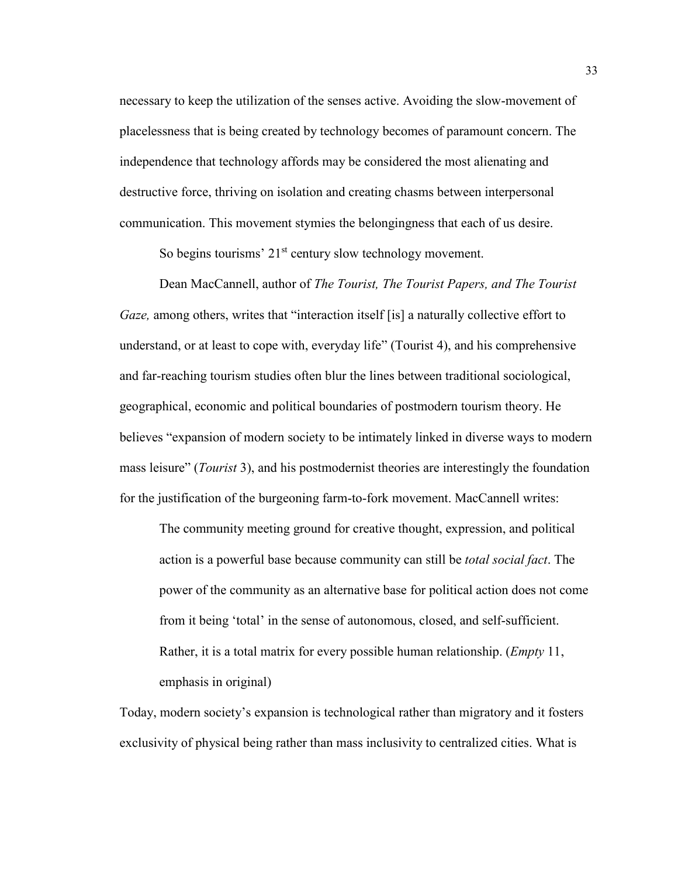necessary to keep the utilization of the senses active. Avoiding the slow-movement of placelessness that is being created by technology becomes of paramount concern. The independence that technology affords may be considered the most alienating and destructive force, thriving on isolation and creating chasms between interpersonal communication. This movement stymies the belongingness that each of us desire.

So begins tourisms' 21st century slow technology movement.

Dean MacCannell, author of *The Tourist, The Tourist Papers, and The Tourist Gaze,* among others, writes that "interaction itself [is] a naturally collective effort to understand, or at least to cope with, everyday life" (Tourist 4), and his comprehensive and far-reaching tourism studies often blur the lines between traditional sociological, geographical, economic and political boundaries of postmodern tourism theory. He believes "expansion of modern society to be intimately linked in diverse ways to modern mass leisure" (*Tourist* 3), and his postmodernist theories are interestingly the foundation for the justification of the burgeoning farm-to-fork movement. MacCannell writes:

> The community meeting ground for creative thought, expression, and political action is a powerful base because community can still be *total social fact*. The power of the community as an alternative base for political action does not come from it being 'total' in the sense of autonomous, closed, and self-sufficient. Rather, it is a total matrix for every possible human relationship. (*Empty* 11, emphasis in original)

Today, modern society's expansion is technological rather than migratory and it fosters exclusivity of physical being rather than mass inclusivity to centralized cities. What is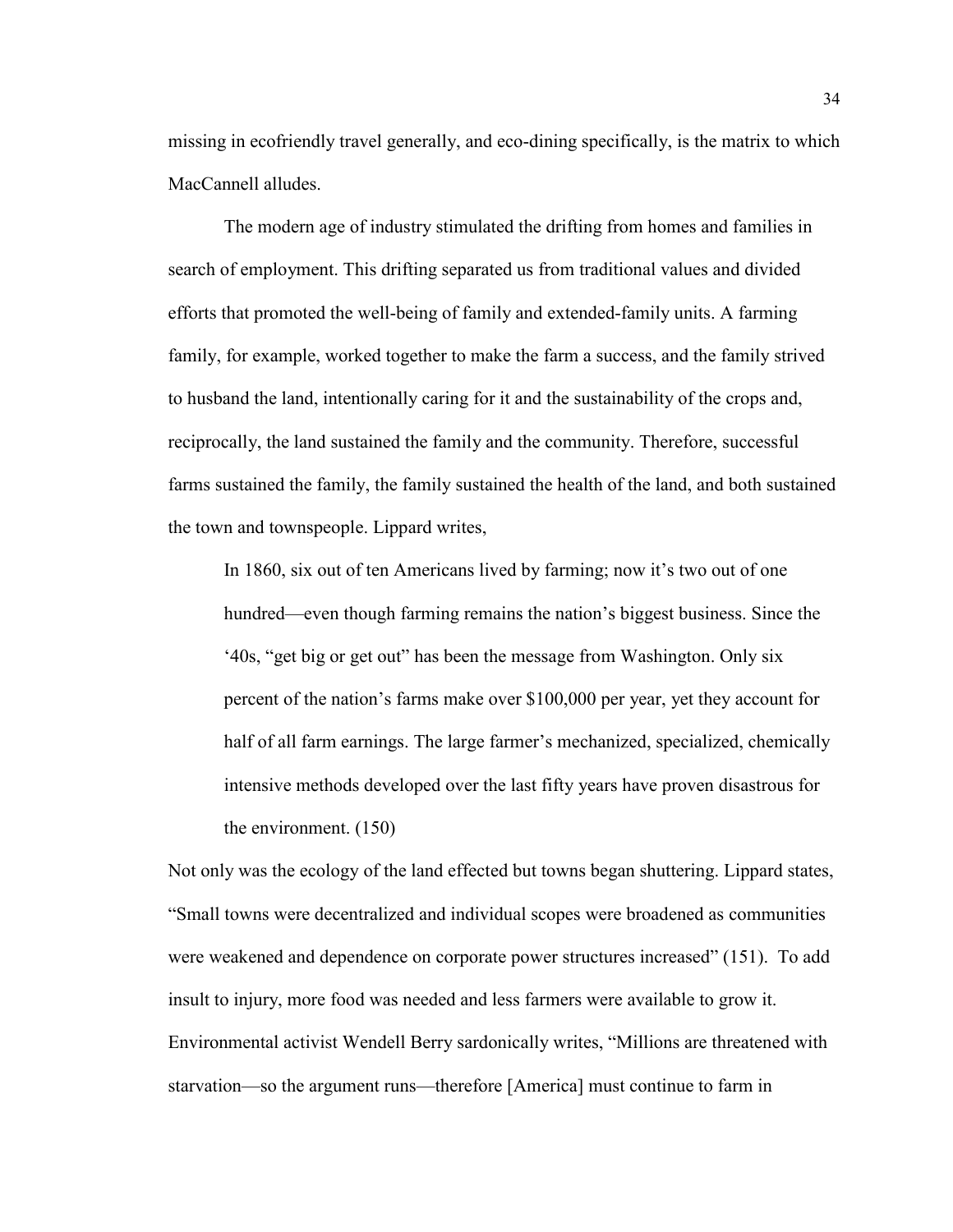missing in ecofriendly travel generally, and eco-dining specifically, is the matrix to which MacCannell alludes.

The modern age of industry stimulated the drifting from homes and families in search of employment. This drifting separated us from traditional values and divided efforts that promoted the well-being of family and extended-family units. A farming family, for example, worked together to make the farm a success, and the family strived to husband the land, intentionally caring for it and the sustainability of the crops and, reciprocally, the land sustained the family and the community. Therefore, successful farms sustained the family, the family sustained the health of the land, and both sustained the town and townspeople. Lippard writes,

> In 1860, six out of ten Americans lived by farming; now it's two out of one hundred—even though farming remains the nation's biggest business. Since the '40s, "get big or get out" has been the message from Washington. Only six percent of the nation's farms make over $100,000 per year, yet they account for half of all farm earnings. The large farmer's mechanized, specialized, chemically intensive methods developed over the last fifty years have proven disastrous for the environment. (150)

Not only was the ecology of the land effected but towns began shuttering. Lippard states, "Small towns were decentralized and individual scopes were broadened as communities were weakened and dependence on corporate power structures increased" (151). To add insult to injury, more food was needed and less farmers were available to grow it. Environmental activist Wendell Berry sardonically writes, "Millions are threatened with starvation—so the argument runs—therefore [America] must continue to farm in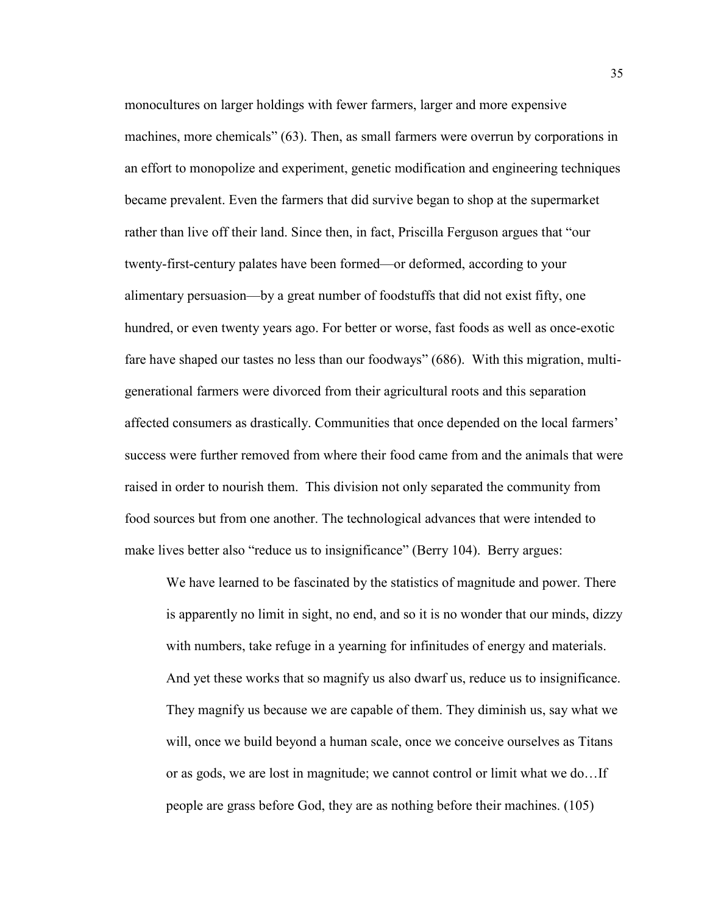monocultures on larger holdings with fewer farmers, larger and more expensive machines, more chemicals" (63). Then, as small farmers were overrun by corporations in an effort to monopolize and experiment, genetic modification and engineering techniques became prevalent. Even the farmers that did survive began to shop at the supermarket rather than live off their land. Since then, in fact, Priscilla Ferguson argues that "our twenty-first-century palates have been formed—or deformed, according to your alimentary persuasion—by a great number of foodstuffs that did not exist fifty, one hundred, or even twenty years ago. For better or worse, fast foods as well as once-exotic fare have shaped our tastes no less than our foodways" (686). With this migration, multi-generational farmers were divorced from their agricultural roots and this separation affected consumers as drastically. Communities that once depended on the local farmers' success were further removed from where their food came from and the animals that were raised in order to nourish them. This division not only separated the community from food sources but from one another. The technological advances that were intended to make lives better also "reduce us to insignificance" (Berry 104). Berry argues:

> We have learned to be fascinated by the statistics of magnitude and power. There is apparently no limit in sight, no end, and so it is no wonder that our minds, dizzy with numbers, take refuge in a yearning for infinitudes of energy and materials. And yet these works that so magnify us also dwarf us, reduce us to insignificance. They magnify us because we are capable of them. They diminish us, say what we will, once we build beyond a human scale, once we conceive ourselves as Titans or as gods, we are lost in magnitude; we cannot control or limit what we do…If people are grass before God, they are as nothing before their machines. (105)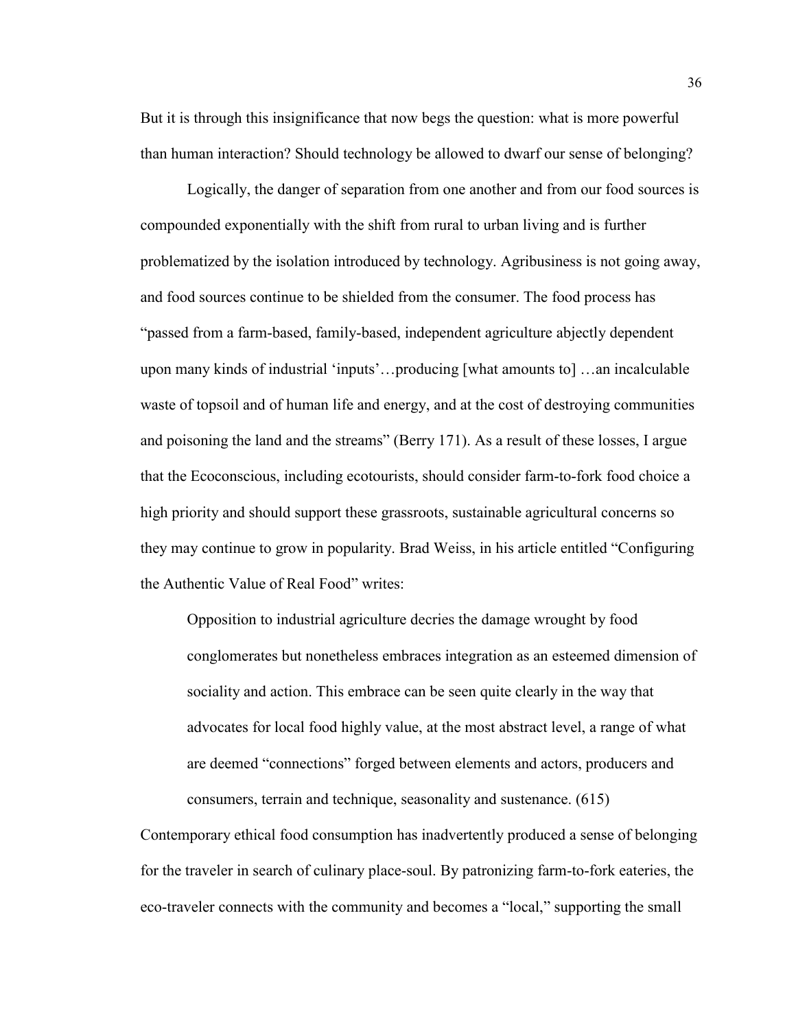But it is through this insignificance that now begs the question: what is more powerful than human interaction? Should technology be allowed to dwarf our sense of belonging?

Logically, the danger of separation from one another and from our food sources is compounded exponentially with the shift from rural to urban living and is further problematized by the isolation introduced by technology. Agribusiness is not going away, and food sources continue to be shielded from the consumer. The food process has "passed from a farm-based, family-based, independent agriculture abjectly dependent upon many kinds of industrial 'inputs'…producing [what amounts to] …an incalculable waste of topsoil and of human life and energy, and at the cost of destroying communities and poisoning the land and the streams" (Berry 171). As a result of these losses, I argue that the Ecoconscious, including ecotourists, should consider farm-to-fork food choice a high priority and should support these grassroots, sustainable agricultural concerns so they may continue to grow in popularity. Brad Weiss, in his article entitled "Configuring the Authentic Value of Real Food" writes:

> Opposition to industrial agriculture decries the damage wrought by food conglomerates but nonetheless embraces integration as an esteemed dimension of sociality and action. This embrace can be seen quite clearly in the way that advocates for local food highly value, at the most abstract level, a range of what are deemed "connections" forged between elements and actors, producers and consumers, terrain and technique, seasonality and sustenance. (615)

Contemporary ethical food consumption has inadvertently produced a sense of belonging for the traveler in search of culinary place-soul. By patronizing farm-to-fork eateries, the eco-traveler connects with the community and becomes a "local," supporting the small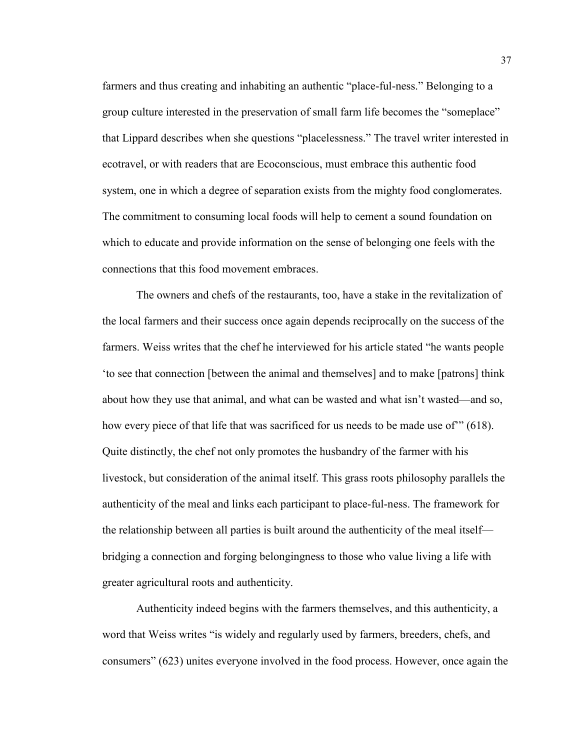farmers and thus creating and inhabiting an authentic "place-ful-ness." Belonging to a group culture interested in the preservation of small farm life becomes the "someplace" that Lippard describes when she questions "placelessness." The travel writer interested in ecotravel, or with readers that are Ecoconscious, must embrace this authentic food system, one in which a degree of separation exists from the mighty food conglomerates. The commitment to consuming local foods will help to cement a sound foundation on which to educate and provide information on the sense of belonging one feels with the connections that this food movement embraces.

The owners and chefs of the restaurants, too, have a stake in the revitalization of the local farmers and their success once again depends reciprocally on the success of the farmers. Weiss writes that the chef he interviewed for his article stated "he wants people 'to see that connection [between the animal and themselves] and to make [patrons] think about how they use that animal, and what can be wasted and what isn't wasted—and so, how every piece of that life that was sacrificed for us needs to be made use of'" (618). Quite distinctly, the chef not only promotes the husbandry of the farmer with his livestock, but consideration of the animal itself. This grass roots philosophy parallels the authenticity of the meal and links each participant to place-ful-ness. The framework for the relationship between all parties is built around the authenticity of the meal itself—bridging a connection and forging belongingness to those who value living a life with greater agricultural roots and authenticity.

Authenticity indeed begins with the farmers themselves, and this authenticity, a word that Weiss writes "is widely and regularly used by farmers, breeders, chefs, and consumers" (623) unites everyone involved in the food process. However, once again the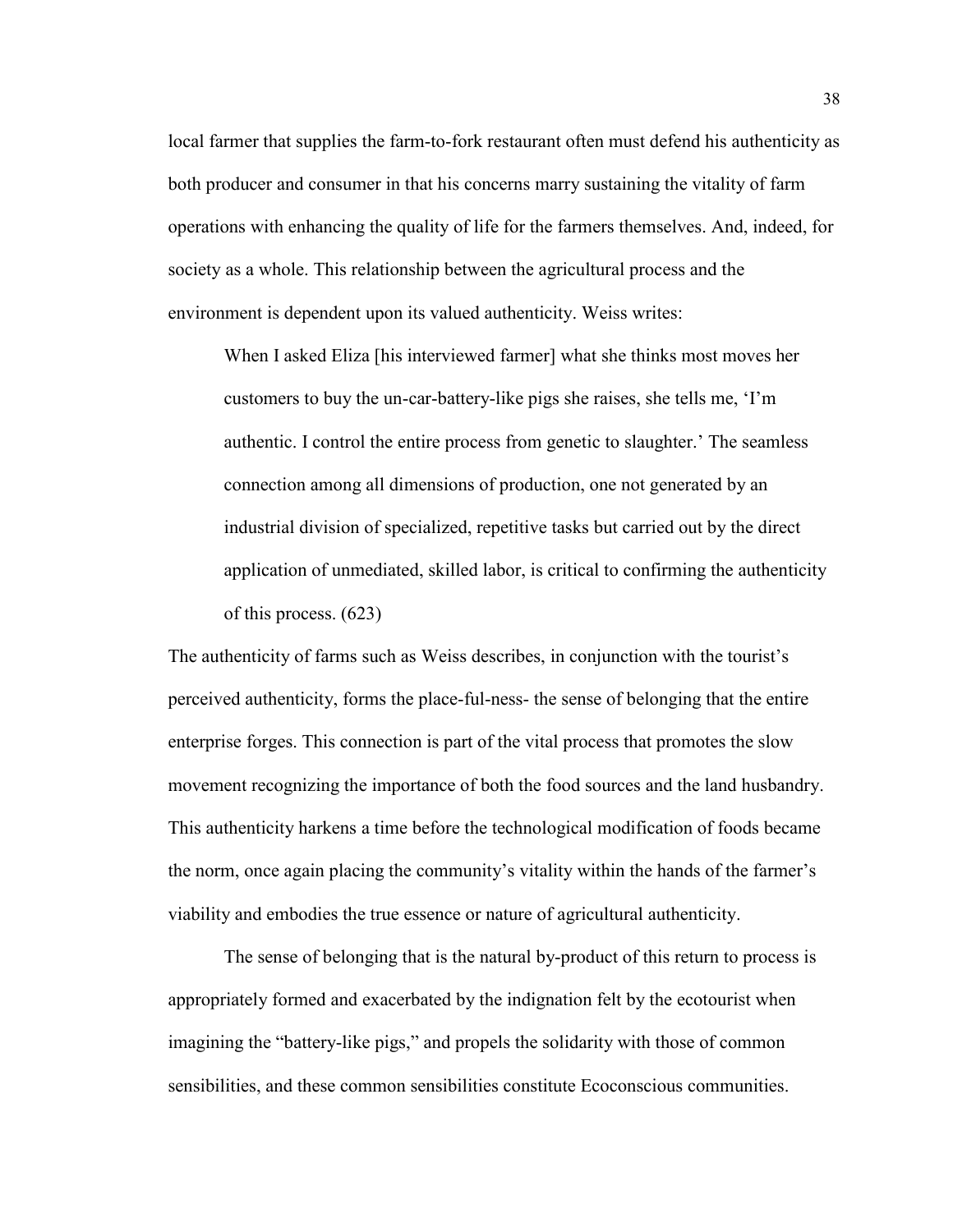local farmer that supplies the farm-to-fork restaurant often must defend his authenticity as both producer and consumer in that his concerns marry sustaining the vitality of farm operations with enhancing the quality of life for the farmers themselves. And, indeed, for society as a whole. This relationship between the agricultural process and the environment is dependent upon its valued authenticity. Weiss writes:

> When I asked Eliza [his interviewed farmer] what she thinks most moves her customers to buy the un-car-battery-like pigs she raises, she tells me, 'I'm authentic. I control the entire process from genetic to slaughter.' The seamless connection among all dimensions of production, one not generated by an industrial division of specialized, repetitive tasks but carried out by the direct application of unmediated, skilled labor, is critical to confirming the authenticity of this process. (623)

The authenticity of farms such as Weiss describes, in conjunction with the tourist's perceived authenticity, forms the place-ful-ness- the sense of belonging that the entire enterprise forges. This connection is part of the vital process that promotes the slow movement recognizing the importance of both the food sources and the land husbandry. This authenticity harkens a time before the technological modification of foods became the norm, once again placing the community's vitality within the hands of the farmer's viability and embodies the true essence or nature of agricultural authenticity.

The sense of belonging that is the natural by-product of this return to process is appropriately formed and exacerbated by the indignation felt by the ecotourist when imagining the "battery-like pigs," and propels the solidarity with those of common sensibilities, and these common sensibilities constitute Ecoconscious communities.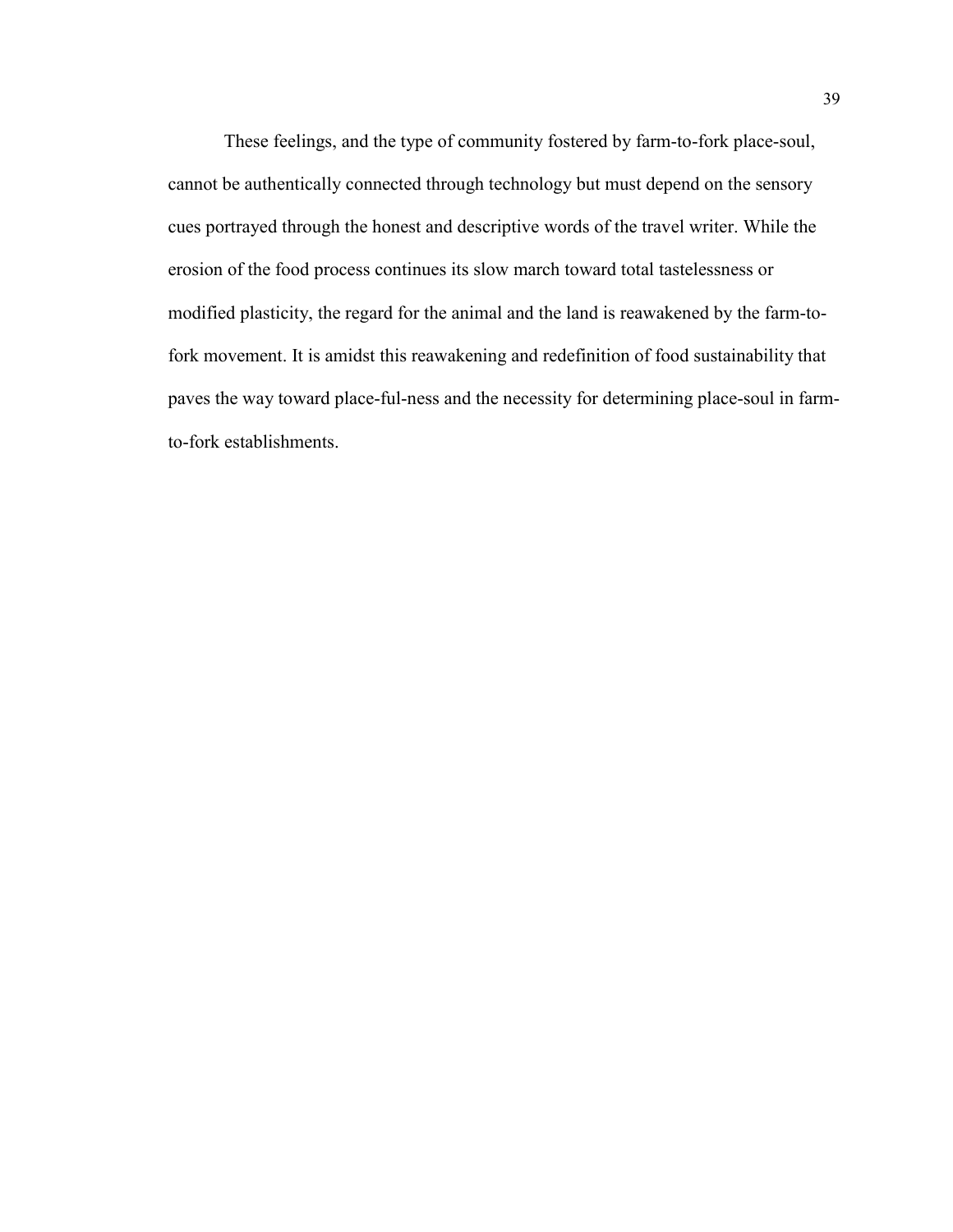These feelings, and the type of community fostered by farm-to-fork place-soul, cannot be authentically connected through technology but must depend on the sensory cues portrayed through the honest and descriptive words of the travel writer. While the erosion of the food process continues its slow march toward total tastelessness or modified plasticity, the regard for the animal and the land is reawakened by the farm-to-fork movement. It is amidst this reawakening and redefinition of food sustainability that paves the way toward place-ful-ness and the necessity for determining place-soul in farm-to-fork establishments.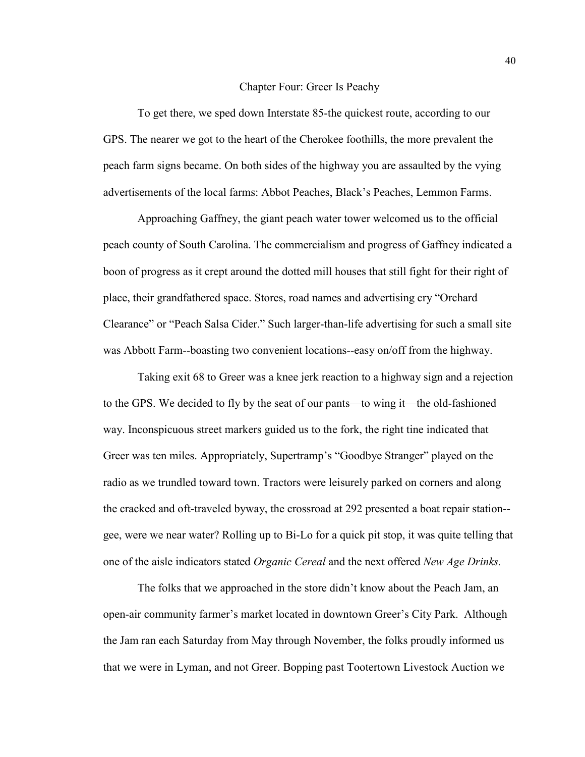## Chapter Four: Greer Is Peachy

To get there, we sped down Interstate 85-the quickest route, according to our GPS. The nearer we got to the heart of the Cherokee foothills, the more prevalent the peach farm signs became. On both sides of the highway you are assaulted by the vying advertisements of the local farms: Abbot Peaches, Black's Peaches, Lemmon Farms.

Approaching Gaffney, the giant peach water tower welcomed us to the official peach county of South Carolina. The commercialism and progress of Gaffney indicated a boon of progress as it crept around the dotted mill houses that still fight for their right of place, their grandfathered space. Stores, road names and advertising cry "Orchard Clearance" or "Peach Salsa Cider." Such larger-than-life advertising for such a small site was Abbott Farm--boasting two convenient locations--easy on/off from the highway.

Taking exit 68 to Greer was a knee jerk reaction to a highway sign and a rejection to the GPS. We decided to fly by the seat of our pants—to wing it—the old-fashioned way. Inconspicuous street markers guided us to the fork, the right tine indicated that Greer was ten miles. Appropriately, Supertramp's "Goodbye Stranger" played on the radio as we trundled toward town. Tractors were leisurely parked on corners and along the cracked and oft-traveled byway, the crossroad at 292 presented a boat repair station--gee, were we near water? Rolling up to Bi-Lo for a quick pit stop, it was quite telling that one of the aisle indicators stated *Organic Cereal* and the next offered *New Age Drinks.*

The folks that we approached in the store didn't know about the Peach Jam, an open-air community farmer's market located in downtown Greer's City Park. Although the Jam ran each Saturday from May through November, the folks proudly informed us that we were in Lyman, and not Greer. Bopping past Tootertown Livestock Auction we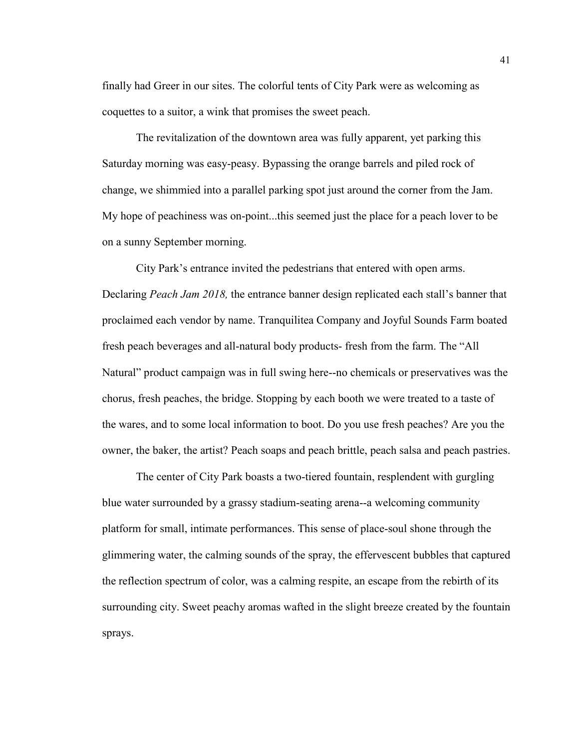finally had Greer in our sites. The colorful tents of City Park were as welcoming as coquettes to a suitor, a wink that promises the sweet peach.

The revitalization of the downtown area was fully apparent, yet parking this Saturday morning was easy-peasy. Bypassing the orange barrels and piled rock of change, we shimmied into a parallel parking spot just around the corner from the Jam. My hope of peachiness was on-point...this seemed just the place for a peach lover to be on a sunny September morning.

City Park's entrance invited the pedestrians that entered with open arms. Declaring *Peach Jam 2018,* the entrance banner design replicated each stall's banner that proclaimed each vendor by name. Tranquilitea Company and Joyful Sounds Farm boated fresh peach beverages and all-natural body products- fresh from the farm. The "All Natural" product campaign was in full swing here--no chemicals or preservatives was the chorus, fresh peaches, the bridge. Stopping by each booth we were treated to a taste of the wares, and to some local information to boot. Do you use fresh peaches? Are you the owner, the baker, the artist? Peach soaps and peach brittle, peach salsa and peach pastries.

The center of City Park boasts a two-tiered fountain, resplendent with gurgling blue water surrounded by a grassy stadium-seating arena--a welcoming community platform for small, intimate performances. This sense of place-soul shone through the glimmering water, the calming sounds of the spray, the effervescent bubbles that captured the reflection spectrum of color, was a calming respite, an escape from the rebirth of its surrounding city. Sweet peachy aromas wafted in the slight breeze created by the fountain sprays.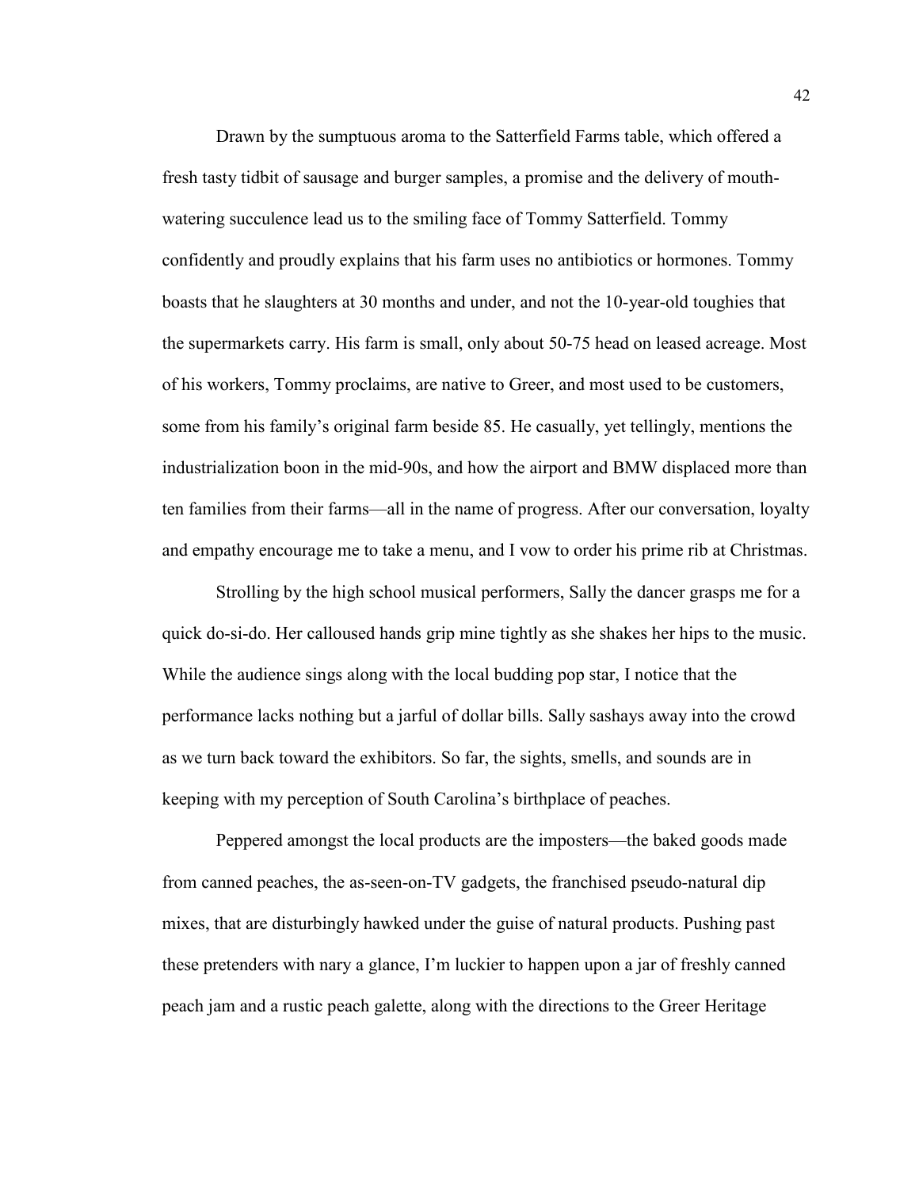Drawn by the sumptuous aroma to the Satterfield Farms table, which offered a fresh tasty tidbit of sausage and burger samples, a promise and the delivery of mouth-watering succulence lead us to the smiling face of Tommy Satterfield. Tommy confidently and proudly explains that his farm uses no antibiotics or hormones. Tommy boasts that he slaughters at 30 months and under, and not the 10-year-old toughies that the supermarkets carry. His farm is small, only about 50-75 head on leased acreage. Most of his workers, Tommy proclaims, are native to Greer, and most used to be customers, some from his family's original farm beside 85. He casually, yet tellingly, mentions the industrialization boon in the mid-90s, and how the airport and BMW displaced more than ten families from their farms—all in the name of progress. After our conversation, loyalty and empathy encourage me to take a menu, and I vow to order his prime rib at Christmas.

Strolling by the high school musical performers, Sally the dancer grasps me for a quick do-si-do. Her calloused hands grip mine tightly as she shakes her hips to the music. While the audience sings along with the local budding pop star, I notice that the performance lacks nothing but a jarful of dollar bills. Sally sashays away into the crowd as we turn back toward the exhibitors. So far, the sights, smells, and sounds are in keeping with my perception of South Carolina's birthplace of peaches.

Peppered amongst the local products are the imposters—the baked goods made from canned peaches, the as-seen-on-TV gadgets, the franchised pseudo-natural dip mixes, that are disturbingly hawked under the guise of natural products. Pushing past these pretenders with nary a glance, I'm luckier to happen upon a jar of freshly canned peach jam and a rustic peach galette, along with the directions to the Greer Heritage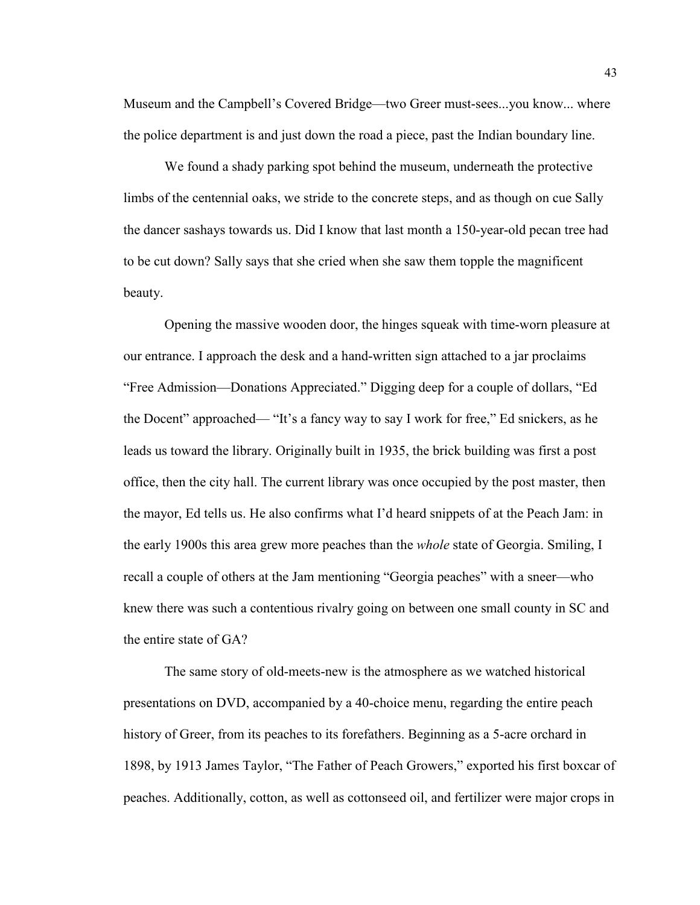Museum and the Campbell's Covered Bridge—two Greer must-sees...you know... where the police department is and just down the road a piece, past the Indian boundary line.

We found a shady parking spot behind the museum, underneath the protective limbs of the centennial oaks, we stride to the concrete steps, and as though on cue Sally the dancer sashays towards us. Did I know that last month a 150-year-old pecan tree had to be cut down? Sally says that she cried when she saw them topple the magnificent beauty.

Opening the massive wooden door, the hinges squeak with time-worn pleasure at our entrance. I approach the desk and a hand-written sign attached to a jar proclaims "Free Admission—Donations Appreciated." Digging deep for a couple of dollars, "Ed the Docent" approached— "It's a fancy way to say I work for free," Ed snickers, as he leads us toward the library. Originally built in 1935, the brick building was first a post office, then the city hall. The current library was once occupied by the post master, then the mayor, Ed tells us. He also confirms what I'd heard snippets of at the Peach Jam: in the early 1900s this area grew more peaches than the *whole* state of Georgia. Smiling, I recall a couple of others at the Jam mentioning "Georgia peaches" with a sneer—who knew there was such a contentious rivalry going on between one small county in SC and the entire state of GA?

The same story of old-meets-new is the atmosphere as we watched historical presentations on DVD, accompanied by a 40-choice menu, regarding the entire peach history of Greer, from its peaches to its forefathers. Beginning as a 5-acre orchard in 1898, by 1913 James Taylor, "The Father of Peach Growers," exported his first boxcar of peaches. Additionally, cotton, as well as cottonseed oil, and fertilizer were major crops in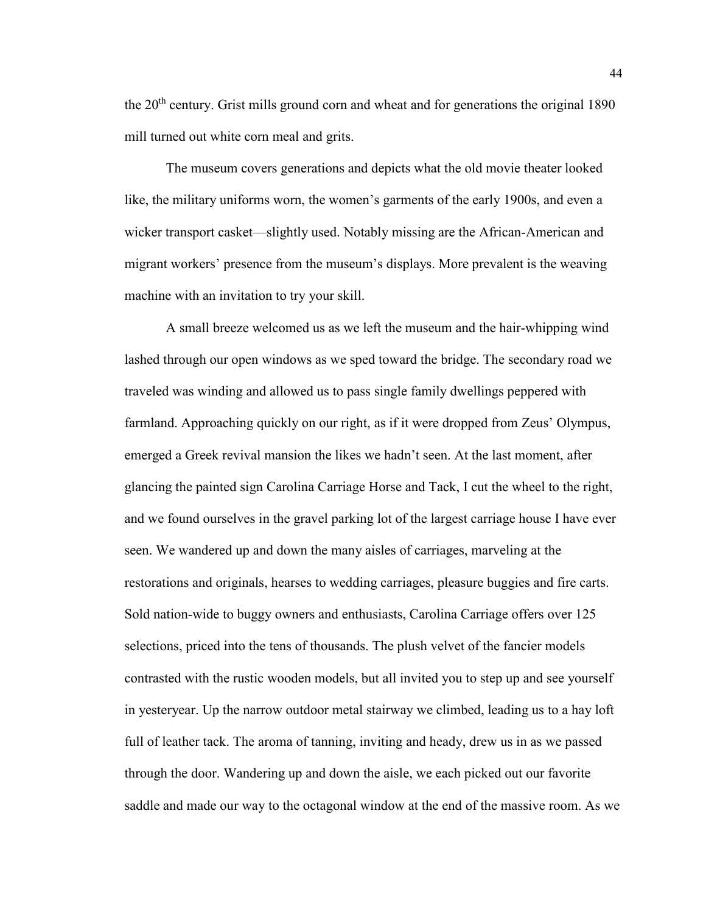the 20th century. Grist mills ground corn and wheat and for generations the original 1890 mill turned out white corn meal and grits.

The museum covers generations and depicts what the old movie theater looked like, the military uniforms worn, the women's garments of the early 1900s, and even a wicker transport casket—slightly used. Notably missing are the African-American and migrant workers' presence from the museum's displays. More prevalent is the weaving machine with an invitation to try your skill.

A small breeze welcomed us as we left the museum and the hair-whipping wind lashed through our open windows as we sped toward the bridge. The secondary road we traveled was winding and allowed us to pass single family dwellings peppered with farmland. Approaching quickly on our right, as if it were dropped from Zeus' Olympus, emerged a Greek revival mansion the likes we hadn't seen. At the last moment, after glancing the painted sign Carolina Carriage Horse and Tack, I cut the wheel to the right, and we found ourselves in the gravel parking lot of the largest carriage house I have ever seen. We wandered up and down the many aisles of carriages, marveling at the restorations and originals, hearses to wedding carriages, pleasure buggies and fire carts. Sold nation-wide to buggy owners and enthusiasts, Carolina Carriage offers over 125 selections, priced into the tens of thousands. The plush velvet of the fancier models contrasted with the rustic wooden models, but all invited you to step up and see yourself in yesteryear. Up the narrow outdoor metal stairway we climbed, leading us to a hay loft full of leather tack. The aroma of tanning, inviting and heady, drew us in as we passed through the door. Wandering up and down the aisle, we each picked out our favorite saddle and made our way to the octagonal window at the end of the massive room. As we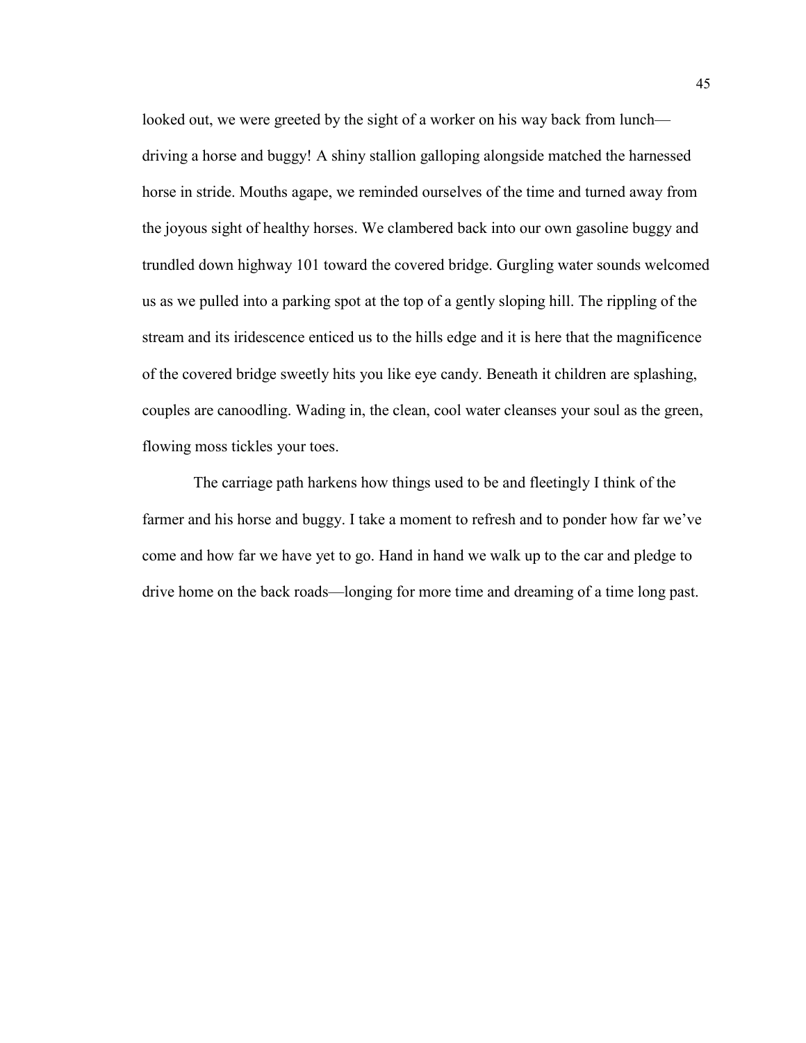looked out, we were greeted by the sight of a worker on his way back from lunch—driving a horse and buggy! A shiny stallion galloping alongside matched the harnessed horse in stride. Mouths agape, we reminded ourselves of the time and turned away from the joyous sight of healthy horses. We clambered back into our own gasoline buggy and trundled down highway 101 toward the covered bridge. Gurgling water sounds welcomed us as we pulled into a parking spot at the top of a gently sloping hill. The rippling of the stream and its iridescence enticed us to the hills edge and it is here that the magnificence of the covered bridge sweetly hits you like eye candy. Beneath it children are splashing, couples are canoodling. Wading in, the clean, cool water cleanses your soul as the green, flowing moss tickles your toes.

The carriage path harkens how things used to be and fleetingly I think of the farmer and his horse and buggy. I take a moment to refresh and to ponder how far we've come and how far we have yet to go. Hand in hand we walk up to the car and pledge to drive home on the back roads—longing for more time and dreaming of a time long past.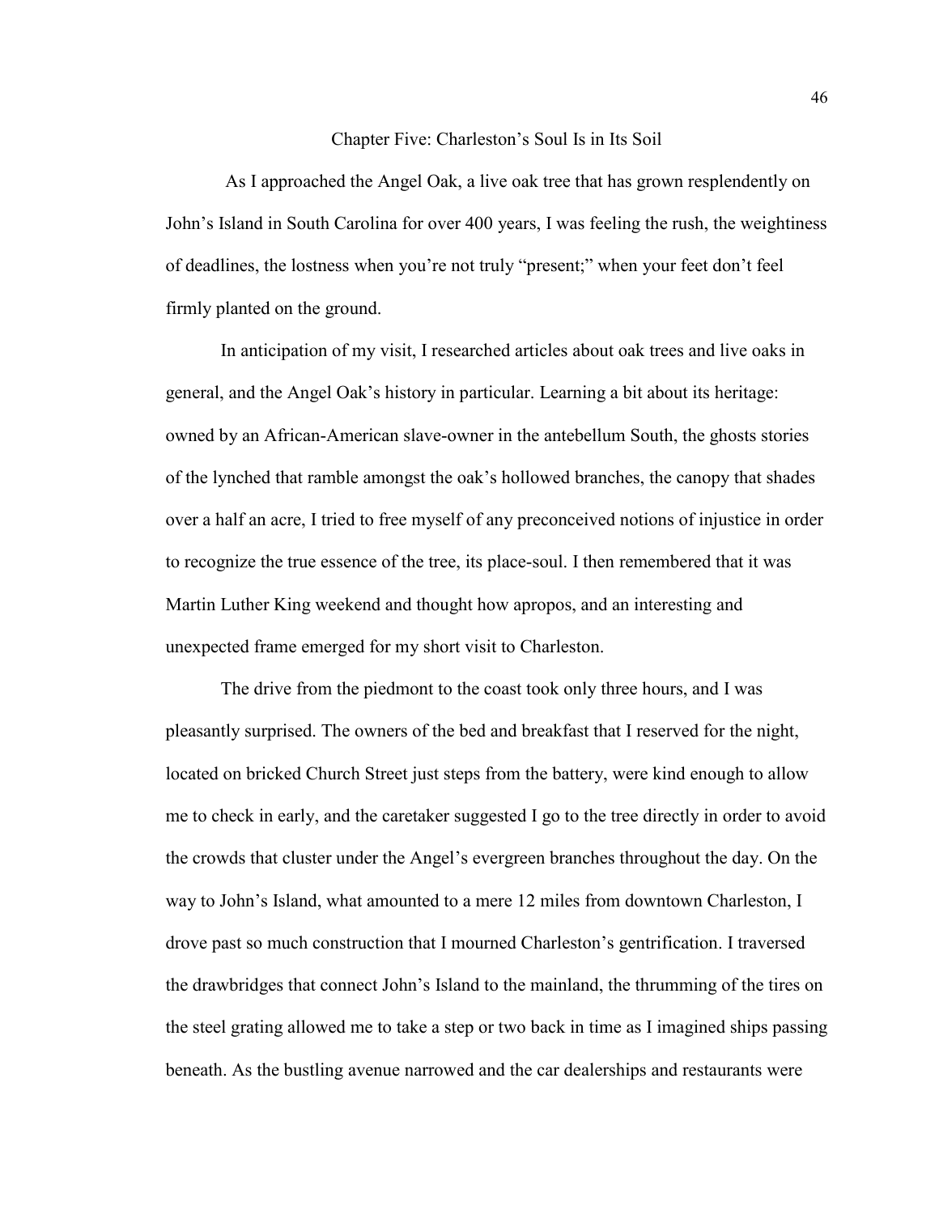# Chapter Five: Charleston's Soul Is in Its Soil

As I approached the Angel Oak, a live oak tree that has grown resplendently on John's Island in South Carolina for over 400 years, I was feeling the rush, the weightiness of deadlines, the lostness when you're not truly "present;" when your feet don't feel firmly planted on the ground.

In anticipation of my visit, I researched articles about oak trees and live oaks in general, and the Angel Oak's history in particular. Learning a bit about its heritage: owned by an African-American slave-owner in the antebellum South, the ghosts stories of the lynched that ramble amongst the oak's hollowed branches, the canopy that shades over a half an acre, I tried to free myself of any preconceived notions of injustice in order to recognize the true essence of the tree, its place-soul. I then remembered that it was Martin Luther King weekend and thought how apropos, and an interesting and unexpected frame emerged for my short visit to Charleston.

The drive from the piedmont to the coast took only three hours, and I was pleasantly surprised. The owners of the bed and breakfast that I reserved for the night, located on bricked Church Street just steps from the battery, were kind enough to allow me to check in early, and the caretaker suggested I go to the tree directly in order to avoid the crowds that cluster under the Angel's evergreen branches throughout the day. On the way to John's Island, what amounted to a mere 12 miles from downtown Charleston, I drove past so much construction that I mourned Charleston's gentrification. I traversed the drawbridges that connect John's Island to the mainland, the thrumming of the tires on the steel grating allowed me to take a step or two back in time as I imagined ships passing beneath. As the bustling avenue narrowed and the car dealerships and restaurants were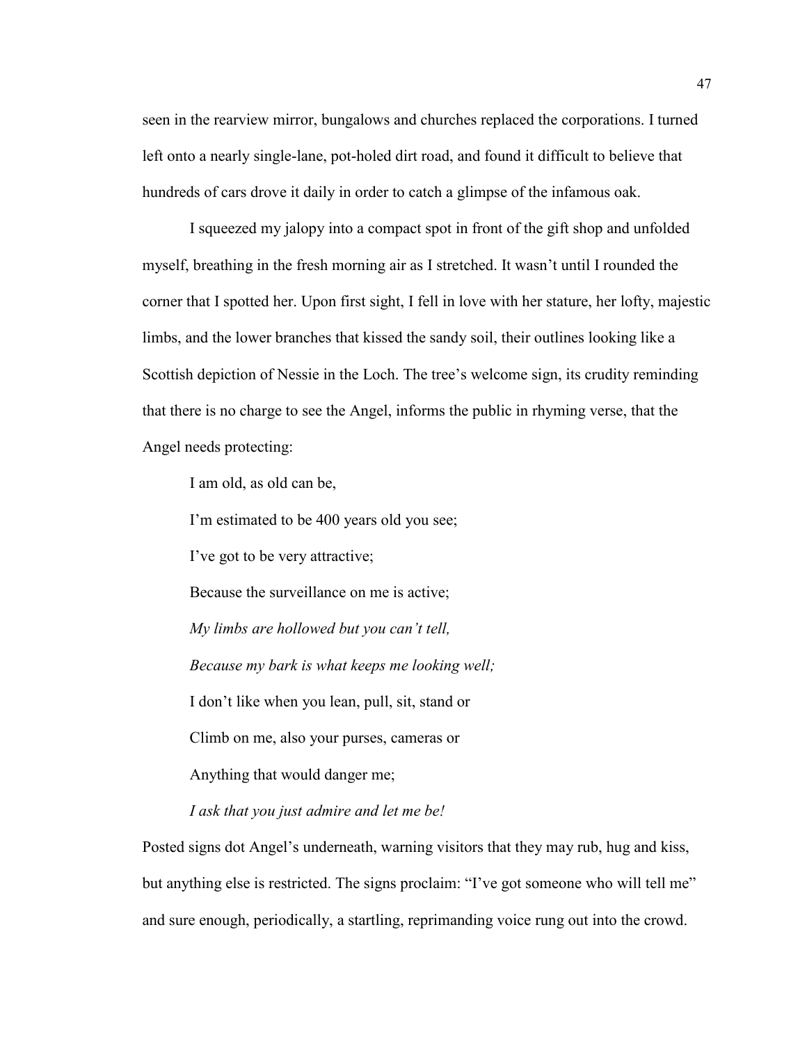seen in the rearview mirror, bungalows and churches replaced the corporations. I turned left onto a nearly single-lane, pot-holed dirt road, and found it difficult to believe that hundreds of cars drove it daily in order to catch a glimpse of the infamous oak.

I squeezed my jalopy into a compact spot in front of the gift shop and unfolded myself, breathing in the fresh morning air as I stretched. It wasn't until I rounded the corner that I spotted her. Upon first sight, I fell in love with her stature, her lofty, majestic limbs, and the lower branches that kissed the sandy soil, their outlines looking like a Scottish depiction of Nessie in the Loch. The tree's welcome sign, its crudity reminding that there is no charge to see the Angel, informs the public in rhyming verse, that the Angel needs protecting:

> I am old, as old can be,
>
> I'm estimated to be 400 years old you see;
>
> I've got to be very attractive;
>
> Because the surveillance on me is active;
>
> *My limbs are hollowed but you can't tell,*
>
> *Because my bark is what keeps me looking well;*
>
> I don't like when you lean, pull, sit, stand or
>
> Climb on me, also your purses, cameras or
>
> Anything that would danger me;
>
> *I ask that you just admire and let me be!*

Posted signs dot Angel's underneath, warning visitors that they may rub, hug and kiss, but anything else is restricted. The signs proclaim: "I've got someone who will tell me" and sure enough, periodically, a startling, reprimanding voice rung out into the crowd.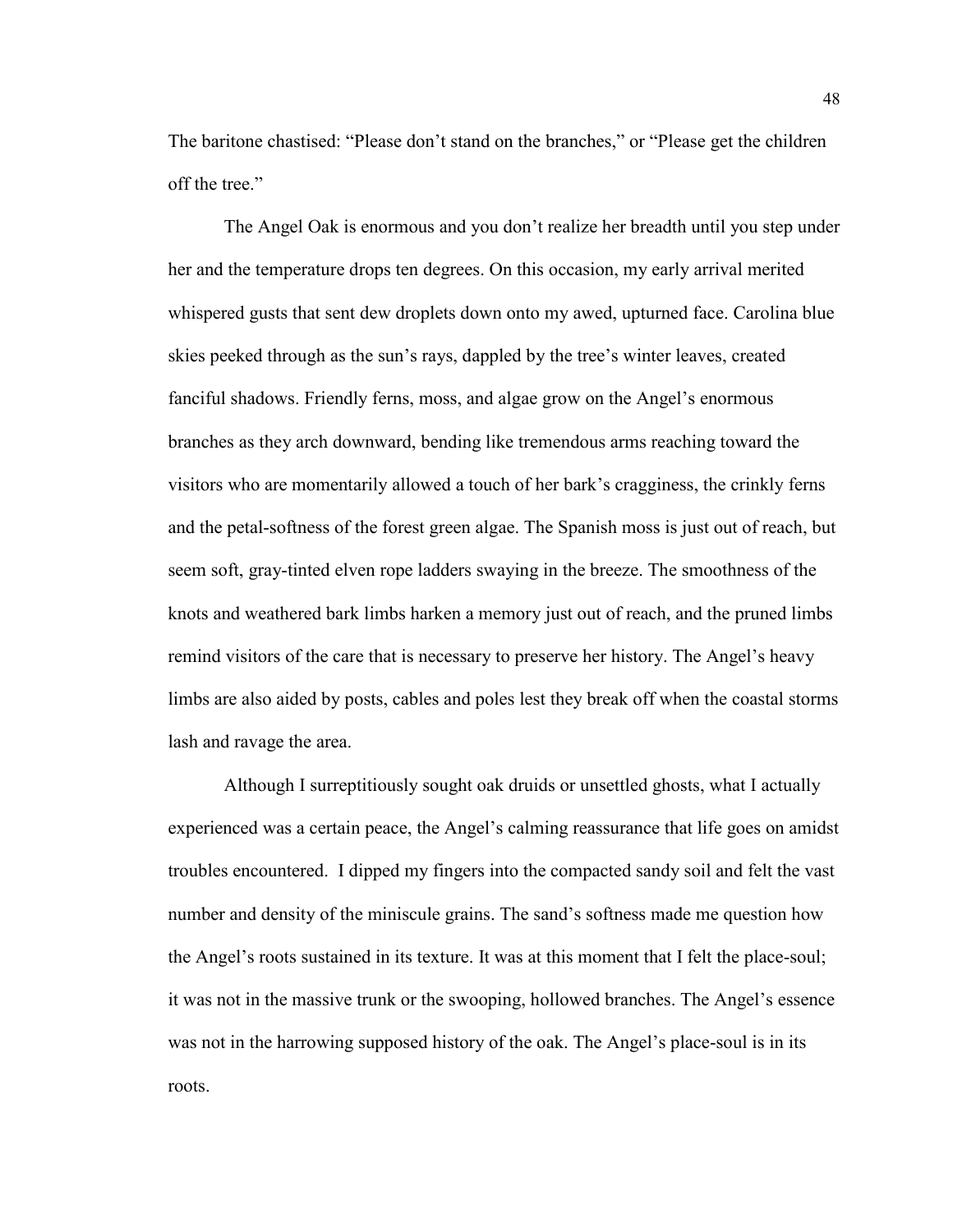The baritone chastised: "Please don't stand on the branches," or "Please get the children off the tree."

The Angel Oak is enormous and you don't realize her breadth until you step under her and the temperature drops ten degrees. On this occasion, my early arrival merited whispered gusts that sent dew droplets down onto my awed, upturned face. Carolina blue skies peeked through as the sun's rays, dappled by the tree's winter leaves, created fanciful shadows. Friendly ferns, moss, and algae grow on the Angel's enormous branches as they arch downward, bending like tremendous arms reaching toward the visitors who are momentarily allowed a touch of her bark's cragginess, the crinkly ferns and the petal-softness of the forest green algae. The Spanish moss is just out of reach, but seem soft, gray-tinted elven rope ladders swaying in the breeze. The smoothness of the knots and weathered bark limbs harken a memory just out of reach, and the pruned limbs remind visitors of the care that is necessary to preserve her history. The Angel's heavy limbs are also aided by posts, cables and poles lest they break off when the coastal storms lash and ravage the area.

Although I surreptitiously sought oak druids or unsettled ghosts, what I actually experienced was a certain peace, the Angel's calming reassurance that life goes on amidst troubles encountered. I dipped my fingers into the compacted sandy soil and felt the vast number and density of the miniscule grains. The sand's softness made me question how the Angel's roots sustained in its texture. It was at this moment that I felt the place-soul; it was not in the massive trunk or the swooping, hollowed branches. The Angel's essence was not in the harrowing supposed history of the oak. The Angel's place-soul is in its roots.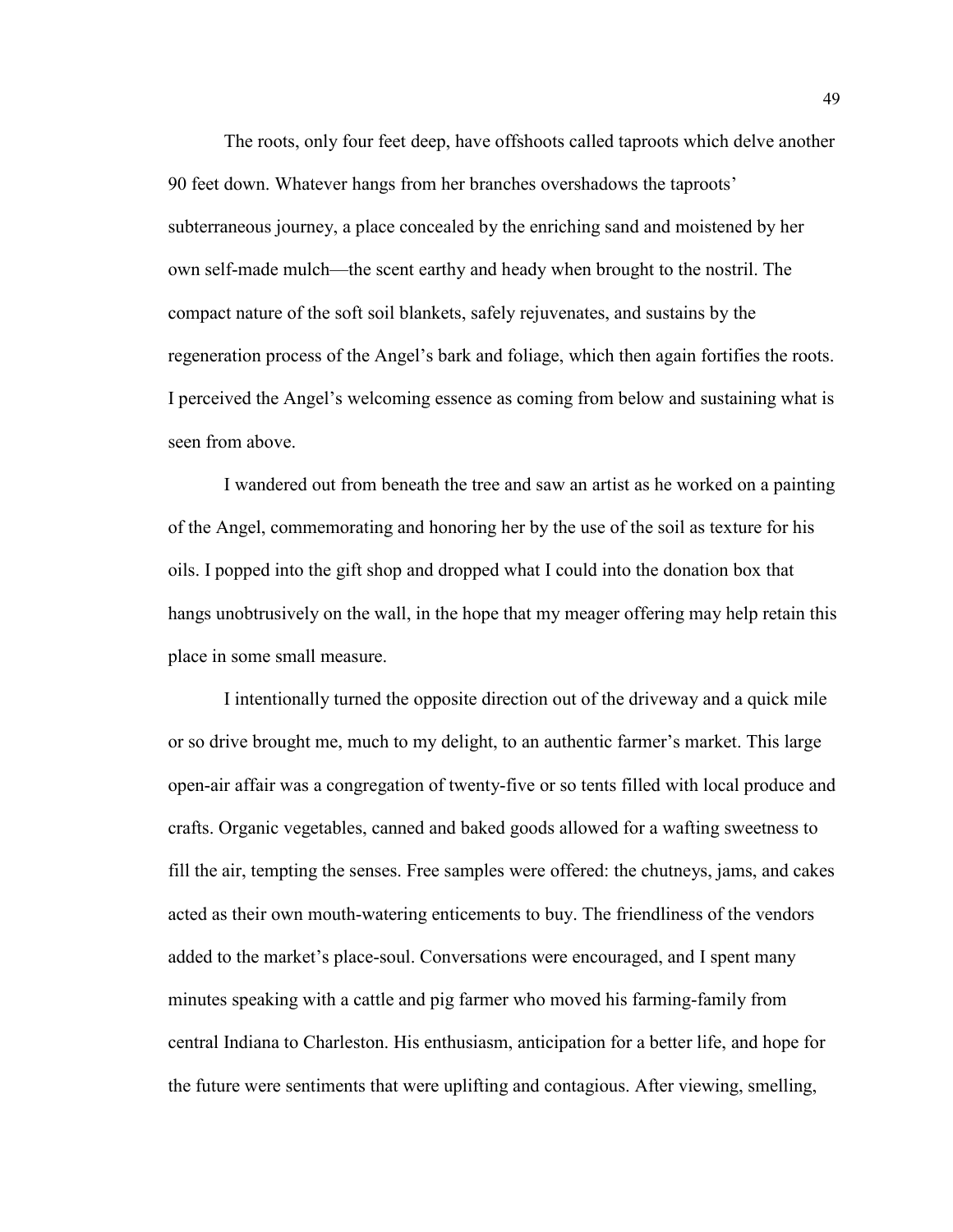The roots, only four feet deep, have offshoots called taproots which delve another 90 feet down. Whatever hangs from her branches overshadows the taproots' subterraneous journey, a place concealed by the enriching sand and moistened by her own self-made mulch—the scent earthy and heady when brought to the nostril. The compact nature of the soft soil blankets, safely rejuvenates, and sustains by the regeneration process of the Angel's bark and foliage, which then again fortifies the roots. I perceived the Angel's welcoming essence as coming from below and sustaining what is seen from above.

I wandered out from beneath the tree and saw an artist as he worked on a painting of the Angel, commemorating and honoring her by the use of the soil as texture for his oils. I popped into the gift shop and dropped what I could into the donation box that hangs unobtrusively on the wall, in the hope that my meager offering may help retain this place in some small measure.

I intentionally turned the opposite direction out of the driveway and a quick mile or so drive brought me, much to my delight, to an authentic farmer's market. This large open-air affair was a congregation of twenty-five or so tents filled with local produce and crafts. Organic vegetables, canned and baked goods allowed for a wafting sweetness to fill the air, tempting the senses. Free samples were offered: the chutneys, jams, and cakes acted as their own mouth-watering enticements to buy. The friendliness of the vendors added to the market's place-soul. Conversations were encouraged, and I spent many minutes speaking with a cattle and pig farmer who moved his farming-family from central Indiana to Charleston. His enthusiasm, anticipation for a better life, and hope for the future were sentiments that were uplifting and contagious. After viewing, smelling,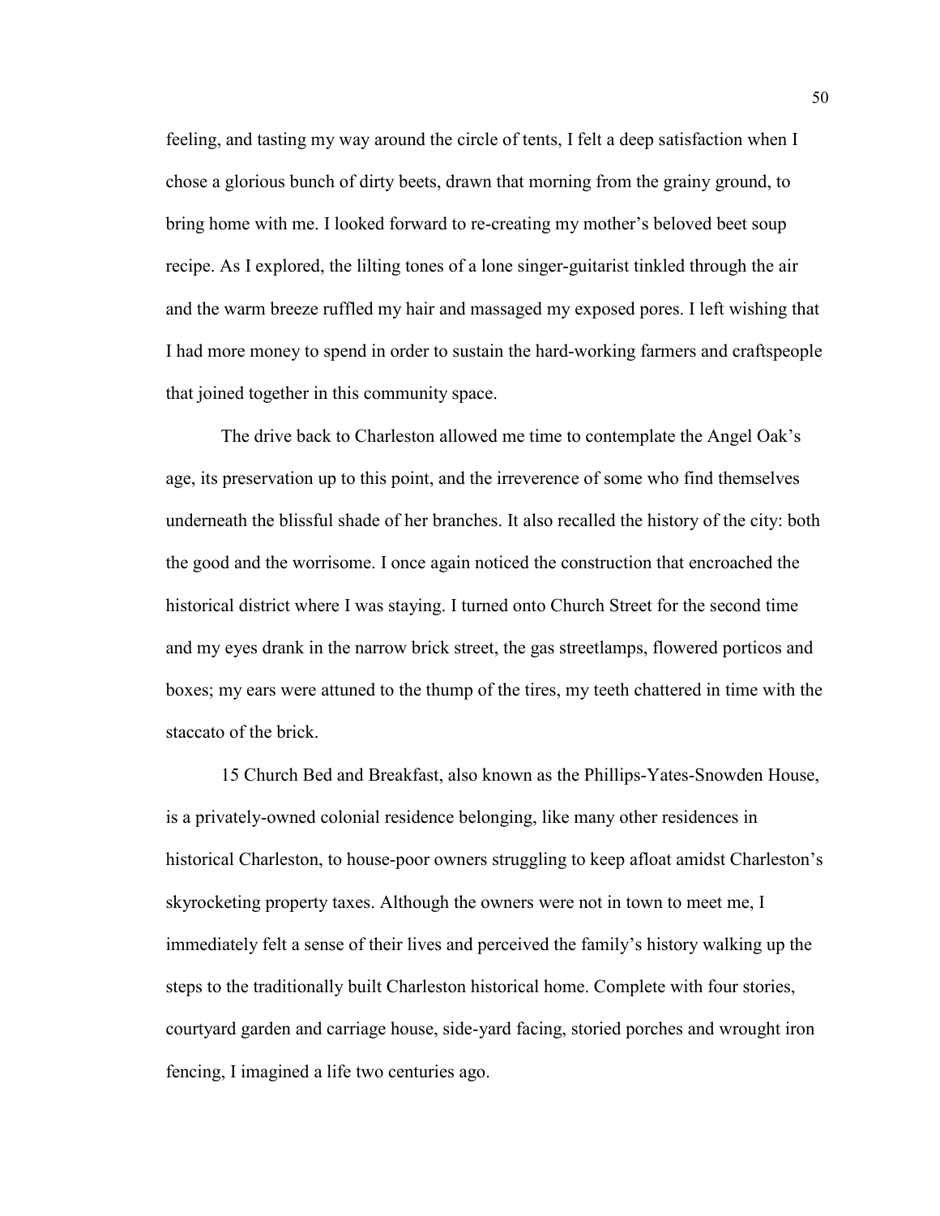feeling, and tasting my way around the circle of tents, I felt a deep satisfaction when I chose a glorious bunch of dirty beets, drawn that morning from the grainy ground, to bring home with me. I looked forward to re-creating my mother's beloved beet soup recipe. As I explored, the lilting tones of a lone singer-guitarist tinkled through the air and the warm breeze ruffled my hair and massaged my exposed pores. I left wishing that I had more money to spend in order to sustain the hard-working farmers and craftspeople that joined together in this community space.

The drive back to Charleston allowed me time to contemplate the Angel Oak's age, its preservation up to this point, and the irreverence of some who find themselves underneath the blissful shade of her branches. It also recalled the history of the city: both the good and the worrisome. I once again noticed the construction that encroached the historical district where I was staying. I turned onto Church Street for the second time and my eyes drank in the narrow brick street, the gas streetlamps, flowered porticos and boxes; my ears were attuned to the thump of the tires, my teeth chattered in time with the staccato of the brick.

15 Church Bed and Breakfast, also known as the Phillips-Yates-Snowden House, is a privately-owned colonial residence belonging, like many other residences in historical Charleston, to house-poor owners struggling to keep afloat amidst Charleston's skyrocketing property taxes. Although the owners were not in town to meet me, I immediately felt a sense of their lives and perceived the family's history walking up the steps to the traditionally built Charleston historical home. Complete with four stories, courtyard garden and carriage house, side-yard facing, storied porches and wrought iron fencing, I imagined a life two centuries ago.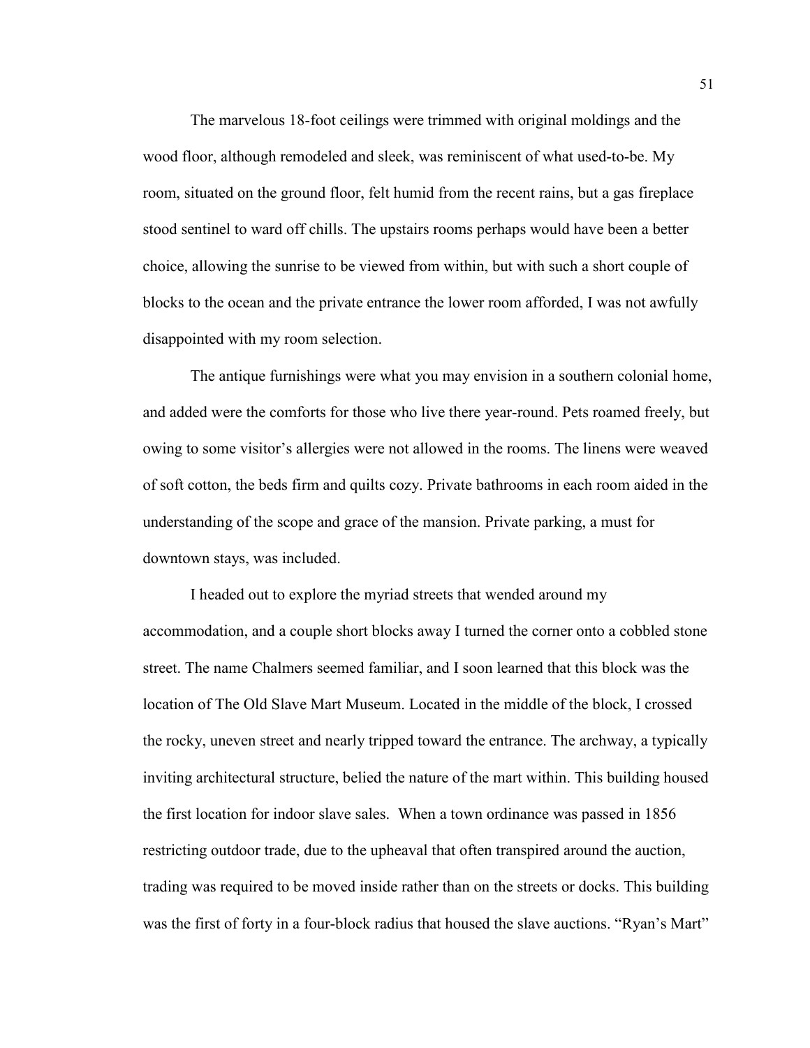The marvelous 18-foot ceilings were trimmed with original moldings and the wood floor, although remodeled and sleek, was reminiscent of what used-to-be. My room, situated on the ground floor, felt humid from the recent rains, but a gas fireplace stood sentinel to ward off chills. The upstairs rooms perhaps would have been a better choice, allowing the sunrise to be viewed from within, but with such a short couple of blocks to the ocean and the private entrance the lower room afforded, I was not awfully disappointed with my room selection.

The antique furnishings were what you may envision in a southern colonial home, and added were the comforts for those who live there year-round. Pets roamed freely, but owing to some visitor's allergies were not allowed in the rooms. The linens were weaved of soft cotton, the beds firm and quilts cozy. Private bathrooms in each room aided in the understanding of the scope and grace of the mansion. Private parking, a must for downtown stays, was included.

I headed out to explore the myriad streets that wended around my accommodation, and a couple short blocks away I turned the corner onto a cobbled stone street. The name Chalmers seemed familiar, and I soon learned that this block was the location of The Old Slave Mart Museum. Located in the middle of the block, I crossed the rocky, uneven street and nearly tripped toward the entrance. The archway, a typically inviting architectural structure, belied the nature of the mart within. This building housed the first location for indoor slave sales. When a town ordinance was passed in 1856 restricting outdoor trade, due to the upheaval that often transpired around the auction, trading was required to be moved inside rather than on the streets or docks. This building was the first of forty in a four-block radius that housed the slave auctions. "Ryan's Mart"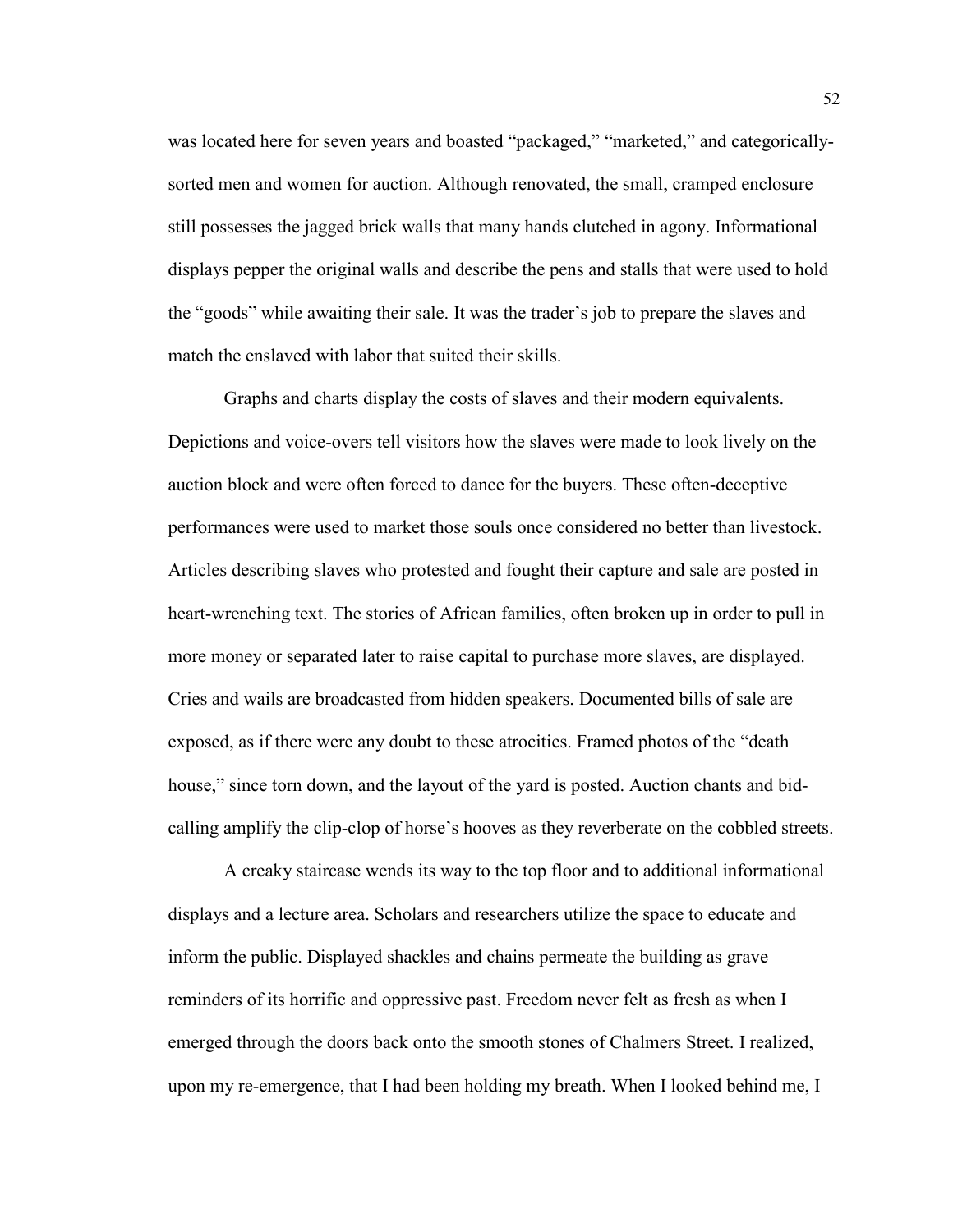was located here for seven years and boasted "packaged," "marketed," and categorically-sorted men and women for auction. Although renovated, the small, cramped enclosure still possesses the jagged brick walls that many hands clutched in agony. Informational displays pepper the original walls and describe the pens and stalls that were used to hold the "goods" while awaiting their sale. It was the trader's job to prepare the slaves and match the enslaved with labor that suited their skills.

Graphs and charts display the costs of slaves and their modern equivalents. Depictions and voice-overs tell visitors how the slaves were made to look lively on the auction block and were often forced to dance for the buyers. These often-deceptive performances were used to market those souls once considered no better than livestock. Articles describing slaves who protested and fought their capture and sale are posted in heart-wrenching text. The stories of African families, often broken up in order to pull in more money or separated later to raise capital to purchase more slaves, are displayed. Cries and wails are broadcasted from hidden speakers. Documented bills of sale are exposed, as if there were any doubt to these atrocities. Framed photos of the "death house," since torn down, and the layout of the yard is posted. Auction chants and bid-calling amplify the clip-clop of horse's hooves as they reverberate on the cobbled streets.

A creaky staircase wends its way to the top floor and to additional informational displays and a lecture area. Scholars and researchers utilize the space to educate and inform the public. Displayed shackles and chains permeate the building as grave reminders of its horrific and oppressive past. Freedom never felt as fresh as when I emerged through the doors back onto the smooth stones of Chalmers Street. I realized, upon my re-emergence, that I had been holding my breath. When I looked behind me, I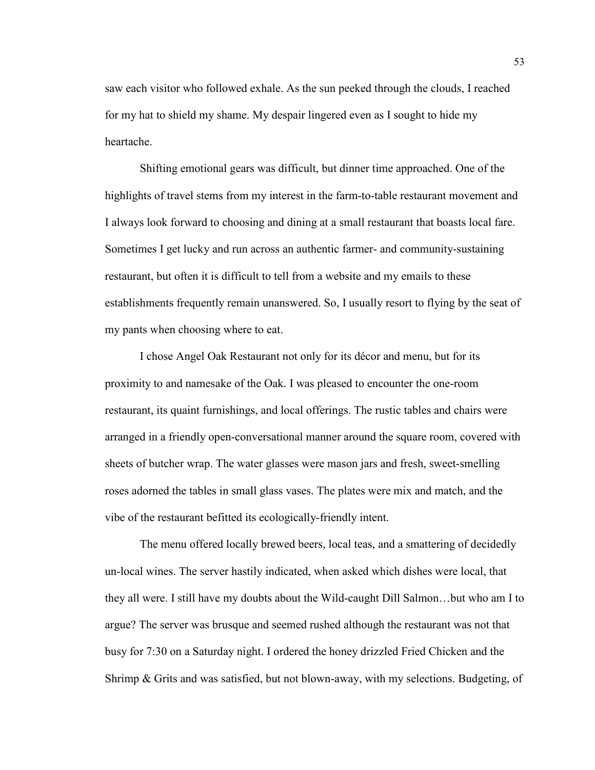saw each visitor who followed exhale. As the sun peeked through the clouds, I reached for my hat to shield my shame. My despair lingered even as I sought to hide my heartache.

Shifting emotional gears was difficult, but dinner time approached. One of the highlights of travel stems from my interest in the farm-to-table restaurant movement and I always look forward to choosing and dining at a small restaurant that boasts local fare. Sometimes I get lucky and run across an authentic farmer- and community-sustaining restaurant, but often it is difficult to tell from a website and my emails to these establishments frequently remain unanswered. So, I usually resort to flying by the seat of my pants when choosing where to eat.

I chose Angel Oak Restaurant not only for its décor and menu, but for its proximity to and namesake of the Oak. I was pleased to encounter the one-room restaurant, its quaint furnishings, and local offerings. The rustic tables and chairs were arranged in a friendly open-conversational manner around the square room, covered with sheets of butcher wrap. The water glasses were mason jars and fresh, sweet-smelling roses adorned the tables in small glass vases. The plates were mix and match, and the vibe of the restaurant befitted its ecologically-friendly intent.

The menu offered locally brewed beers, local teas, and a smattering of decidedly un-local wines. The server hastily indicated, when asked which dishes were local, that they all were. I still have my doubts about the Wild-caught Dill Salmon…but who am I to argue? The server was brusque and seemed rushed although the restaurant was not that busy for 7:30 on a Saturday night. I ordered the honey drizzled Fried Chicken and the Shrimp & Grits and was satisfied, but not blown-away, with my selections. Budgeting, of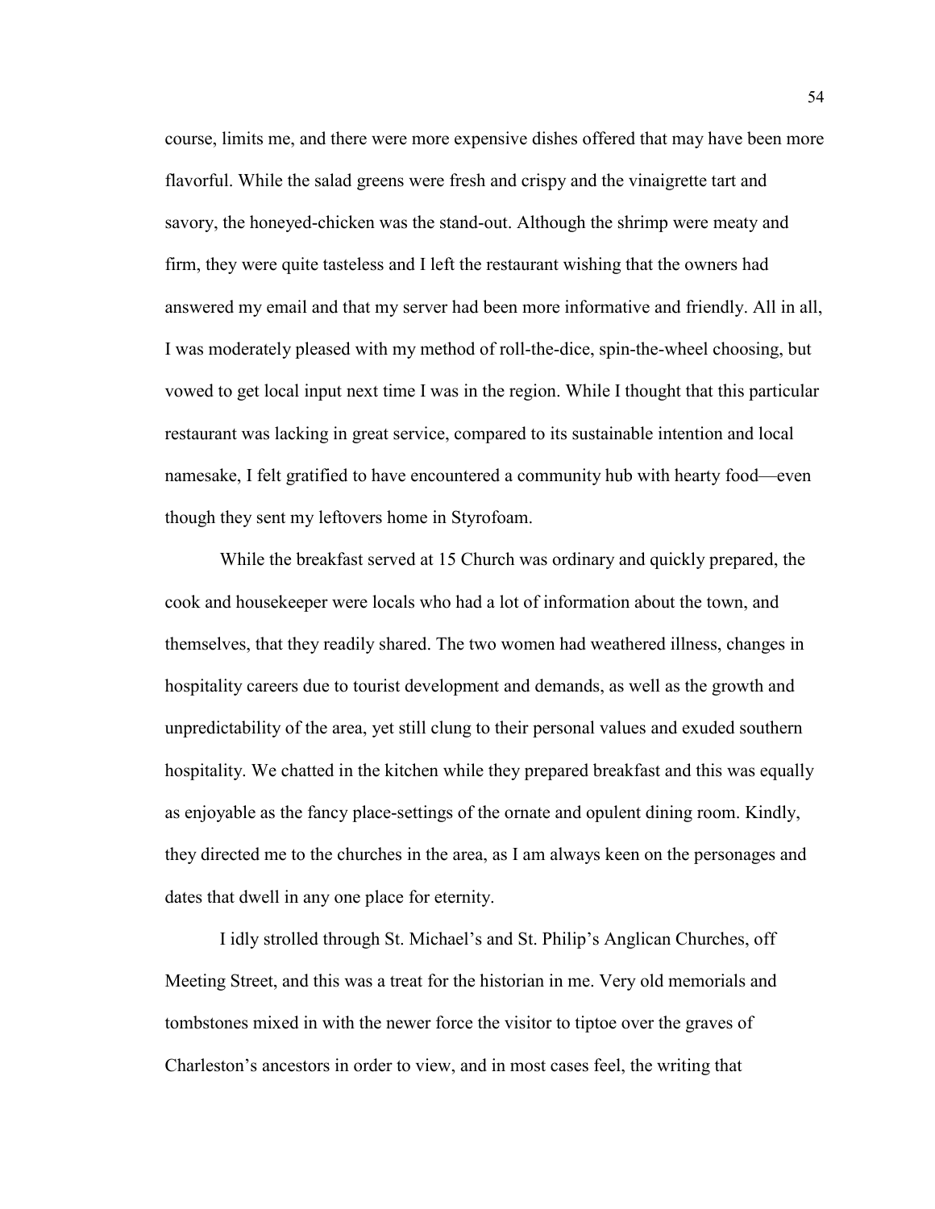course, limits me, and there were more expensive dishes offered that may have been more flavorful. While the salad greens were fresh and crispy and the vinaigrette tart and savory, the honeyed-chicken was the stand-out. Although the shrimp were meaty and firm, they were quite tasteless and I left the restaurant wishing that the owners had answered my email and that my server had been more informative and friendly. All in all, I was moderately pleased with my method of roll-the-dice, spin-the-wheel choosing, but vowed to get local input next time I was in the region. While I thought that this particular restaurant was lacking in great service, compared to its sustainable intention and local namesake, I felt gratified to have encountered a community hub with hearty food—even though they sent my leftovers home in Styrofoam.

While the breakfast served at 15 Church was ordinary and quickly prepared, the cook and housekeeper were locals who had a lot of information about the town, and themselves, that they readily shared. The two women had weathered illness, changes in hospitality careers due to tourist development and demands, as well as the growth and unpredictability of the area, yet still clung to their personal values and exuded southern hospitality. We chatted in the kitchen while they prepared breakfast and this was equally as enjoyable as the fancy place-settings of the ornate and opulent dining room. Kindly, they directed me to the churches in the area, as I am always keen on the personages and dates that dwell in any one place for eternity.

I idly strolled through St. Michael's and St. Philip's Anglican Churches, off Meeting Street, and this was a treat for the historian in me. Very old memorials and tombstones mixed in with the newer force the visitor to tiptoe over the graves of Charleston's ancestors in order to view, and in most cases feel, the writing that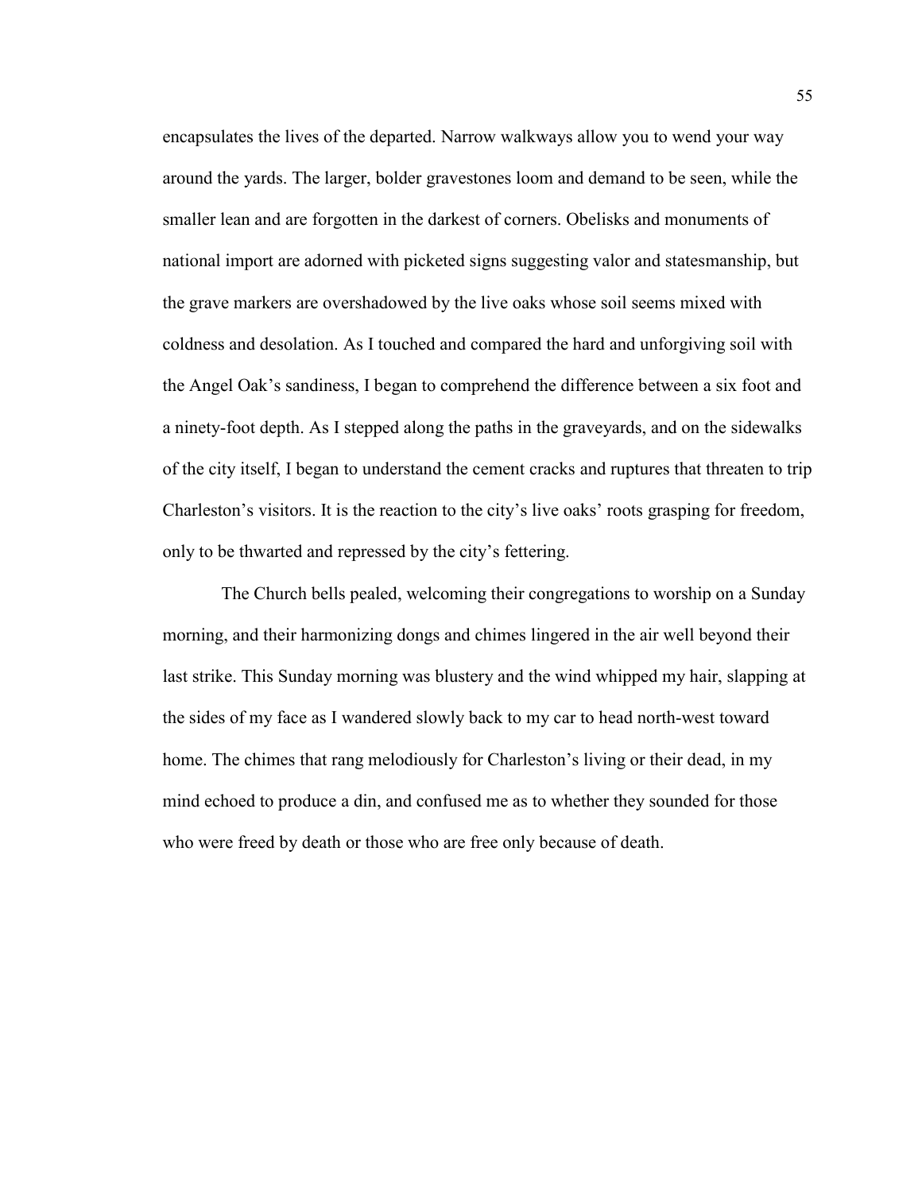encapsulates the lives of the departed. Narrow walkways allow you to wend your way around the yards. The larger, bolder gravestones loom and demand to be seen, while the smaller lean and are forgotten in the darkest of corners. Obelisks and monuments of national import are adorned with picketed signs suggesting valor and statesmanship, but the grave markers are overshadowed by the live oaks whose soil seems mixed with coldness and desolation. As I touched and compared the hard and unforgiving soil with the Angel Oak's sandiness, I began to comprehend the difference between a six foot and a ninety-foot depth. As I stepped along the paths in the graveyards, and on the sidewalks of the city itself, I began to understand the cement cracks and ruptures that threaten to trip Charleston's visitors. It is the reaction to the city's live oaks' roots grasping for freedom, only to be thwarted and repressed by the city's fettering.

The Church bells pealed, welcoming their congregations to worship on a Sunday morning, and their harmonizing dongs and chimes lingered in the air well beyond their last strike. This Sunday morning was blustery and the wind whipped my hair, slapping at the sides of my face as I wandered slowly back to my car to head north-west toward home. The chimes that rang melodiously for Charleston's living or their dead, in my mind echoed to produce a din, and confused me as to whether they sounded for those who were freed by death or those who are free only because of death.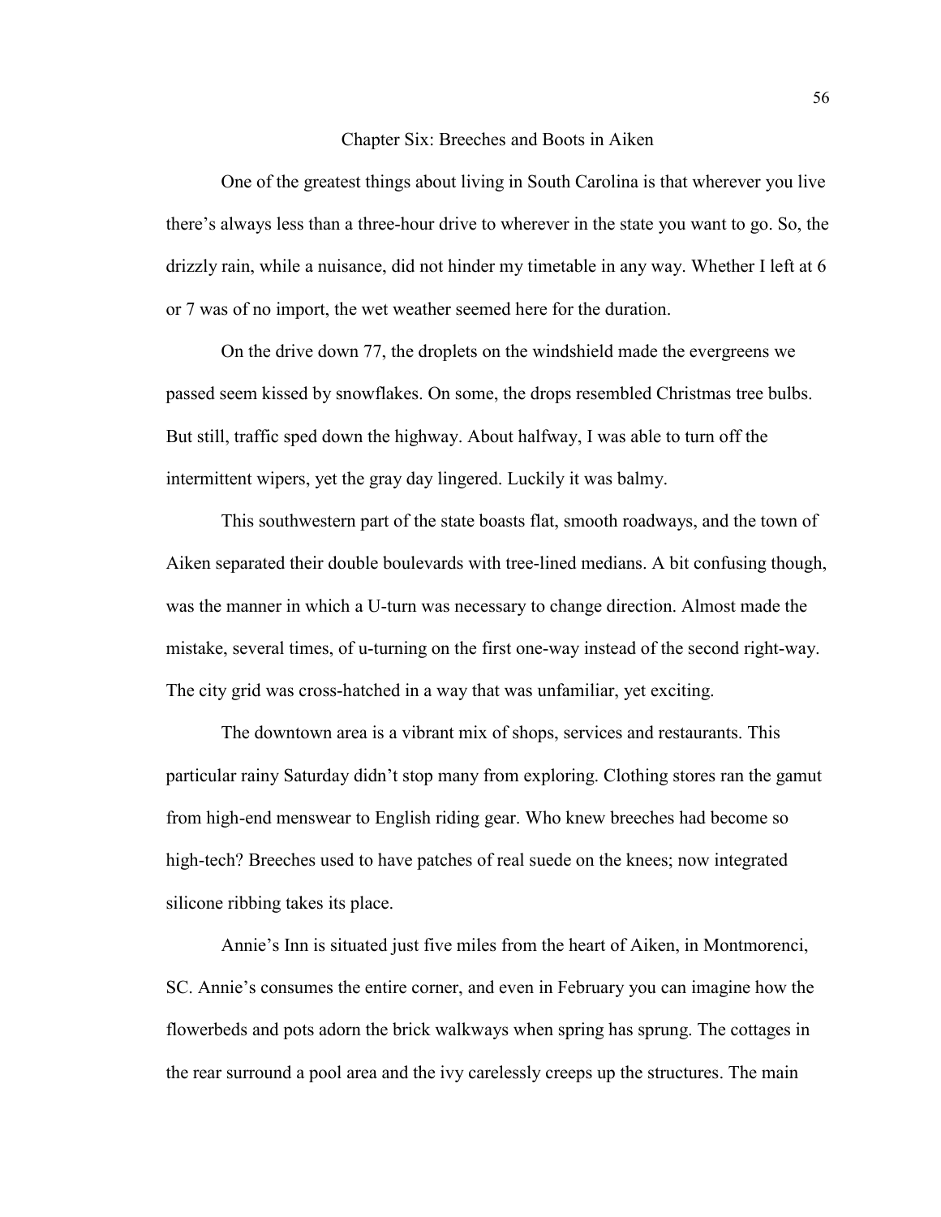# Chapter Six: Breeches and Boots in Aiken

One of the greatest things about living in South Carolina is that wherever you live there's always less than a three-hour drive to wherever in the state you want to go. So, the drizzly rain, while a nuisance, did not hinder my timetable in any way. Whether I left at 6 or 7 was of no import, the wet weather seemed here for the duration.

On the drive down 77, the droplets on the windshield made the evergreens we passed seem kissed by snowflakes. On some, the drops resembled Christmas tree bulbs. But still, traffic sped down the highway. About halfway, I was able to turn off the intermittent wipers, yet the gray day lingered. Luckily it was balmy.

This southwestern part of the state boasts flat, smooth roadways, and the town of Aiken separated their double boulevards with tree-lined medians. A bit confusing though, was the manner in which a U-turn was necessary to change direction. Almost made the mistake, several times, of u-turning on the first one-way instead of the second right-way. The city grid was cross-hatched in a way that was unfamiliar, yet exciting.

The downtown area is a vibrant mix of shops, services and restaurants. This particular rainy Saturday didn't stop many from exploring. Clothing stores ran the gamut from high-end menswear to English riding gear. Who knew breeches had become so high-tech? Breeches used to have patches of real suede on the knees; now integrated silicone ribbing takes its place.

Annie's Inn is situated just five miles from the heart of Aiken, in Montmorenci, SC. Annie's consumes the entire corner, and even in February you can imagine how the flowerbeds and pots adorn the brick walkways when spring has sprung. The cottages in the rear surround a pool area and the ivy carelessly creeps up the structures. The main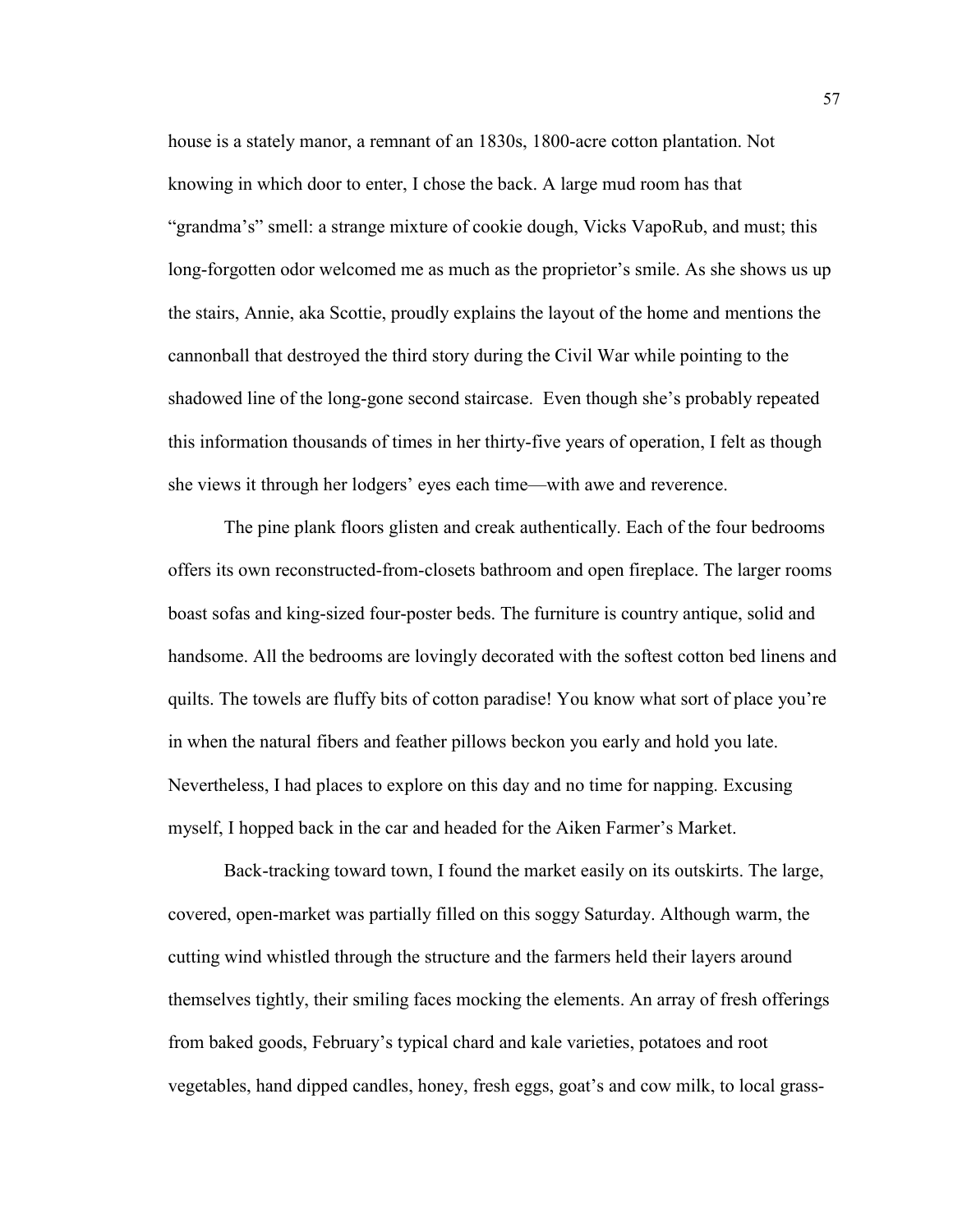house is a stately manor, a remnant of an 1830s, 1800-acre cotton plantation. Not knowing in which door to enter, I chose the back. A large mud room has that "grandma's" smell: a strange mixture of cookie dough, Vicks VapoRub, and must; this long-forgotten odor welcomed me as much as the proprietor's smile. As she shows us up the stairs, Annie, aka Scottie, proudly explains the layout of the home and mentions the cannonball that destroyed the third story during the Civil War while pointing to the shadowed line of the long-gone second staircase. Even though she's probably repeated this information thousands of times in her thirty-five years of operation, I felt as though she views it through her lodgers' eyes each time—with awe and reverence.

The pine plank floors glisten and creak authentically. Each of the four bedrooms offers its own reconstructed-from-closets bathroom and open fireplace. The larger rooms boast sofas and king-sized four-poster beds. The furniture is country antique, solid and handsome. All the bedrooms are lovingly decorated with the softest cotton bed linens and quilts. The towels are fluffy bits of cotton paradise! You know what sort of place you're in when the natural fibers and feather pillows beckon you early and hold you late. Nevertheless, I had places to explore on this day and no time for napping. Excusing myself, I hopped back in the car and headed for the Aiken Farmer's Market.

Back-tracking toward town, I found the market easily on its outskirts. The large, covered, open-market was partially filled on this soggy Saturday. Although warm, the cutting wind whistled through the structure and the farmers held their layers around themselves tightly, their smiling faces mocking the elements. An array of fresh offerings from baked goods, February's typical chard and kale varieties, potatoes and root vegetables, hand dipped candles, honey, fresh eggs, goat's and cow milk, to local grass-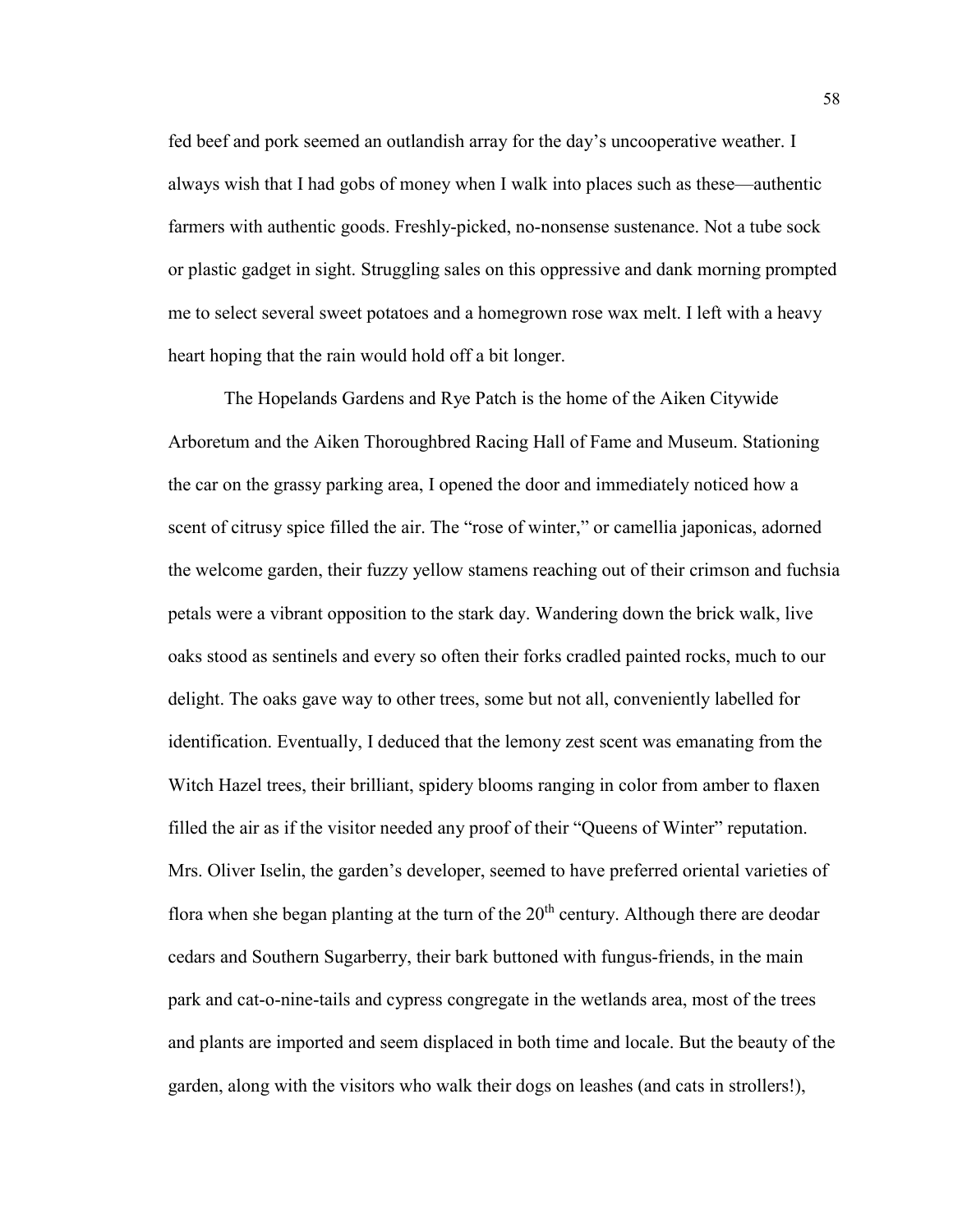fed beef and pork seemed an outlandish array for the day's uncooperative weather. I always wish that I had gobs of money when I walk into places such as these—authentic farmers with authentic goods. Freshly-picked, no-nonsense sustenance. Not a tube sock or plastic gadget in sight. Struggling sales on this oppressive and dank morning prompted me to select several sweet potatoes and a homegrown rose wax melt. I left with a heavy heart hoping that the rain would hold off a bit longer.

The Hopelands Gardens and Rye Patch is the home of the Aiken Citywide Arboretum and the Aiken Thoroughbred Racing Hall of Fame and Museum. Stationing the car on the grassy parking area, I opened the door and immediately noticed how a scent of citrusy spice filled the air. The "rose of winter," or camellia japonicas, adorned the welcome garden, their fuzzy yellow stamens reaching out of their crimson and fuchsia petals were a vibrant opposition to the stark day. Wandering down the brick walk, live oaks stood as sentinels and every so often their forks cradled painted rocks, much to our delight. The oaks gave way to other trees, some but not all, conveniently labelled for identification. Eventually, I deduced that the lemony zest scent was emanating from the Witch Hazel trees, their brilliant, spidery blooms ranging in color from amber to flaxen filled the air as if the visitor needed any proof of their "Queens of Winter" reputation. Mrs. Oliver Iselin, the garden's developer, seemed to have preferred oriental varieties of flora when she began planting at the turn of the 20th century. Although there are deodar cedars and Southern Sugarberry, their bark buttoned with fungus-friends, in the main park and cat-o-nine-tails and cypress congregate in the wetlands area, most of the trees and plants are imported and seem displaced in both time and locale. But the beauty of the garden, along with the visitors who walk their dogs on leashes (and cats in strollers!),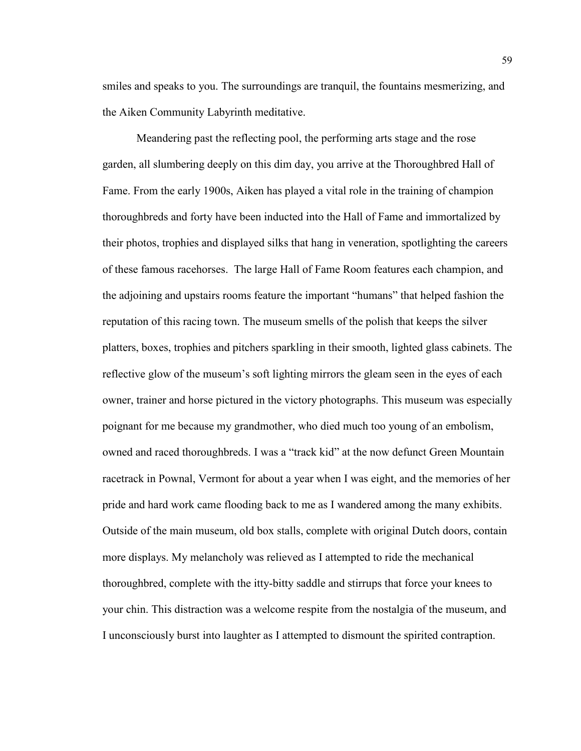smiles and speaks to you. The surroundings are tranquil, the fountains mesmerizing, and the Aiken Community Labyrinth meditative.

Meandering past the reflecting pool, the performing arts stage and the rose garden, all slumbering deeply on this dim day, you arrive at the Thoroughbred Hall of Fame. From the early 1900s, Aiken has played a vital role in the training of champion thoroughbreds and forty have been inducted into the Hall of Fame and immortalized by their photos, trophies and displayed silks that hang in veneration, spotlighting the careers of these famous racehorses. The large Hall of Fame Room features each champion, and the adjoining and upstairs rooms feature the important "humans" that helped fashion the reputation of this racing town. The museum smells of the polish that keeps the silver platters, boxes, trophies and pitchers sparkling in their smooth, lighted glass cabinets. The reflective glow of the museum's soft lighting mirrors the gleam seen in the eyes of each owner, trainer and horse pictured in the victory photographs. This museum was especially poignant for me because my grandmother, who died much too young of an embolism, owned and raced thoroughbreds. I was a "track kid" at the now defunct Green Mountain racetrack in Pownal, Vermont for about a year when I was eight, and the memories of her pride and hard work came flooding back to me as I wandered among the many exhibits. Outside of the main museum, old box stalls, complete with original Dutch doors, contain more displays. My melancholy was relieved as I attempted to ride the mechanical thoroughbred, complete with the itty-bitty saddle and stirrups that force your knees to your chin. This distraction was a welcome respite from the nostalgia of the museum, and I unconsciously burst into laughter as I attempted to dismount the spirited contraption.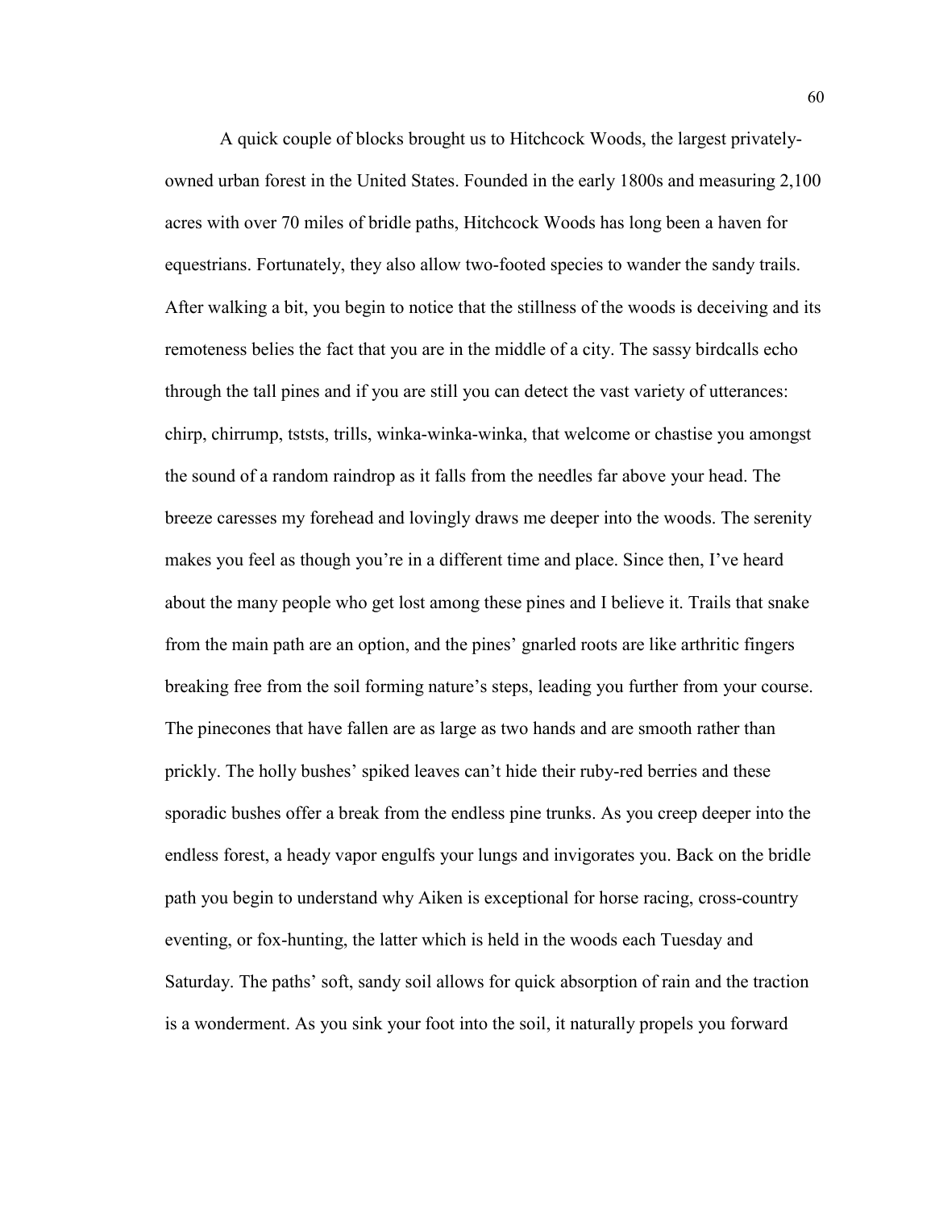A quick couple of blocks brought us to Hitchcock Woods, the largest privately-owned urban forest in the United States. Founded in the early 1800s and measuring 2,100 acres with over 70 miles of bridle paths, Hitchcock Woods has long been a haven for equestrians. Fortunately, they also allow two-footed species to wander the sandy trails. After walking a bit, you begin to notice that the stillness of the woods is deceiving and its remoteness belies the fact that you are in the middle of a city. The sassy birdcalls echo through the tall pines and if you are still you can detect the vast variety of utterances: chirp, chirrump, tststs, trills, winka-winka-winka, that welcome or chastise you amongst the sound of a random raindrop as it falls from the needles far above your head. The breeze caresses my forehead and lovingly draws me deeper into the woods. The serenity makes you feel as though you're in a different time and place. Since then, I've heard about the many people who get lost among these pines and I believe it. Trails that snake from the main path are an option, and the pines' gnarled roots are like arthritic fingers breaking free from the soil forming nature's steps, leading you further from your course. The pinecones that have fallen are as large as two hands and are smooth rather than prickly. The holly bushes' spiked leaves can't hide their ruby-red berries and these sporadic bushes offer a break from the endless pine trunks. As you creep deeper into the endless forest, a heady vapor engulfs your lungs and invigorates you. Back on the bridle path you begin to understand why Aiken is exceptional for horse racing, cross-country eventing, or fox-hunting, the latter which is held in the woods each Tuesday and Saturday. The paths' soft, sandy soil allows for quick absorption of rain and the traction is a wonderment. As you sink your foot into the soil, it naturally propels you forward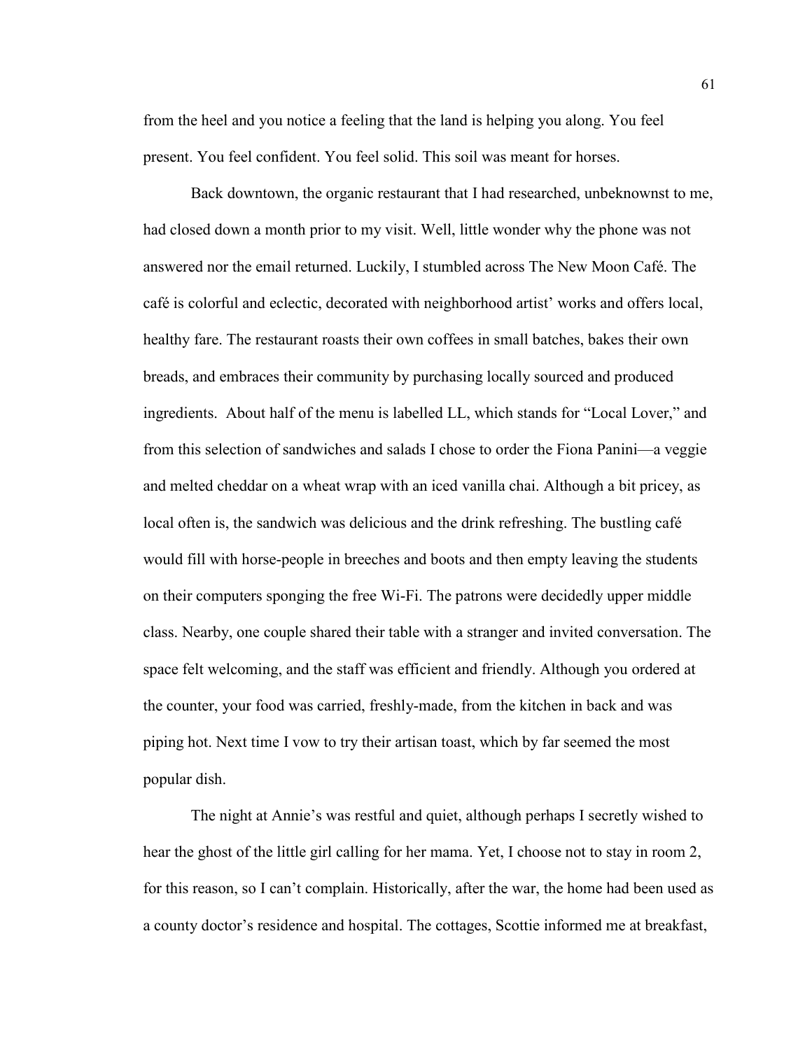from the heel and you notice a feeling that the land is helping you along. You feel present. You feel confident. You feel solid. This soil was meant for horses.

Back downtown, the organic restaurant that I had researched, unbeknownst to me, had closed down a month prior to my visit. Well, little wonder why the phone was not answered nor the email returned. Luckily, I stumbled across The New Moon Café. The café is colorful and eclectic, decorated with neighborhood artist' works and offers local, healthy fare. The restaurant roasts their own coffees in small batches, bakes their own breads, and embraces their community by purchasing locally sourced and produced ingredients.  About half of the menu is labelled LL, which stands for "Local Lover," and from this selection of sandwiches and salads I chose to order the Fiona Panini—a veggie and melted cheddar on a wheat wrap with an iced vanilla chai. Although a bit pricey, as local often is, the sandwich was delicious and the drink refreshing. The bustling café would fill with horse-people in breeches and boots and then empty leaving the students on their computers sponging the free Wi-Fi. The patrons were decidedly upper middle class. Nearby, one couple shared their table with a stranger and invited conversation. The space felt welcoming, and the staff was efficient and friendly. Although you ordered at the counter, your food was carried, freshly-made, from the kitchen in back and was piping hot. Next time I vow to try their artisan toast, which by far seemed the most popular dish.

The night at Annie's was restful and quiet, although perhaps I secretly wished to hear the ghost of the little girl calling for her mama. Yet, I choose not to stay in room 2, for this reason, so I can't complain. Historically, after the war, the home had been used as a county doctor's residence and hospital. The cottages, Scottie informed me at breakfast,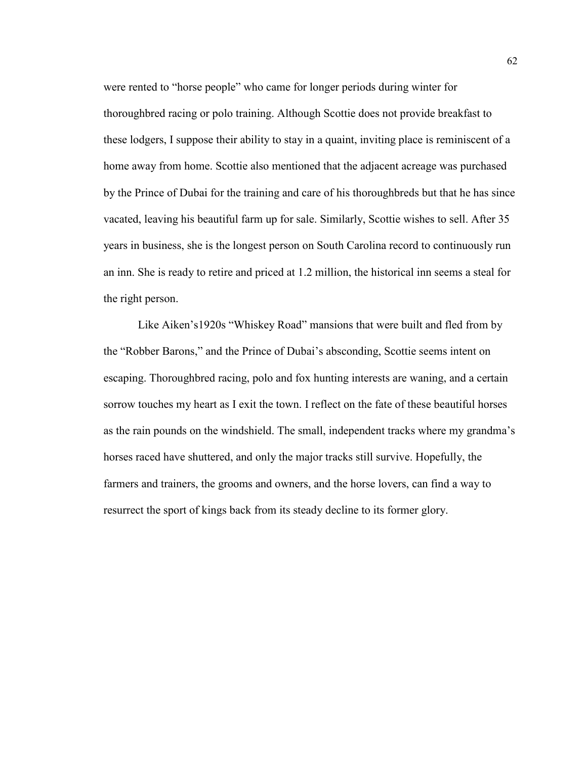were rented to "horse people" who came for longer periods during winter for thoroughbred racing or polo training. Although Scottie does not provide breakfast to these lodgers, I suppose their ability to stay in a quaint, inviting place is reminiscent of a home away from home. Scottie also mentioned that the adjacent acreage was purchased by the Prince of Dubai for the training and care of his thoroughbreds but that he has since vacated, leaving his beautiful farm up for sale. Similarly, Scottie wishes to sell. After 35 years in business, she is the longest person on South Carolina record to continuously run an inn. She is ready to retire and priced at 1.2 million, the historical inn seems a steal for the right person.

Like Aiken's1920s "Whiskey Road" mansions that were built and fled from by the "Robber Barons," and the Prince of Dubai's absconding, Scottie seems intent on escaping. Thoroughbred racing, polo and fox hunting interests are waning, and a certain sorrow touches my heart as I exit the town. I reflect on the fate of these beautiful horses as the rain pounds on the windshield. The small, independent tracks where my grandma's horses raced have shuttered, and only the major tracks still survive. Hopefully, the farmers and trainers, the grooms and owners, and the horse lovers, can find a way to resurrect the sport of kings back from its steady decline to its former glory.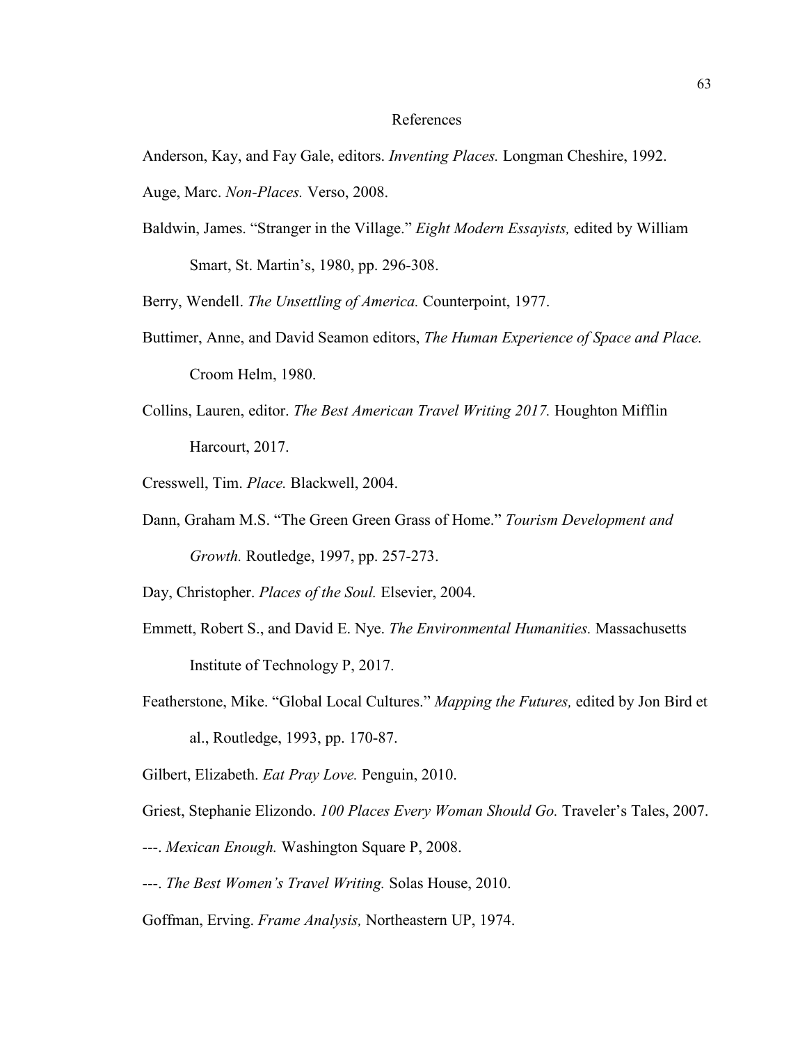# References

Anderson, Kay, and Fay Gale, editors. *Inventing Places.* Longman Cheshire, 1992.

Auge, Marc. *Non-Places.* Verso, 2008.

Baldwin, James. "Stranger in the Village." *Eight Modern Essayists,* edited by William Smart, St. Martin's, 1980, pp. 296-308.

Berry, Wendell. *The Unsettling of America.* Counterpoint, 1977.

Buttimer, Anne, and David Seamon editors, *The Human Experience of Space and Place.* Croom Helm, 1980.

Collins, Lauren, editor. *The Best American Travel Writing 2017.* Houghton Mifflin Harcourt, 2017.

Cresswell, Tim. *Place.* Blackwell, 2004.

Dann, Graham M.S. "The Green Green Grass of Home." *Tourism Development and Growth.* Routledge, 1997, pp. 257-273.

Day, Christopher. *Places of the Soul.* Elsevier, 2004.

Emmett, Robert S., and David E. Nye. *The Environmental Humanities.* Massachusetts Institute of Technology P, 2017.

Featherstone, Mike. "Global Local Cultures." *Mapping the Futures,* edited by Jon Bird et al., Routledge, 1993, pp. 170-87.

Gilbert, Elizabeth. *Eat Pray Love.* Penguin, 2010.

Griest, Stephanie Elizondo. *100 Places Every Woman Should Go.* Traveler's Tales, 2007.

---. *Mexican Enough.* Washington Square P, 2008.

---. *The Best Women's Travel Writing.* Solas House, 2010.

Goffman, Erving. *Frame Analysis,* Northeastern UP, 1974.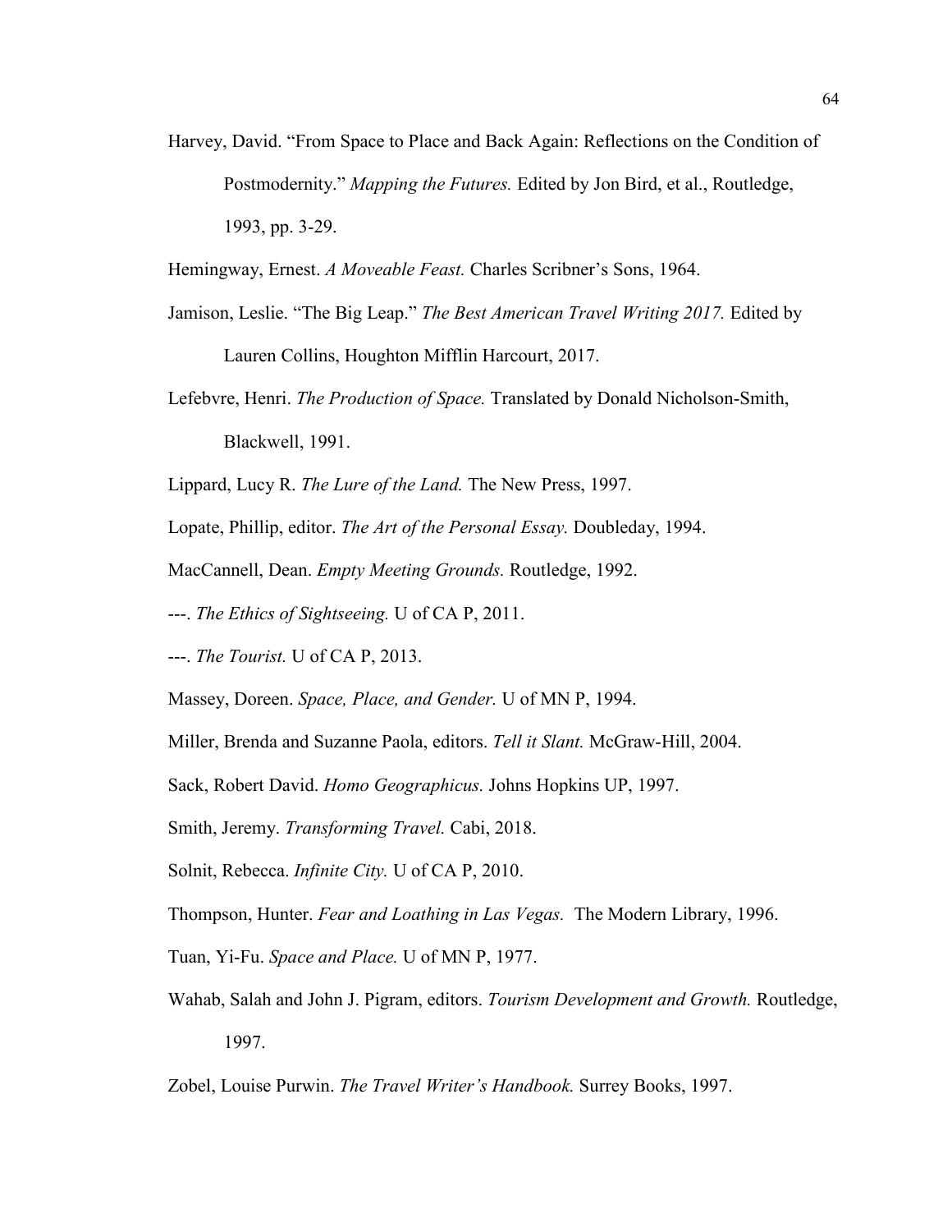Harvey, David. “From Space to Place and Back Again: Reflections on the Condition of Postmodernity.” *Mapping the Futures.* Edited by Jon Bird, et al., Routledge, 1993, pp. 3-29.

Hemingway, Ernest. *A Moveable Feast.* Charles Scribner’s Sons, 1964.

Jamison, Leslie. “The Big Leap.” *The Best American Travel Writing 2017.* Edited by Lauren Collins, Houghton Mifflin Harcourt, 2017.

Lefebvre, Henri. *The Production of Space.* Translated by Donald Nicholson-Smith, Blackwell, 1991.

Lippard, Lucy R. *The Lure of the Land.* The New Press, 1997.

Lopate, Phillip, editor. *The Art of the Personal Essay.* Doubleday, 1994.

MacCannell, Dean. *Empty Meeting Grounds.* Routledge, 1992.

---. *The Ethics of Sightseeing.* U of CA P, 2011.

---. *The Tourist.* U of CA P, 2013.

Massey, Doreen. *Space, Place, and Gender.* U of MN P, 1994.

Miller, Brenda and Suzanne Paola, editors. *Tell it Slant.* McGraw-Hill, 2004.

Sack, Robert David. *Homo Geographicus.* Johns Hopkins UP, 1997.

Smith, Jeremy. *Transforming Travel.* Cabi, 2018.

Solnit, Rebecca. *Infinite City.* U of CA P, 2010.

Thompson, Hunter. *Fear and Loathing in Las Vegas.* The Modern Library, 1996.

Tuan, Yi-Fu. *Space and Place.* U of MN P, 1977.

Wahab, Salah and John J. Pigram, editors. *Tourism Development and Growth.* Routledge, 1997.

Zobel, Louise Purwin. *The Travel Writer’s Handbook.* Surrey Books, 1997.